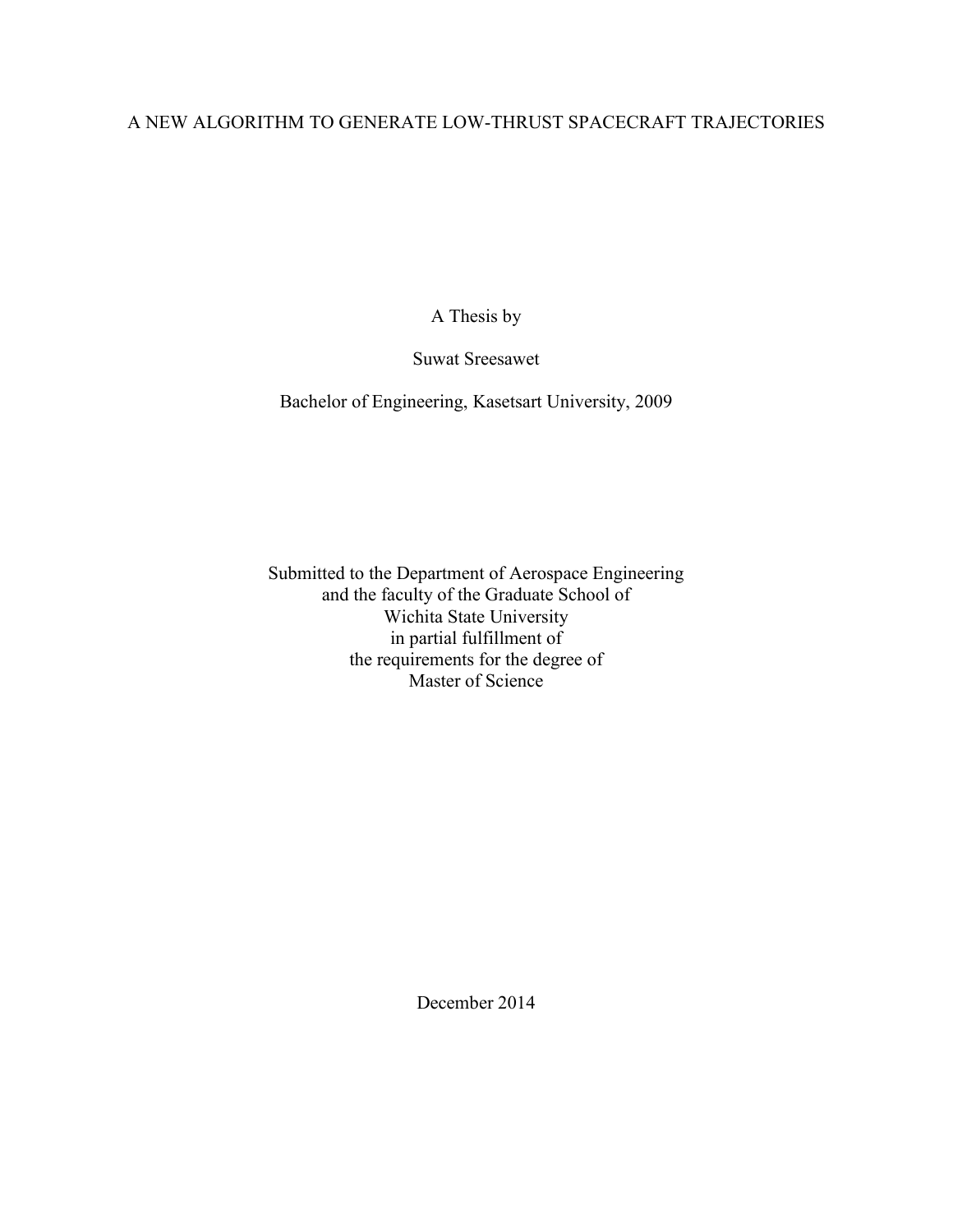# A NEW ALGORITHM TO GENERATE LOW-THRUST SPACECRAFT TRAJECTORIES

A Thesis by

Suwat Sreesawet

Bachelor of Engineering, Kasetsart University, 2009

Submitted to the Department of Aerospace Engineering
and the faculty of the Graduate School of
Wichita State University
in partial fulfillment of
the requirements for the degree of
Master of Science

December 2014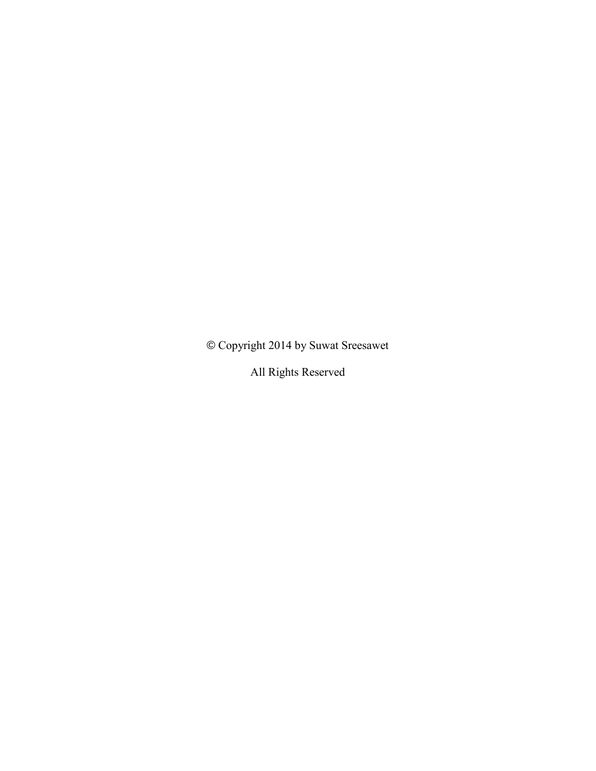© Copyright 2014 by Suwat Sreesawet

All Rights Reserved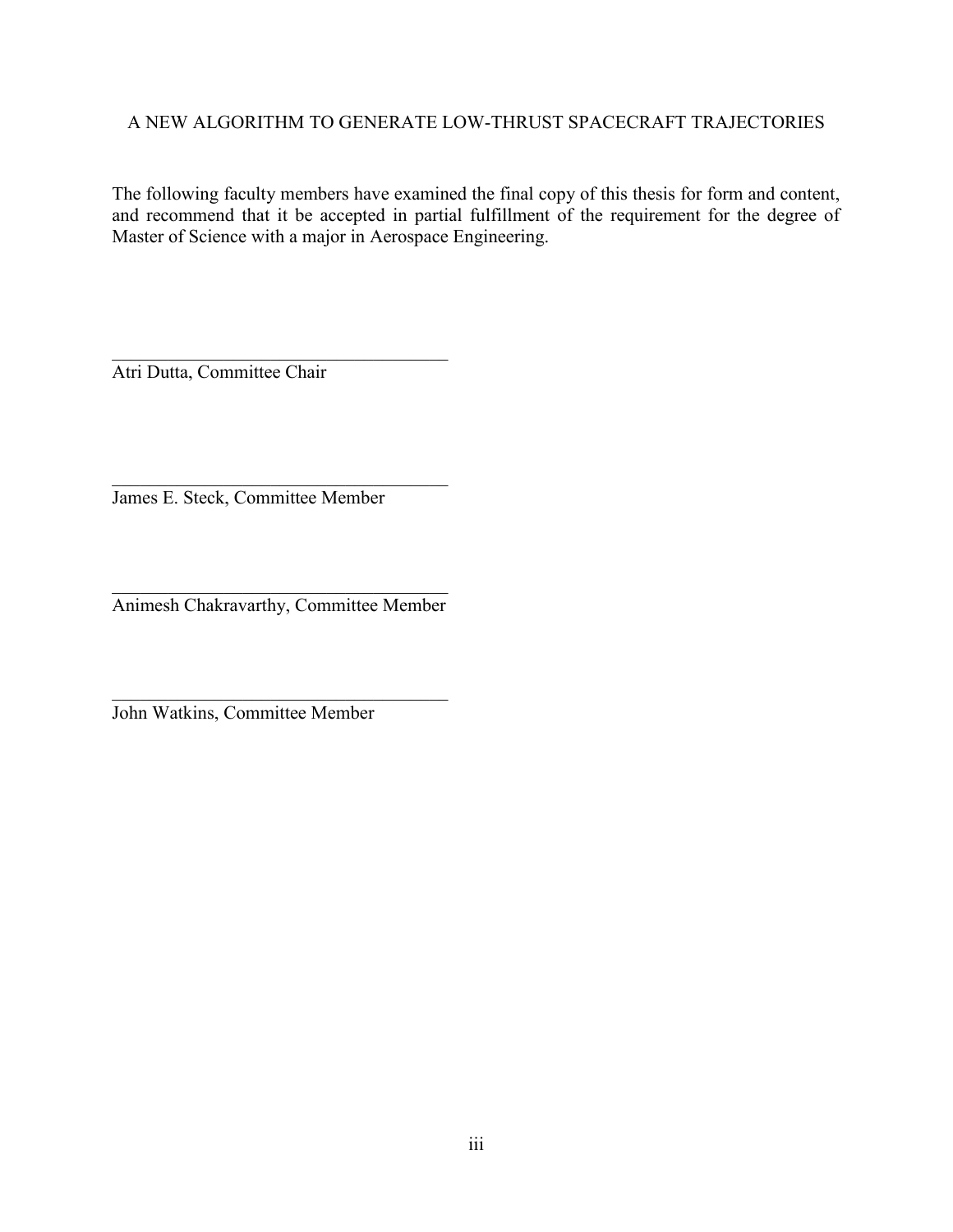A NEW ALGORITHM TO GENERATE LOW-THRUST SPACECRAFT TRAJECTORIES

The following faculty members have examined the final copy of this thesis for form and content, and recommend that it be accepted in partial fulfillment of the requirement for the degree of Master of Science with a major in Aerospace Engineering.

\_\_\_\_\_\_\_\_\_\_\_\_\_\_\_\_\_\_\_\_\_\_\_\_\_\_\_\_\_\_\_\_\_\_\_\_\_\_\_\_
Atri Dutta, Committee Chair

\_\_\_\_\_\_\_\_\_\_\_\_\_\_\_\_\_\_\_\_\_\_\_\_\_\_\_\_\_\_\_\_\_\_\_\_\_\_\_\_
James E. Steck, Committee Member

\_\_\_\_\_\_\_\_\_\_\_\_\_\_\_\_\_\_\_\_\_\_\_\_\_\_\_\_\_\_\_\_\_\_\_\_\_\_\_\_
Animesh Chakravarthy, Committee Member

\_\_\_\_\_\_\_\_\_\_\_\_\_\_\_\_\_\_\_\_\_\_\_\_\_\_\_\_\_\_\_\_\_\_\_\_\_\_\_\_
John Watkins, Committee Member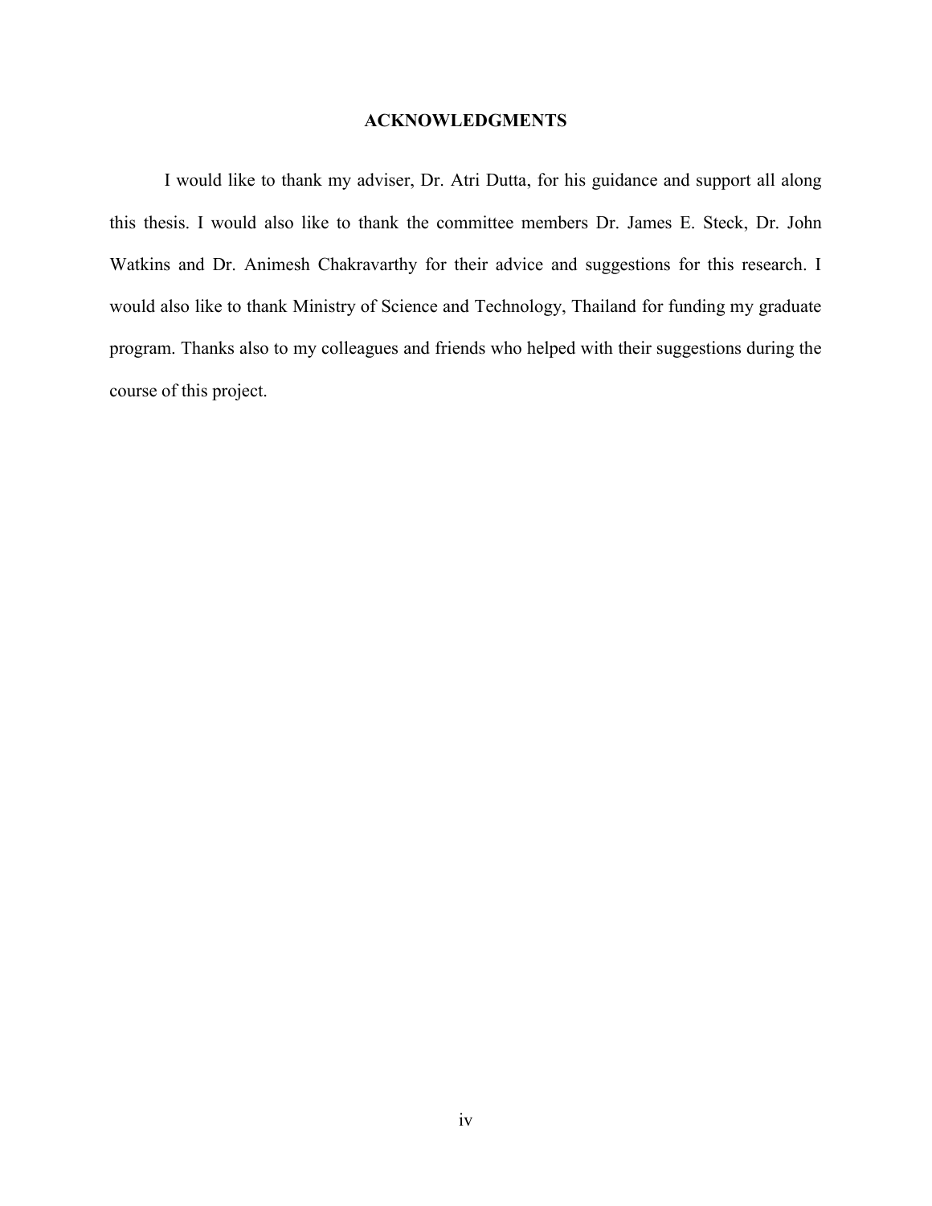## ACKNOWLEDGMENTS

I would like to thank my adviser, Dr. Atri Dutta, for his guidance and support all along this thesis. I would also like to thank the committee members Dr. James E. Steck, Dr. John Watkins and Dr. Animesh Chakravarthy for their advice and suggestions for this research. I would also like to thank Ministry of Science and Technology, Thailand for funding my graduate program. Thanks also to my colleagues and friends who helped with their suggestions during the course of this project.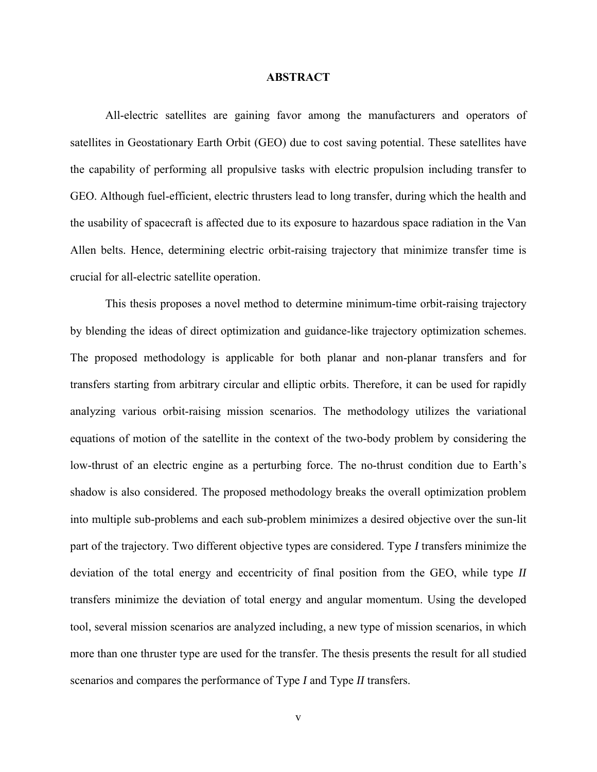# ABSTRACT

All-electric satellites are gaining favor among the manufacturers and operators of satellites in Geostationary Earth Orbit (GEO) due to cost saving potential. These satellites have the capability of performing all propulsive tasks with electric propulsion including transfer to GEO. Although fuel-efficient, electric thrusters lead to long transfer, during which the health and the usability of spacecraft is affected due to its exposure to hazardous space radiation in the Van Allen belts. Hence, determining electric orbit-raising trajectory that minimize transfer time is crucial for all-electric satellite operation.

This thesis proposes a novel method to determine minimum-time orbit-raising trajectory by blending the ideas of direct optimization and guidance-like trajectory optimization schemes. The proposed methodology is applicable for both planar and non-planar transfers and for transfers starting from arbitrary circular and elliptic orbits. Therefore, it can be used for rapidly analyzing various orbit-raising mission scenarios. The methodology utilizes the variational equations of motion of the satellite in the context of the two-body problem by considering the low-thrust of an electric engine as a perturbing force. The no-thrust condition due to Earth's shadow is also considered. The proposed methodology breaks the overall optimization problem into multiple sub-problems and each sub-problem minimizes a desired objective over the sun-lit part of the trajectory. Two different objective types are considered. Type *I* transfers minimize the deviation of the total energy and eccentricity of final position from the GEO, while type *II* transfers minimize the deviation of total energy and angular momentum. Using the developed tool, several mission scenarios are analyzed including, a new type of mission scenarios, in which more than one thruster type are used for the transfer. The thesis presents the result for all studied scenarios and compares the performance of Type *I* and Type *II* transfers.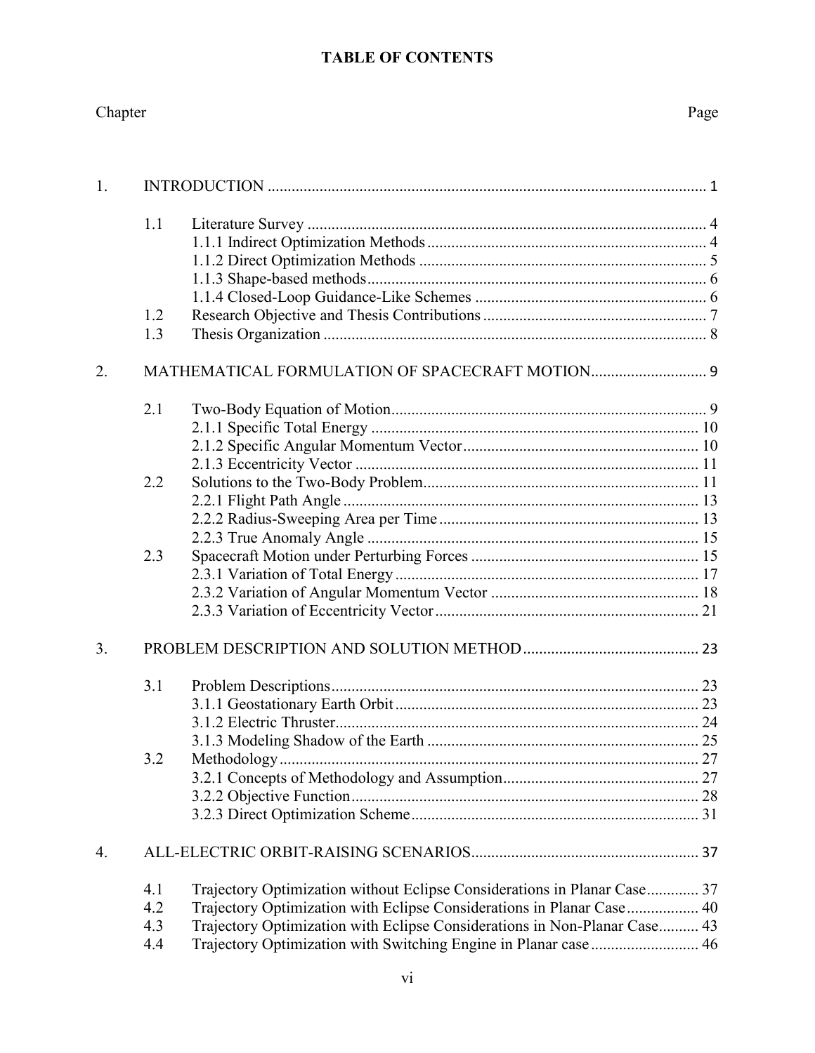# TABLE OF CONTENTS

| Chapter | | | Page |
|---|---|---|---|
| 1. | INTRODUCTION | | 1 |
| | 1.1 | Literature Survey | 4 |
| | | 1.1.1 Indirect Optimization Methods | 4 |
| | | 1.1.2 Direct Optimization Methods | 5 |
| | | 1.1.3 Shape-based methods | 6 |
| | | 1.1.4 Closed-Loop Guidance-Like Schemes | 6 |
| | 1.2 | Research Objective and Thesis Contributions | 7 |
| | 1.3 | Thesis Organization | 8 |
| 2. | MATHEMATICAL FORMULATION OF SPACECRAFT MOTION | | 9 |
| | 2.1 | Two-Body Equation of Motion | 9 |
| | | 2.1.1 Specific Total Energy | 10 |
| | | 2.1.2 Specific Angular Momentum Vector | 10 |
| | | 2.1.3 Eccentricity Vector | 11 |
| | 2.2 | Solutions to the Two-Body Problem | 11 |
| | | 2.2.1 Flight Path Angle | 13 |
| | | 2.2.2 Radius-Sweeping Area per Time | 13 |
| | | 2.2.3 True Anomaly Angle | 15 |
| | 2.3 | Spacecraft Motion under Perturbing Forces | 15 |
| | | 2.3.1 Variation of Total Energy | 17 |
| | | 2.3.2 Variation of Angular Momentum Vector | 18 |
| | | 2.3.3 Variation of Eccentricity Vector | 21 |
| 3. | PROBLEM DESCRIPTION AND SOLUTION METHOD | | 23 |
| | 3.1 | Problem Descriptions | 23 |
| | | 3.1.1 Geostationary Earth Orbit | 23 |
| | | 3.1.2 Electric Thruster | 24 |
| | | 3.1.3 Modeling Shadow of the Earth | 25 |
| | 3.2 | Methodology | 27 |
| | | 3.2.1 Concepts of Methodology and Assumption | 27 |
| | | 3.2.2 Objective Function | 28 |
| | | 3.2.3 Direct Optimization Scheme | 31 |
| 4. | ALL-ELECTRIC ORBIT-RAISING SCENARIOS | | 37 |
| | 4.1 | Trajectory Optimization without Eclipse Considerations in Planar Case | 37 |
| | 4.2 | Trajectory Optimization with Eclipse Considerations in Planar Case | 40 |
| | 4.3 | Trajectory Optimization with Eclipse Considerations in Non-Planar Case | 43 |
| | 4.4 | Trajectory Optimization with Switching Engine in Planar case | 46 |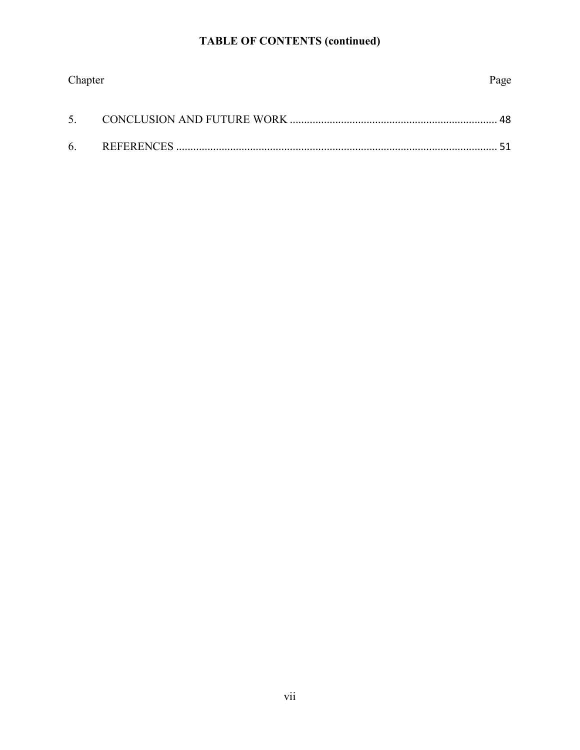## TABLE OF CONTENTS (continued)

| Chapter | | Page |
|---|---|---|
| 5. | CONCLUSION AND FUTURE WORK | 48 |
| 6. | REFERENCES | 51 |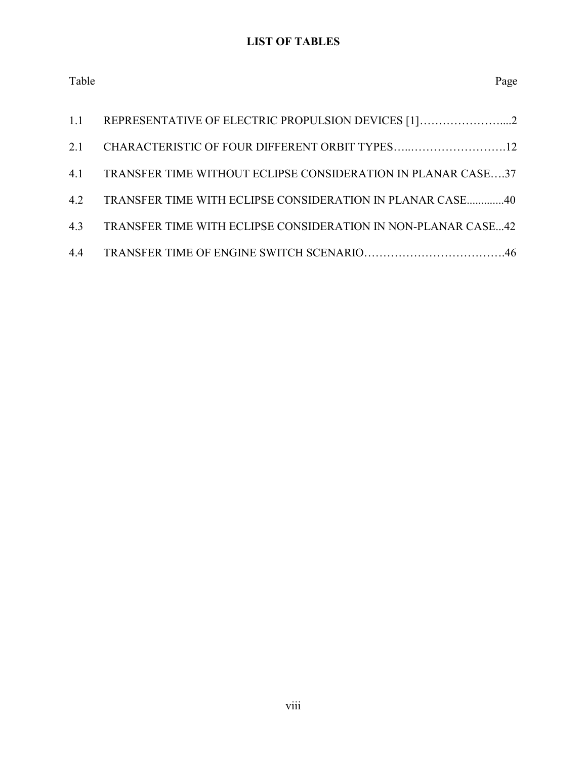# LIST OF TABLES

| Table | | Page |
|---|---|---|
| 1.1 | REPRESENTATIVE OF ELECTRIC PROPULSION DEVICES [1] | 2 |
| 2.1 | CHARACTERISTIC OF FOUR DIFFERENT ORBIT TYPES | 12 |
| 4.1 | TRANSFER TIME WITHOUT ECLIPSE CONSIDERATION IN PLANAR CASE | 37 |
| 4.2 | TRANSFER TIME WITH ECLIPSE CONSIDERATION IN PLANAR CASE | 40 |
| 4.3 | TRANSFER TIME WITH ECLIPSE CONSIDERATION IN NON-PLANAR CASE | 42 |
| 4.4 | TRANSFER TIME OF ENGINE SWITCH SCENARIO | 46 |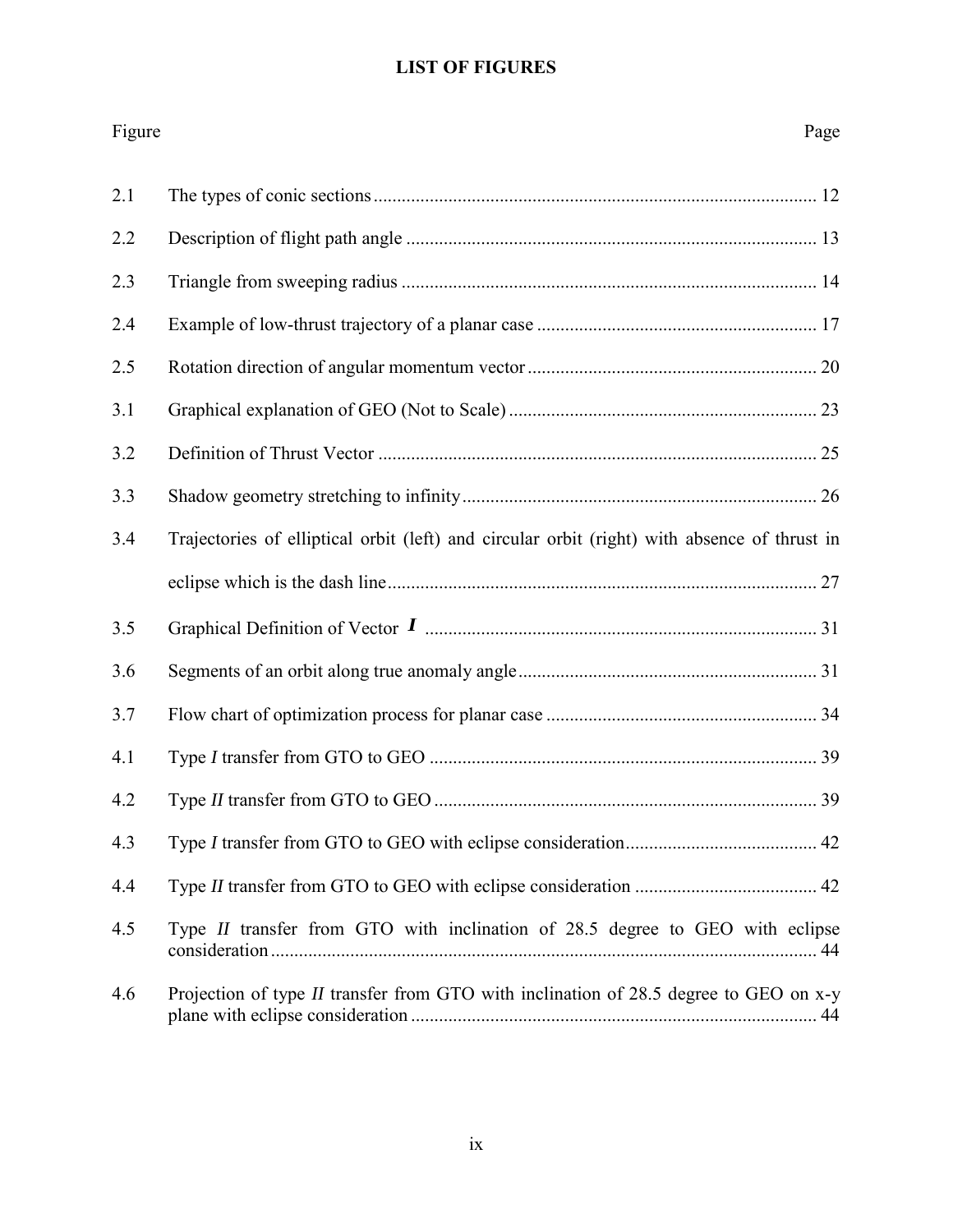# LIST OF FIGURES

| Figure | | Page |
|---|---|---|
| 2.1 | The types of conic sections | 12 |
| 2.2 | Description of flight path angle | 13 |
| 2.3 | Triangle from sweeping radius | 14 |
| 2.4 | Example of low-thrust trajectory of a planar case | 17 |
| 2.5 | Rotation direction of angular momentum vector | 20 |
| 3.1 | Graphical explanation of GEO (Not to Scale) | 23 |
| 3.2 | Definition of Thrust Vector | 25 |
| 3.3 | Shadow geometry stretching to infinity | 26 |
| 3.4 | Trajectories of elliptical orbit (left) and circular orbit (right) with absence of thrust in eclipse which is the dash line | 27 |
| 3.5 | Graphical Definition of Vector $\boldsymbol{I}$ | 31 |
| 3.6 | Segments of an orbit along true anomaly angle | 31 |
| 3.7 | Flow chart of optimization process for planar case | 34 |
| 4.1 | Type *I* transfer from GTO to GEO | 39 |
| 4.2 | Type *II* transfer from GTO to GEO | 39 |
| 4.3 | Type *I* transfer from GTO to GEO with eclipse consideration | 42 |
| 4.4 | Type *II* transfer from GTO to GEO with eclipse consideration | 42 |
| 4.5 | Type *II* transfer from GTO with inclination of 28.5 degree to GEO with eclipse consideration | 44 |
| 4.6 | Projection of type *II* transfer from GTO with inclination of 28.5 degree to GEO on x-y plane with eclipse consideration | 44 |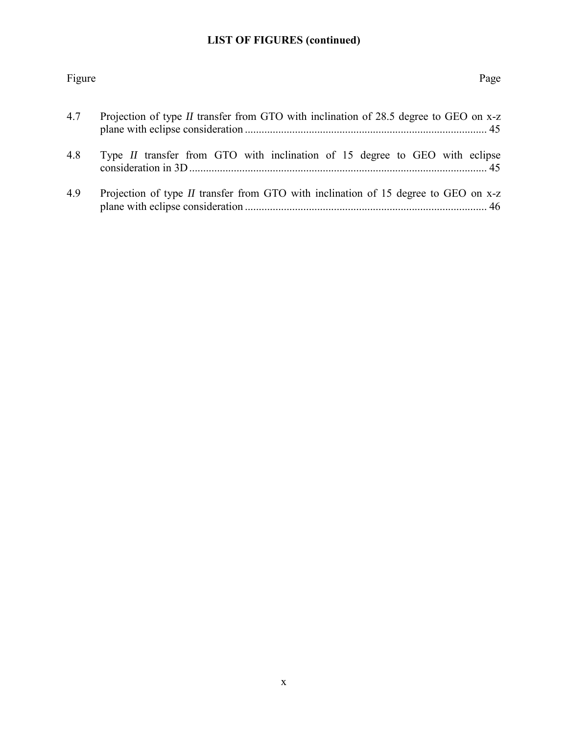**LIST OF FIGURES (continued)**

| Figure | | Page |
| --- | --- | --- |
| 4.7 | Projection of type *II* transfer from GTO with inclination of 28.5 degree to GEO on x-z plane with eclipse consideration | 45 |
| 4.8 | Type *II* transfer from GTO with inclination of 15 degree to GEO with eclipse consideration in 3D | 45 |
| 4.9 | Projection of type *II* transfer from GTO with inclination of 15 degree to GEO on x-z plane with eclipse consideration | 46 |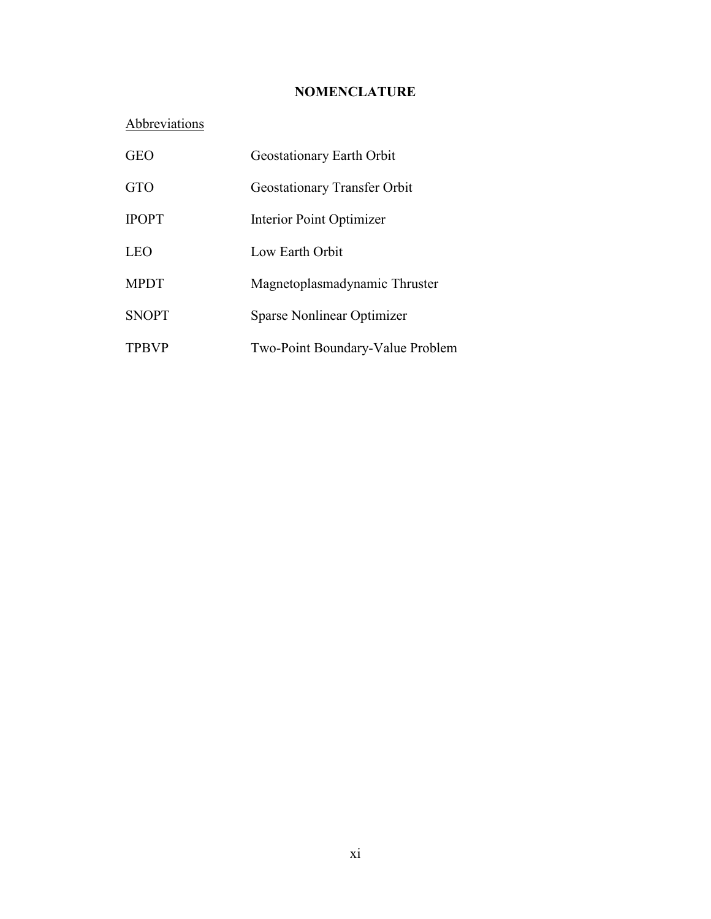# NOMENCLATURE

<u>Abbreviations</u>

| | |
|---|---|
| GEO | Geostationary Earth Orbit |
| GTO | Geostationary Transfer Orbit |
| IPOPT | Interior Point Optimizer |
| LEO | Low Earth Orbit |
| MPDT | Magnetoplasmadynamic Thruster |
| SNOPT | Sparse Nonlinear Optimizer |
| TPBVP | Two-Point Boundary-Value Problem |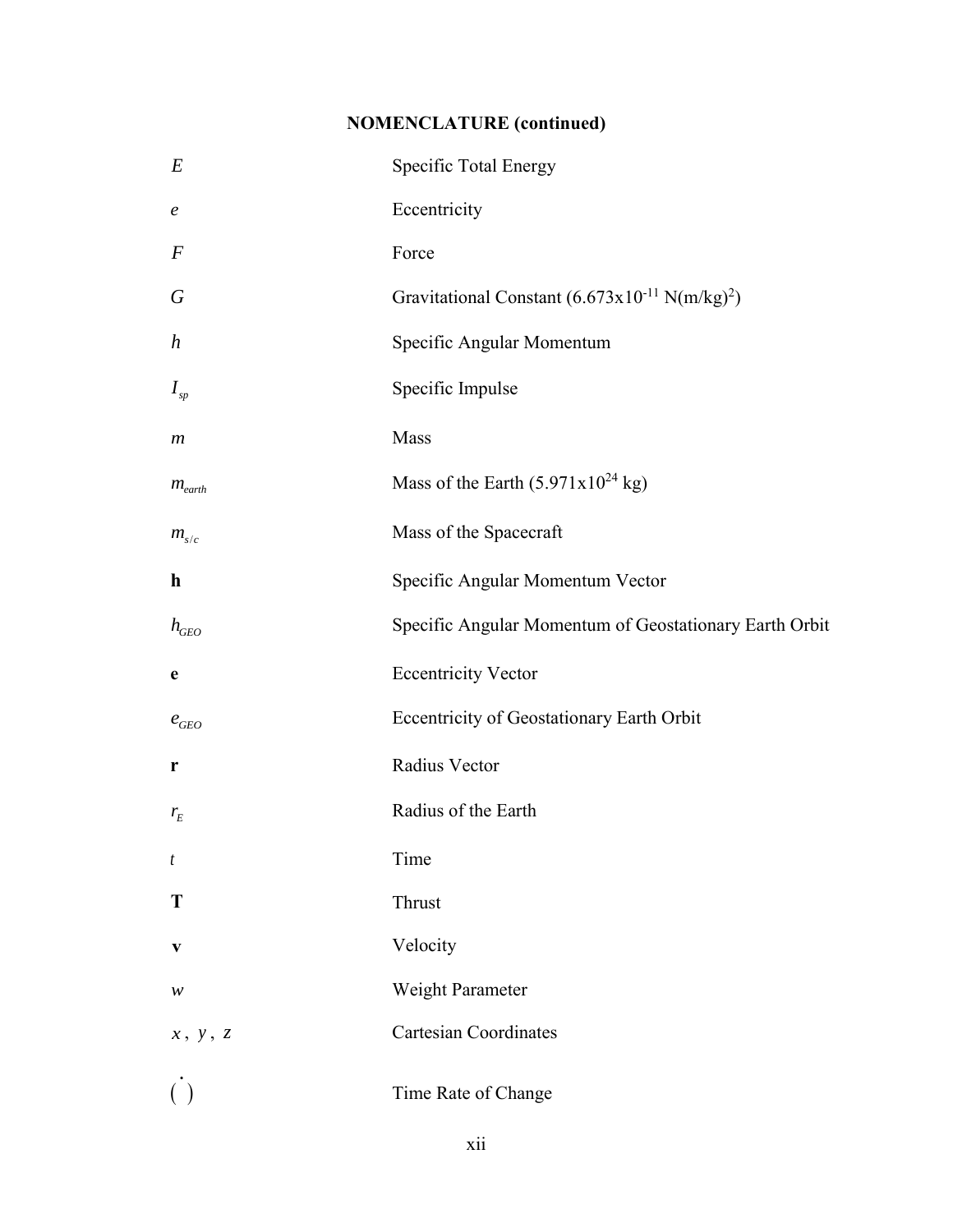**NOMENCLATURE (continued)**

| | |
|---|---|
| $E$ | Specific Total Energy |
| $e$ | Eccentricity |
| $F$ | Force |
| $G$ | Gravitational Constant ($6.673\text{x}10^{-11}$ N(m/kg)$^2$) |
| $h$ | Specific Angular Momentum |
| $I_{sp}$ | Specific Impulse |
| $m$ | Mass |
| $m_{earth}$ | Mass of the Earth ($5.971\text{x}10^{24}$ kg) |
| $m_{s/c}$ | Mass of the Spacecraft |
| $\mathbf{h}$ | Specific Angular Momentum Vector |
| $h_{GEO}$ | Specific Angular Momentum of Geostationary Earth Orbit |
| $\mathbf{e}$ | Eccentricity Vector |
| $e_{GEO}$ | Eccentricity of Geostationary Earth Orbit |
| $\mathbf{r}$ | Radius Vector |
| $r_E$ | Radius of the Earth |
| $t$ | Time |
| $\mathbf{T}$ | Thrust |
| $\mathbf{v}$ | Velocity |
| $w$ | Weight Parameter |
| $x$, $y$, $z$ | Cartesian Coordinates |
| $\dot{(\ )}$ | Time Rate of Change |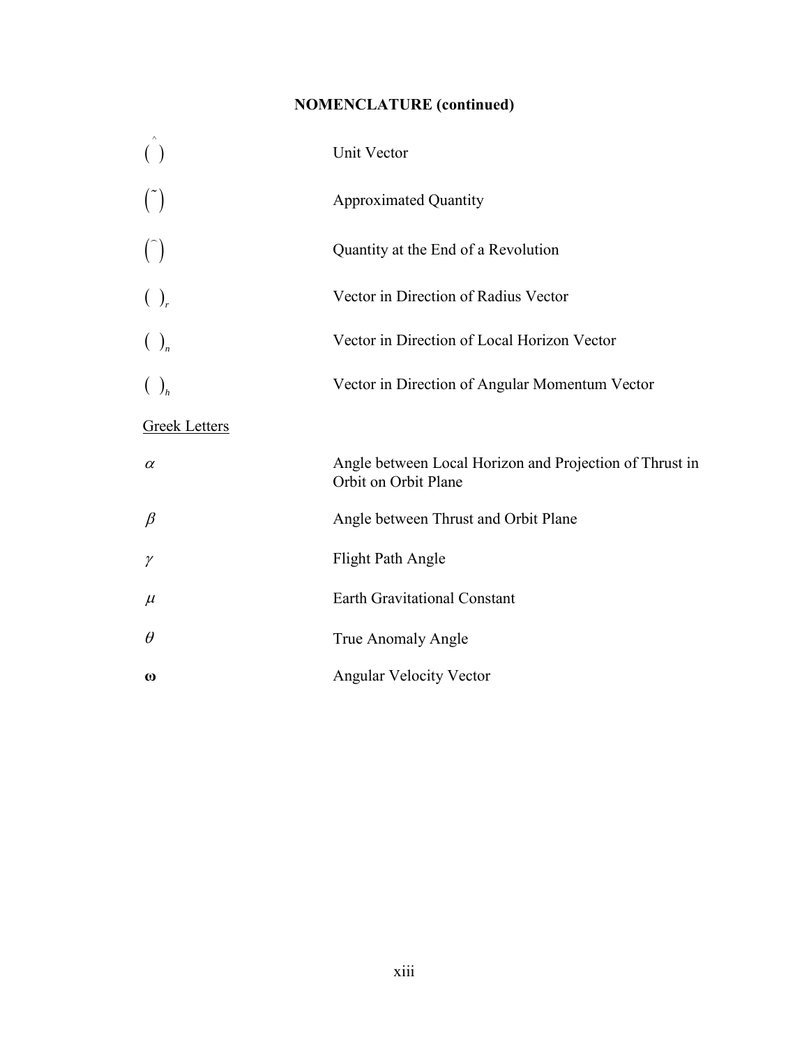## NOMENCLATURE (continued)

| | |
|---|---|
| $\hat{(\ )}$ | Unit Vector |
| $\tilde{(\ )}$ | Approximated Quantity |
| $\bar{(\ )}$ | Quantity at the End of a Revolution |
| $(\ )_r$ | Vector in Direction of Radius Vector |
| $(\ )_n$ | Vector in Direction of Local Horizon Vector |
| $(\ )_h$ | Vector in Direction of Angular Momentum Vector |

<u>Greek Letters</u>

| | |
|---|---|
| $\alpha$ | Angle between Local Horizon and Projection of Thrust in Orbit on Orbit Plane |
| $\beta$ | Angle between Thrust and Orbit Plane |
| $\gamma$ | Flight Path Angle |
| $\mu$ | Earth Gravitational Constant |
| $\theta$ | True Anomaly Angle |
| $\boldsymbol{\omega}$ | Angular Velocity Vector |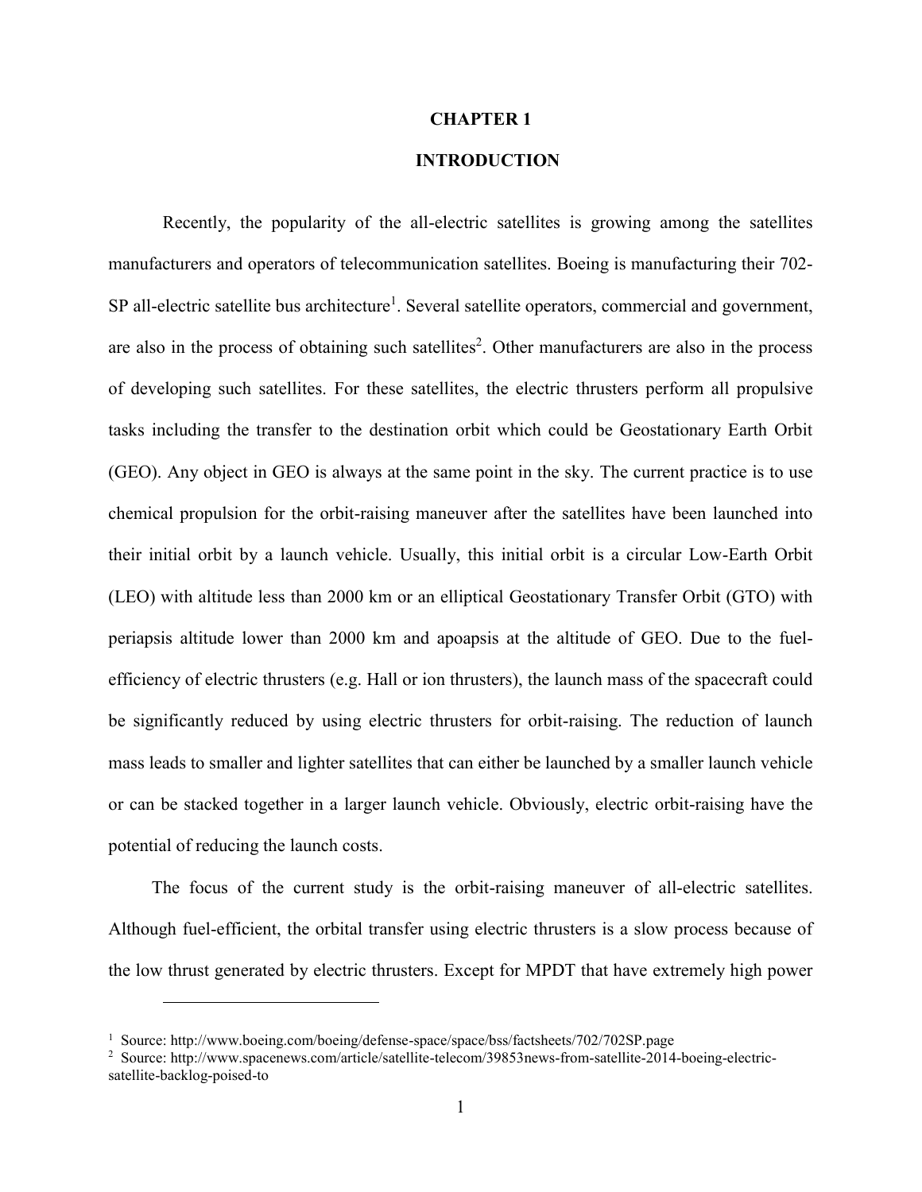# CHAPTER 1

# INTRODUCTION

Recently, the popularity of the all-electric satellites is growing among the satellites manufacturers and operators of telecommunication satellites. Boeing is manufacturing their 702-SP all-electric satellite bus architecture[1]. Several satellite operators, commercial and government, are also in the process of obtaining such satellites[2]. Other manufacturers are also in the process of developing such satellites. For these satellites, the electric thrusters perform all propulsive tasks including the transfer to the destination orbit which could be Geostationary Earth Orbit (GEO). Any object in GEO is always at the same point in the sky. The current practice is to use chemical propulsion for the orbit-raising maneuver after the satellites have been launched into their initial orbit by a launch vehicle. Usually, this initial orbit is a circular Low-Earth Orbit (LEO) with altitude less than 2000 km or an elliptical Geostationary Transfer Orbit (GTO) with periapsis altitude lower than 2000 km and apoapsis at the altitude of GEO. Due to the fuel-efficiency of electric thrusters (e.g. Hall or ion thrusters), the launch mass of the spacecraft could be significantly reduced by using electric thrusters for orbit-raising. The reduction of launch mass leads to smaller and lighter satellites that can either be launched by a smaller launch vehicle or can be stacked together in a larger launch vehicle. Obviously, electric orbit-raising have the potential of reducing the launch costs.

The focus of the current study is the orbit-raising maneuver of all-electric satellites. Although fuel-efficient, the orbital transfer using electric thrusters is a slow process because of the low thrust generated by electric thrusters. Except for MPDT that have extremely high power

---

[1] Source: http://www.boeing.com/boeing/defense-space/space/bss/factsheets/702/702SP.page

[2] Source: http://www.spacenews.com/article/satellite-telecom/39853news-from-satellite-2014-boeing-electric-satellite-backlog-poised-to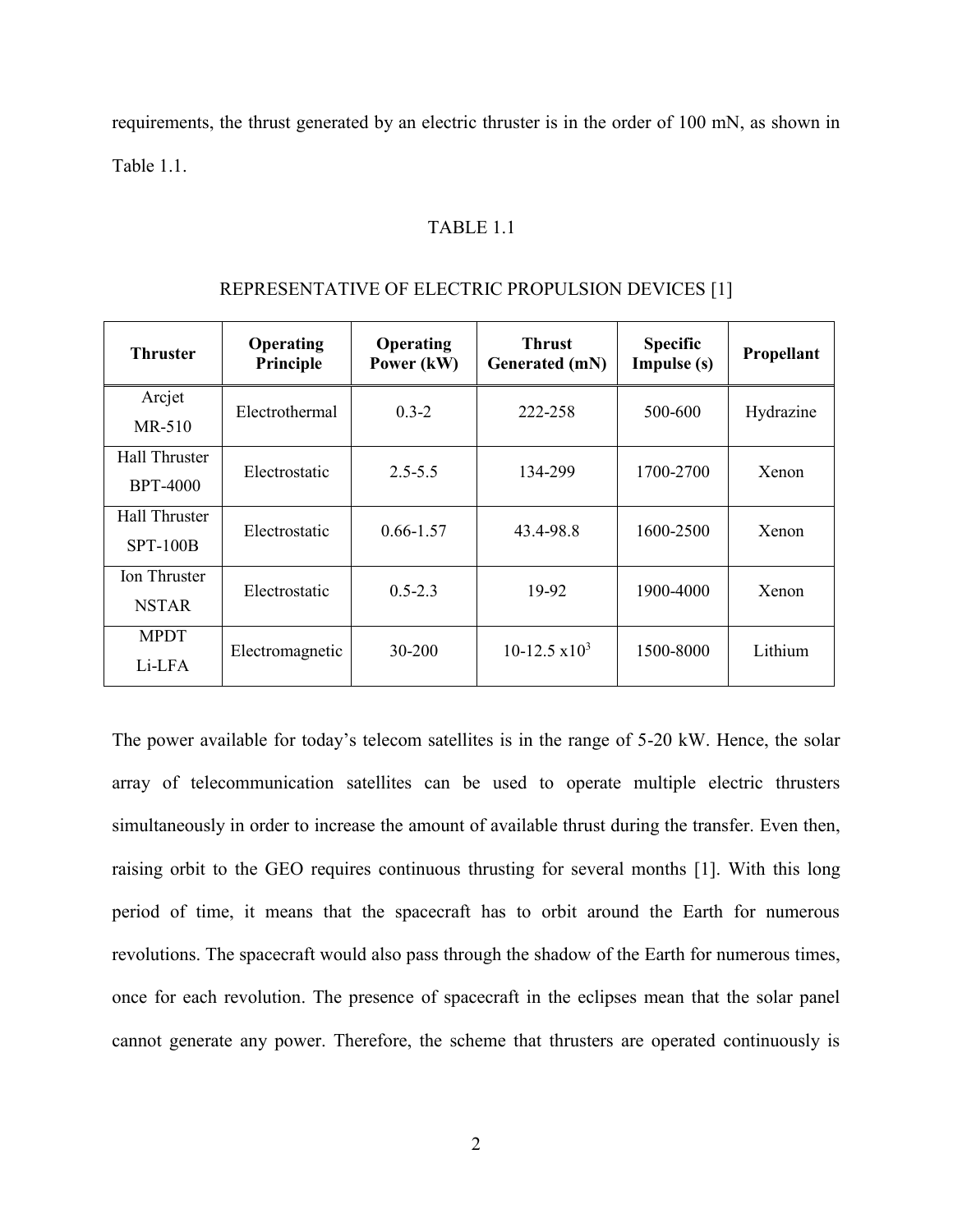requirements, the thrust generated by an electric thruster is in the order of 100 mN, as shown in Table 1.1.

TABLE 1.1

REPRESENTATIVE OF ELECTRIC PROPULSION DEVICES [1]

| Thruster | Operating Principle | Operating Power (kW) | Thrust Generated (mN) | Specific Impulse (s) | Propellant |
|---|---|---|---|---|---|
| Arcjet MR-510 | Electrothermal | 0.3-2 | 222-258 | 500-600 | Hydrazine |
| Hall Thruster BPT-4000 | Electrostatic | 2.5-5.5 | 134-299 | 1700-2700 | Xenon |
| Hall Thruster SPT-100B | Electrostatic | 0.66-1.57 | 43.4-98.8 | 1600-2500 | Xenon |
| Ion Thruster NSTAR | Electrostatic | 0.5-2.3 | 19-92 | 1900-4000 | Xenon |
| MPDT Li-LFA | Electromagnetic | 30-200 | 10-12.5 $\times 10^3$ | 1500-8000 | Lithium |

The power available for today's telecom satellites is in the range of 5-20 kW. Hence, the solar array of telecommunication satellites can be used to operate multiple electric thrusters simultaneously in order to increase the amount of available thrust during the transfer. Even then, raising orbit to the GEO requires continuous thrusting for several months [1]. With this long period of time, it means that the spacecraft has to orbit around the Earth for numerous revolutions. The spacecraft would also pass through the shadow of the Earth for numerous times, once for each revolution. The presence of spacecraft in the eclipses mean that the solar panel cannot generate any power. Therefore, the scheme that thrusters are operated continuously is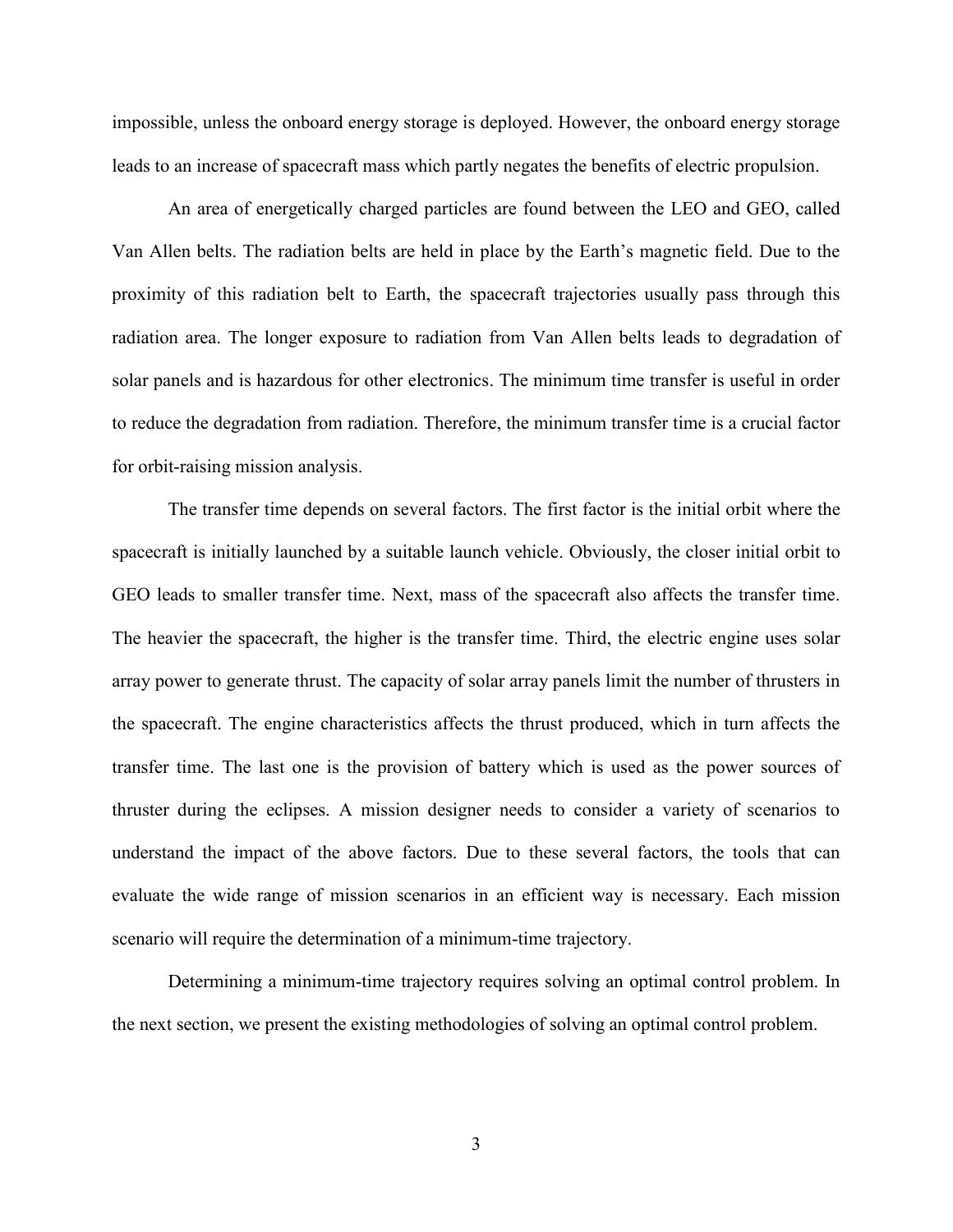impossible, unless the onboard energy storage is deployed. However, the onboard energy storage leads to an increase of spacecraft mass which partly negates the benefits of electric propulsion.

An area of energetically charged particles are found between the LEO and GEO, called Van Allen belts. The radiation belts are held in place by the Earth's magnetic field. Due to the proximity of this radiation belt to Earth, the spacecraft trajectories usually pass through this radiation area. The longer exposure to radiation from Van Allen belts leads to degradation of solar panels and is hazardous for other electronics. The minimum time transfer is useful in order to reduce the degradation from radiation. Therefore, the minimum transfer time is a crucial factor for orbit-raising mission analysis.

The transfer time depends on several factors. The first factor is the initial orbit where the spacecraft is initially launched by a suitable launch vehicle. Obviously, the closer initial orbit to GEO leads to smaller transfer time. Next, mass of the spacecraft also affects the transfer time. The heavier the spacecraft, the higher is the transfer time. Third, the electric engine uses solar array power to generate thrust. The capacity of solar array panels limit the number of thrusters in the spacecraft. The engine characteristics affects the thrust produced, which in turn affects the transfer time. The last one is the provision of battery which is used as the power sources of thruster during the eclipses. A mission designer needs to consider a variety of scenarios to understand the impact of the above factors. Due to these several factors, the tools that can evaluate the wide range of mission scenarios in an efficient way is necessary. Each mission scenario will require the determination of a minimum-time trajectory.

Determining a minimum-time trajectory requires solving an optimal control problem. In the next section, we present the existing methodologies of solving an optimal control problem.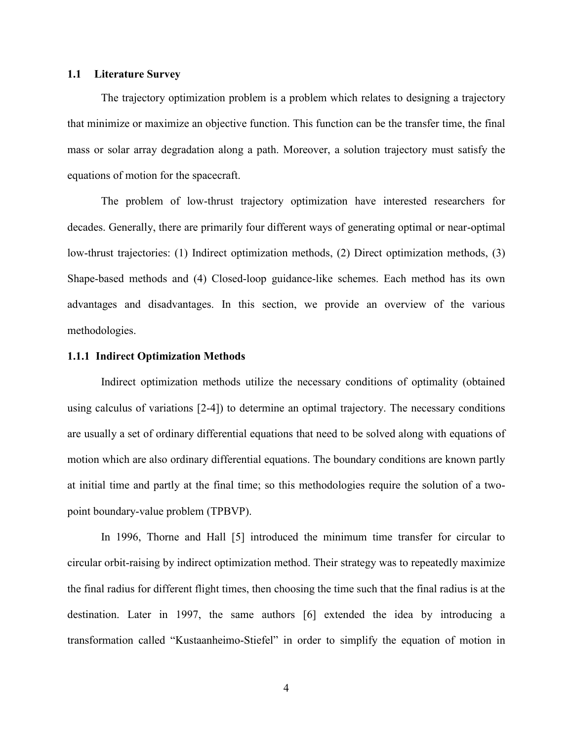## 1.1 Literature Survey

The trajectory optimization problem is a problem which relates to designing a trajectory that minimize or maximize an objective function. This function can be the transfer time, the final mass or solar array degradation along a path. Moreover, a solution trajectory must satisfy the equations of motion for the spacecraft.

The problem of low-thrust trajectory optimization have interested researchers for decades. Generally, there are primarily four different ways of generating optimal or near-optimal low-thrust trajectories: (1) Indirect optimization methods, (2) Direct optimization methods, (3) Shape-based methods and (4) Closed-loop guidance-like schemes. Each method has its own advantages and disadvantages. In this section, we provide an overview of the various methodologies.

### 1.1.1 Indirect Optimization Methods

Indirect optimization methods utilize the necessary conditions of optimality (obtained using calculus of variations [2-4]) to determine an optimal trajectory. The necessary conditions are usually a set of ordinary differential equations that need to be solved along with equations of motion which are also ordinary differential equations. The boundary conditions are known partly at initial time and partly at the final time; so this methodologies require the solution of a two-point boundary-value problem (TPBVP).

In 1996, Thorne and Hall [5] introduced the minimum time transfer for circular to circular orbit-raising by indirect optimization method. Their strategy was to repeatedly maximize the final radius for different flight times, then choosing the time such that the final radius is at the destination. Later in 1997, the same authors [6] extended the idea by introducing a transformation called "Kustaanheimo-Stiefel" in order to simplify the equation of motion in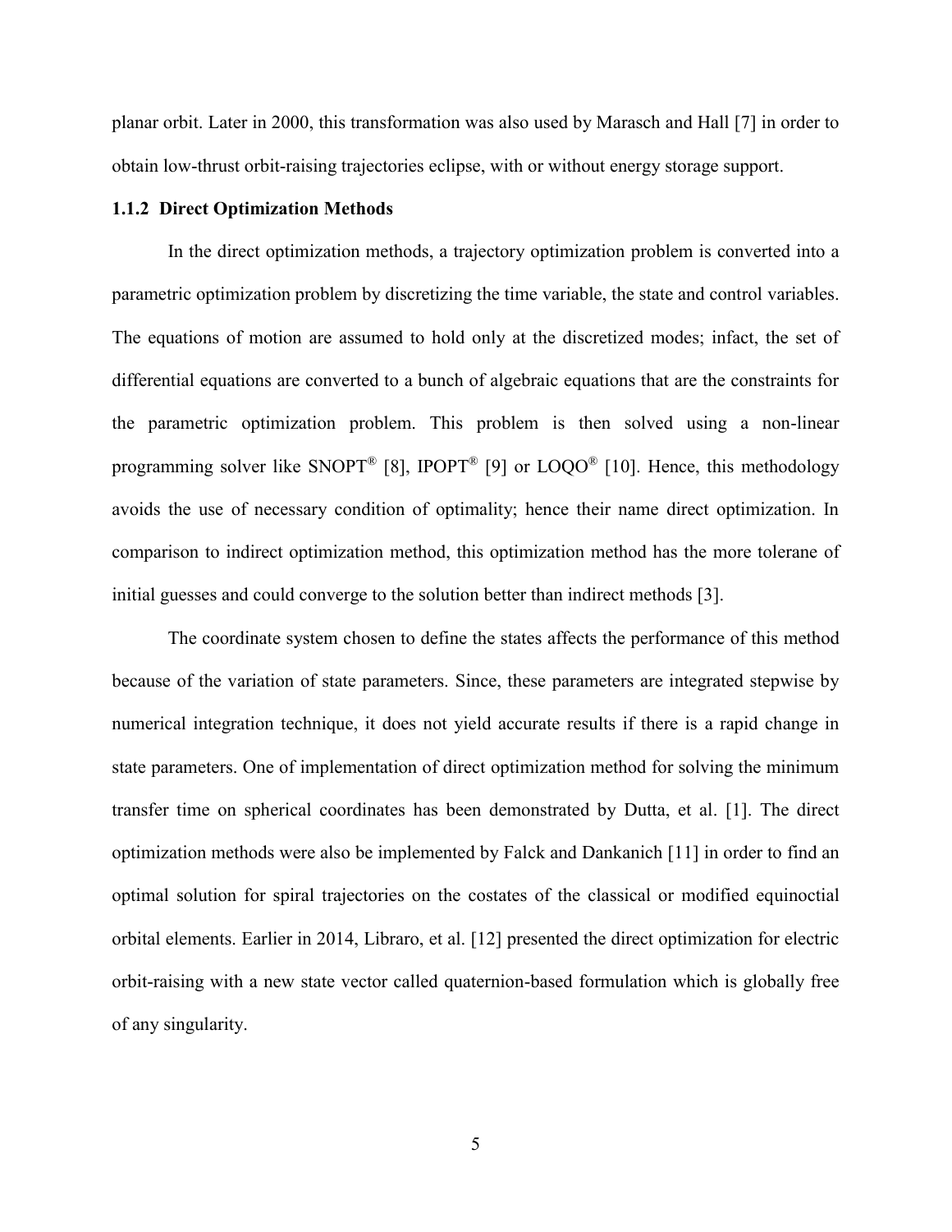planar orbit. Later in 2000, this transformation was also used by Marasch and Hall [7] in order to obtain low-thrust orbit-raising trajectories eclipse, with or without energy storage support.

### 1.1.2 Direct Optimization Methods

In the direct optimization methods, a trajectory optimization problem is converted into a parametric optimization problem by discretizing the time variable, the state and control variables. The equations of motion are assumed to hold only at the discretized modes; infact, the set of differential equations are converted to a bunch of algebraic equations that are the constraints for the parametric optimization problem. This problem is then solved using a non-linear programming solver like SNOPT® [8], IPOPT® [9] or LOQO® [10]. Hence, this methodology avoids the use of necessary condition of optimality; hence their name direct optimization. In comparison to indirect optimization method, this optimization method has the more tolerane of initial guesses and could converge to the solution better than indirect methods [3].

The coordinate system chosen to define the states affects the performance of this method because of the variation of state parameters. Since, these parameters are integrated stepwise by numerical integration technique, it does not yield accurate results if there is a rapid change in state parameters. One of implementation of direct optimization method for solving the minimum transfer time on spherical coordinates has been demonstrated by Dutta, et al. [1]. The direct optimization methods were also be implemented by Falck and Dankanich [11] in order to find an optimal solution for spiral trajectories on the costates of the classical or modified equinoctial orbital elements. Earlier in 2014, Libraro, et al. [12] presented the direct optimization for electric orbit-raising with a new state vector called quaternion-based formulation which is globally free of any singularity.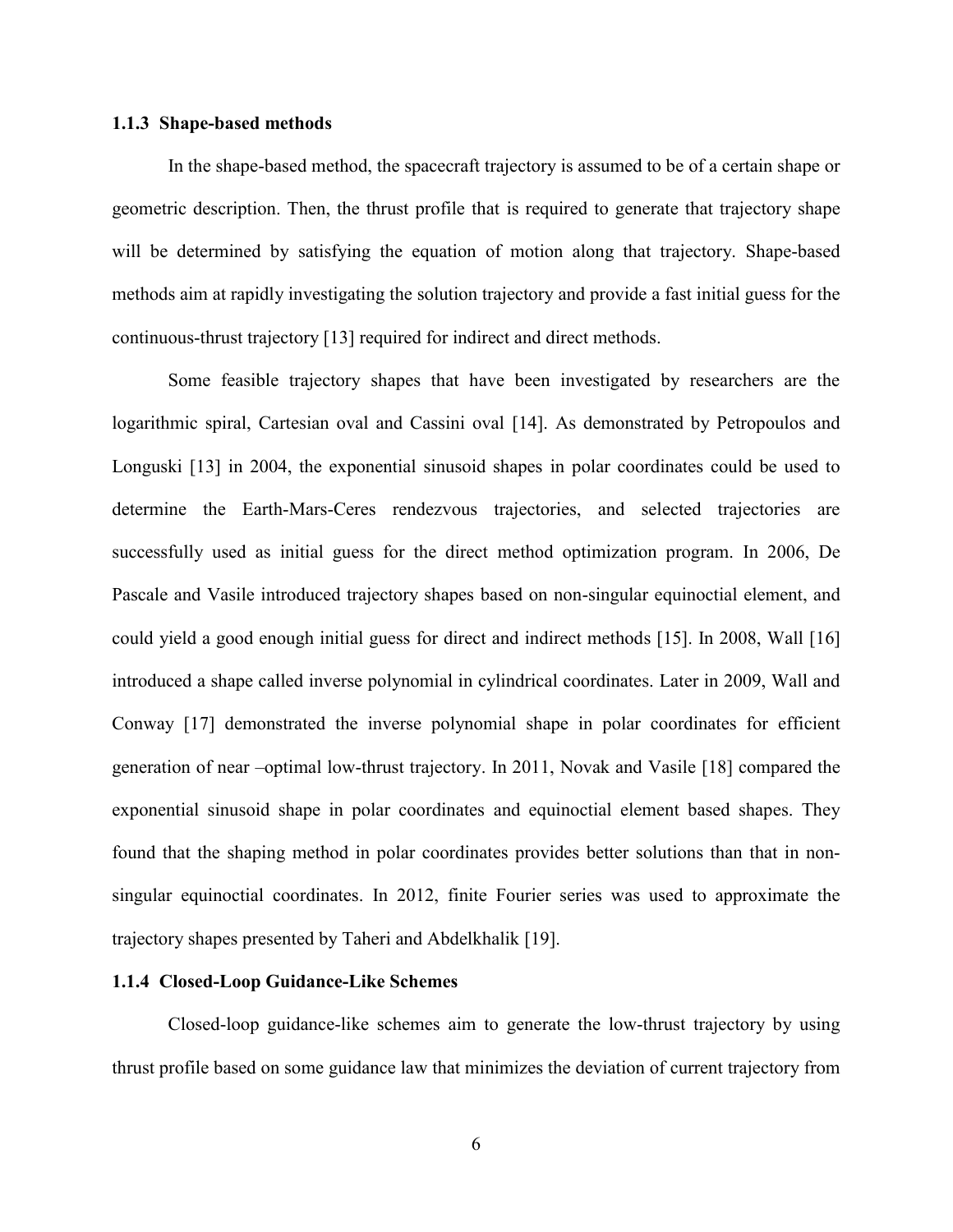### 1.1.3 Shape-based methods

In the shape-based method, the spacecraft trajectory is assumed to be of a certain shape or geometric description. Then, the thrust profile that is required to generate that trajectory shape will be determined by satisfying the equation of motion along that trajectory. Shape-based methods aim at rapidly investigating the solution trajectory and provide a fast initial guess for the continuous-thrust trajectory [13] required for indirect and direct methods.

Some feasible trajectory shapes that have been investigated by researchers are the logarithmic spiral, Cartesian oval and Cassini oval [14]. As demonstrated by Petropoulos and Longuski [13] in 2004, the exponential sinusoid shapes in polar coordinates could be used to determine the Earth-Mars-Ceres rendezvous trajectories, and selected trajectories are successfully used as initial guess for the direct method optimization program. In 2006, De Pascale and Vasile introduced trajectory shapes based on non-singular equinoctial element, and could yield a good enough initial guess for direct and indirect methods [15]. In 2008, Wall [16] introduced a shape called inverse polynomial in cylindrical coordinates. Later in 2009, Wall and Conway [17] demonstrated the inverse polynomial shape in polar coordinates for efficient generation of near –optimal low-thrust trajectory. In 2011, Novak and Vasile [18] compared the exponential sinusoid shape in polar coordinates and equinoctial element based shapes. They found that the shaping method in polar coordinates provides better solutions than that in non-singular equinoctial coordinates. In 2012, finite Fourier series was used to approximate the trajectory shapes presented by Taheri and Abdelkhalik [19].

### 1.1.4 Closed-Loop Guidance-Like Schemes

Closed-loop guidance-like schemes aim to generate the low-thrust trajectory by using thrust profile based on some guidance law that minimizes the deviation of current trajectory from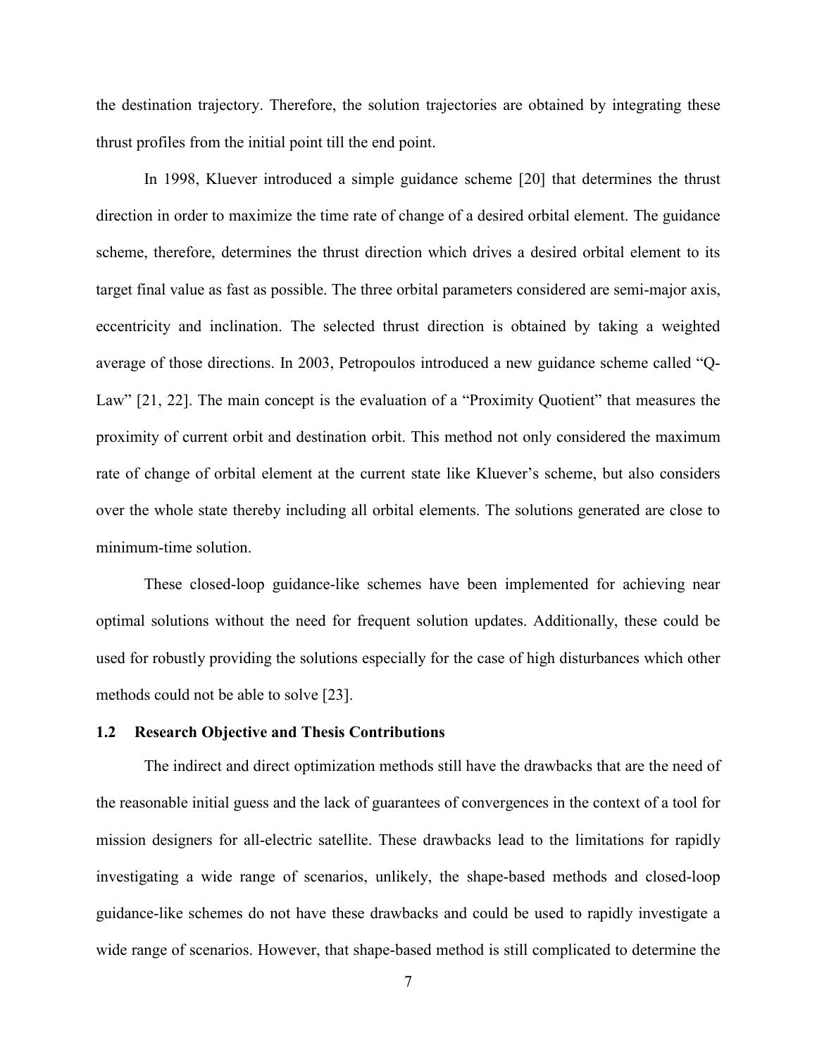the destination trajectory. Therefore, the solution trajectories are obtained by integrating these thrust profiles from the initial point till the end point.

In 1998, Kluever introduced a simple guidance scheme [20] that determines the thrust direction in order to maximize the time rate of change of a desired orbital element. The guidance scheme, therefore, determines the thrust direction which drives a desired orbital element to its target final value as fast as possible. The three orbital parameters considered are semi-major axis, eccentricity and inclination. The selected thrust direction is obtained by taking a weighted average of those directions. In 2003, Petropoulos introduced a new guidance scheme called "Q-Law" [21, 22]. The main concept is the evaluation of a "Proximity Quotient" that measures the proximity of current orbit and destination orbit. This method not only considered the maximum rate of change of orbital element at the current state like Kluever's scheme, but also considers over the whole state thereby including all orbital elements. The solutions generated are close to minimum-time solution.

These closed-loop guidance-like schemes have been implemented for achieving near optimal solutions without the need for frequent solution updates. Additionally, these could be used for robustly providing the solutions especially for the case of high disturbances which other methods could not be able to solve [23].

## 1.2 Research Objective and Thesis Contributions

The indirect and direct optimization methods still have the drawbacks that are the need of the reasonable initial guess and the lack of guarantees of convergences in the context of a tool for mission designers for all-electric satellite. These drawbacks lead to the limitations for rapidly investigating a wide range of scenarios, unlikely, the shape-based methods and closed-loop guidance-like schemes do not have these drawbacks and could be used to rapidly investigate a wide range of scenarios. However, that shape-based method is still complicated to determine the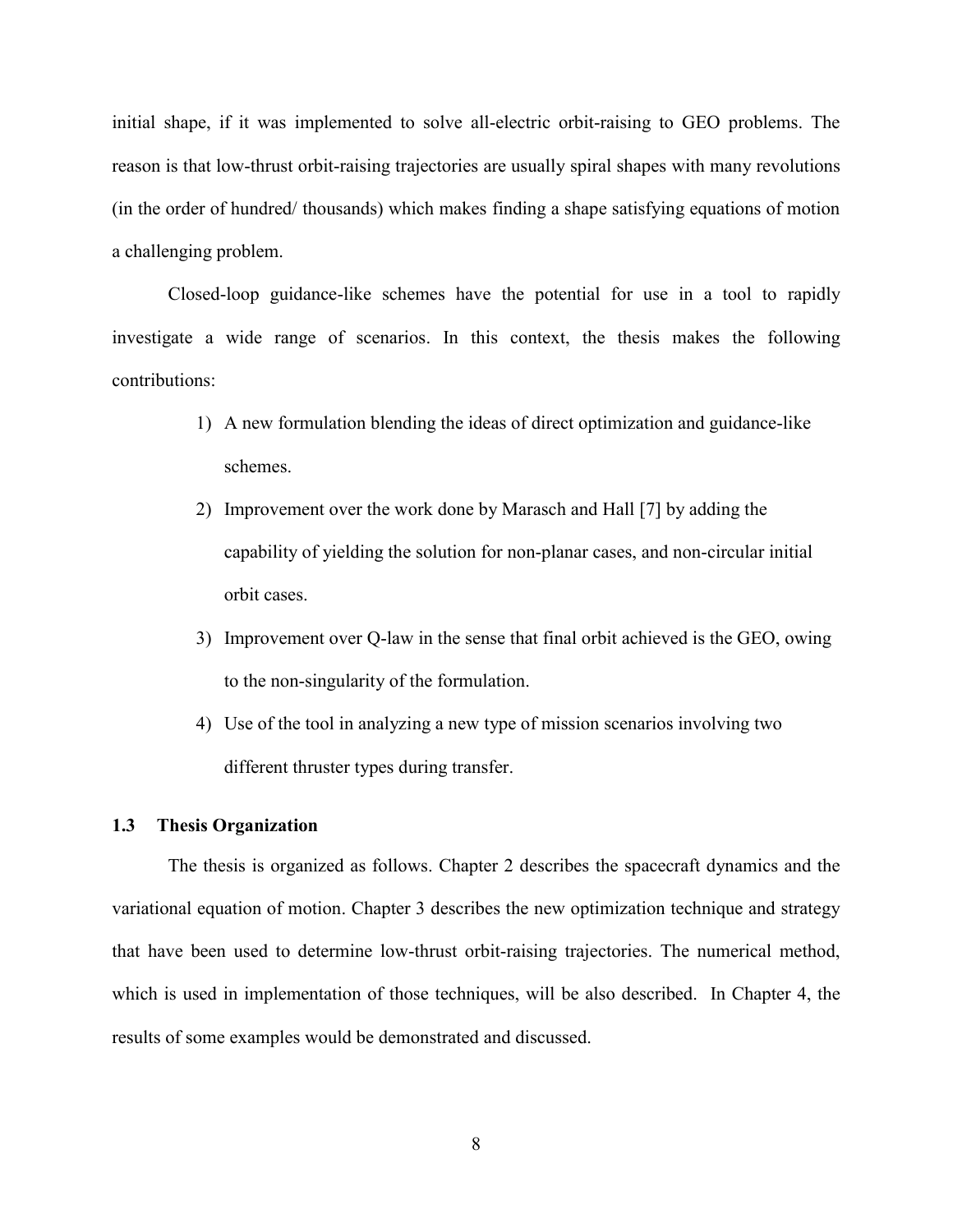initial shape, if it was implemented to solve all-electric orbit-raising to GEO problems. The reason is that low-thrust orbit-raising trajectories are usually spiral shapes with many revolutions (in the order of hundred/ thousands) which makes finding a shape satisfying equations of motion a challenging problem.

Closed-loop guidance-like schemes have the potential for use in a tool to rapidly investigate a wide range of scenarios. In this context, the thesis makes the following contributions:

1) A new formulation blending the ideas of direct optimization and guidance-like schemes.
2) Improvement over the work done by Marasch and Hall [7] by adding the capability of yielding the solution for non-planar cases, and non-circular initial orbit cases.
3) Improvement over Q-law in the sense that final orbit achieved is the GEO, owing to the non-singularity of the formulation.
4) Use of the tool in analyzing a new type of mission scenarios involving two different thruster types during transfer.

### 1.3 Thesis Organization

The thesis is organized as follows. Chapter 2 describes the spacecraft dynamics and the variational equation of motion. Chapter 3 describes the new optimization technique and strategy that have been used to determine low-thrust orbit-raising trajectories. The numerical method, which is used in implementation of those techniques, will be also described. In Chapter 4, the results of some examples would be demonstrated and discussed.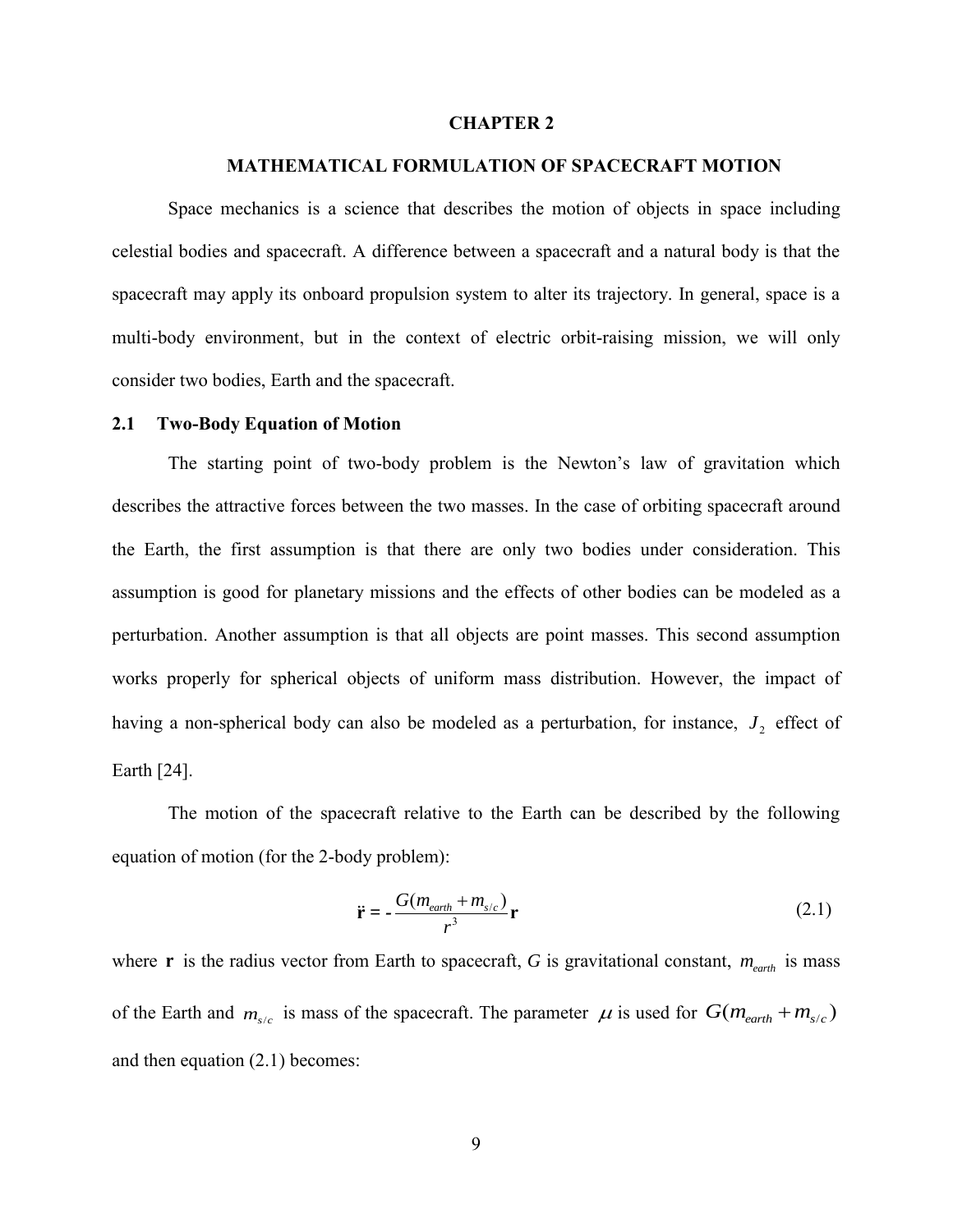# CHAPTER 2

## MATHEMATICAL FORMULATION OF SPACECRAFT MOTION

Space mechanics is a science that describes the motion of objects in space including celestial bodies and spacecraft. A difference between a spacecraft and a natural body is that the spacecraft may apply its onboard propulsion system to alter its trajectory. In general, space is a multi-body environment, but in the context of electric orbit-raising mission, we will only consider two bodies, Earth and the spacecraft.

### 2.1 Two-Body Equation of Motion

The starting point of two-body problem is the Newton's law of gravitation which describes the attractive forces between the two masses. In the case of orbiting spacecraft around the Earth, the first assumption is that there are only two bodies under consideration. This assumption is good for planetary missions and the effects of other bodies can be modeled as a perturbation. Another assumption is that all objects are point masses. This second assumption works properly for spherical objects of uniform mass distribution. However, the impact of having a non-spherical body can also be modeled as a perturbation, for instance, $J_2$ effect of Earth [24].

The motion of the spacecraft relative to the Earth can be described by the following equation of motion (for the 2-body problem):

$$\ddot{\mathbf{r}} = -\frac{G(m_{earth} + m_{s/c})}{r^3}\mathbf{r} \tag{2.1}$$

where $\mathbf{r}$ is the radius vector from Earth to spacecraft, $G$ is gravitational constant, $m_{earth}$ is mass of the Earth and $m_{s/c}$ is mass of the spacecraft. The parameter $\mu$ is used for $G(m_{earth} + m_{s/c})$ and then equation (2.1) becomes: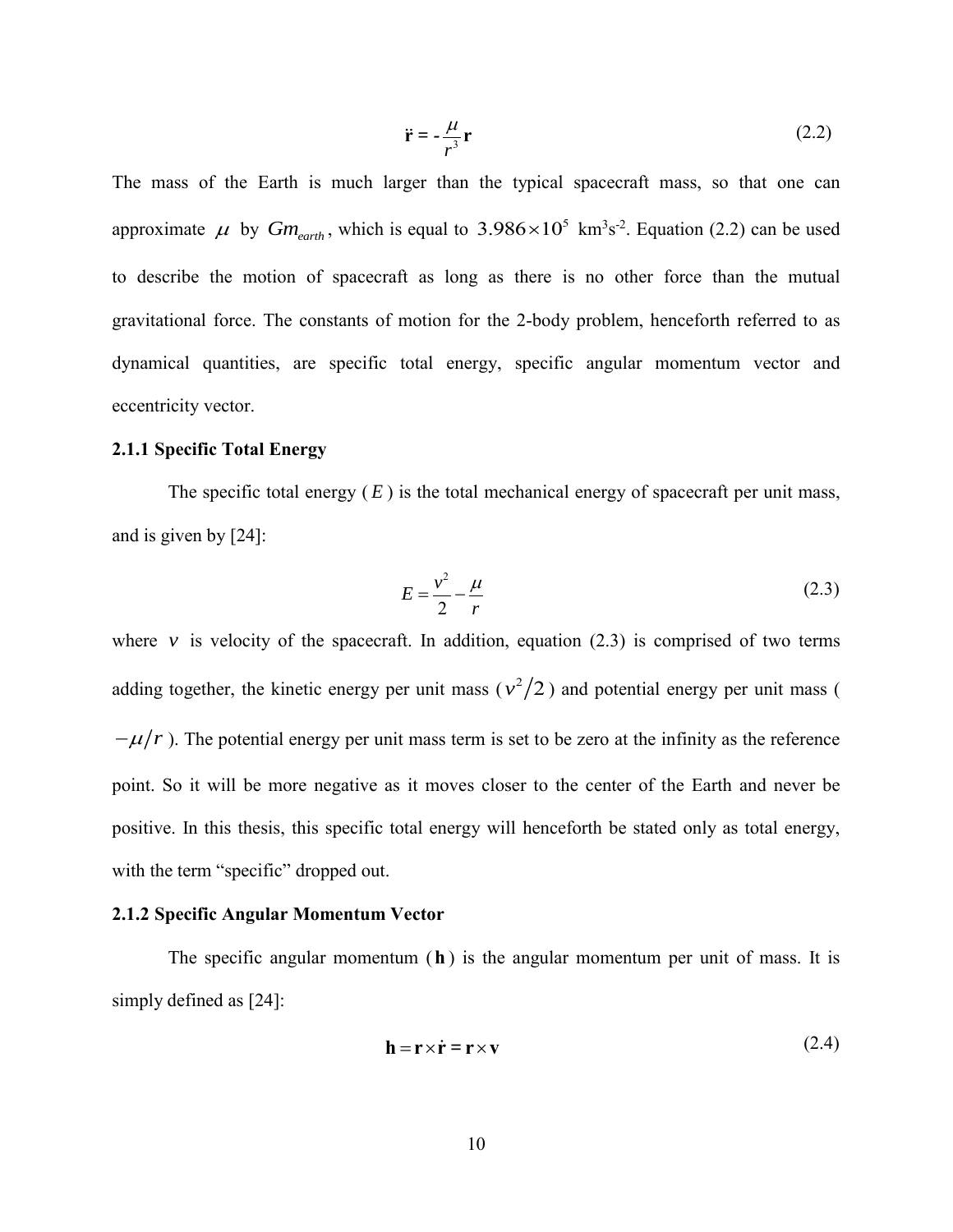$$\ddot{\mathbf{r}} = -\frac{\mu}{r^3}\mathbf{r} \tag{2.2}$$

The mass of the Earth is much larger than the typical spacecraft mass, so that one can approximate $\mu$ by $Gm_{earth}$, which is equal to $3.986 \times 10^5$ km$^3$s$^{-2}$. Equation (2.2) can be used to describe the motion of spacecraft as long as there is no other force than the mutual gravitational force. The constants of motion for the 2-body problem, henceforth referred to as dynamical quantities, are specific total energy, specific angular momentum vector and eccentricity vector.

### 2.1.1 Specific Total Energy

The specific total energy ($E$) is the total mechanical energy of spacecraft per unit mass, and is given by [24]:

$$E = \frac{v^2}{2} - \frac{\mu}{r} \tag{2.3}$$

where $v$ is velocity of the spacecraft. In addition, equation (2.3) is comprised of two terms adding together, the kinetic energy per unit mass ($v^2/2$) and potential energy per unit mass ($-\mu/r$). The potential energy per unit mass term is set to be zero at the infinity as the reference point. So it will be more negative as it moves closer to the center of the Earth and never be positive. In this thesis, this specific total energy will henceforth be stated only as total energy, with the term "specific" dropped out.

### 2.1.2 Specific Angular Momentum Vector

The specific angular momentum ($\mathbf{h}$) is the angular momentum per unit of mass. It is simply defined as [24]:

$$\mathbf{h} = \mathbf{r} \times \dot{\mathbf{r}} = \mathbf{r} \times \mathbf{v} \tag{2.4}$$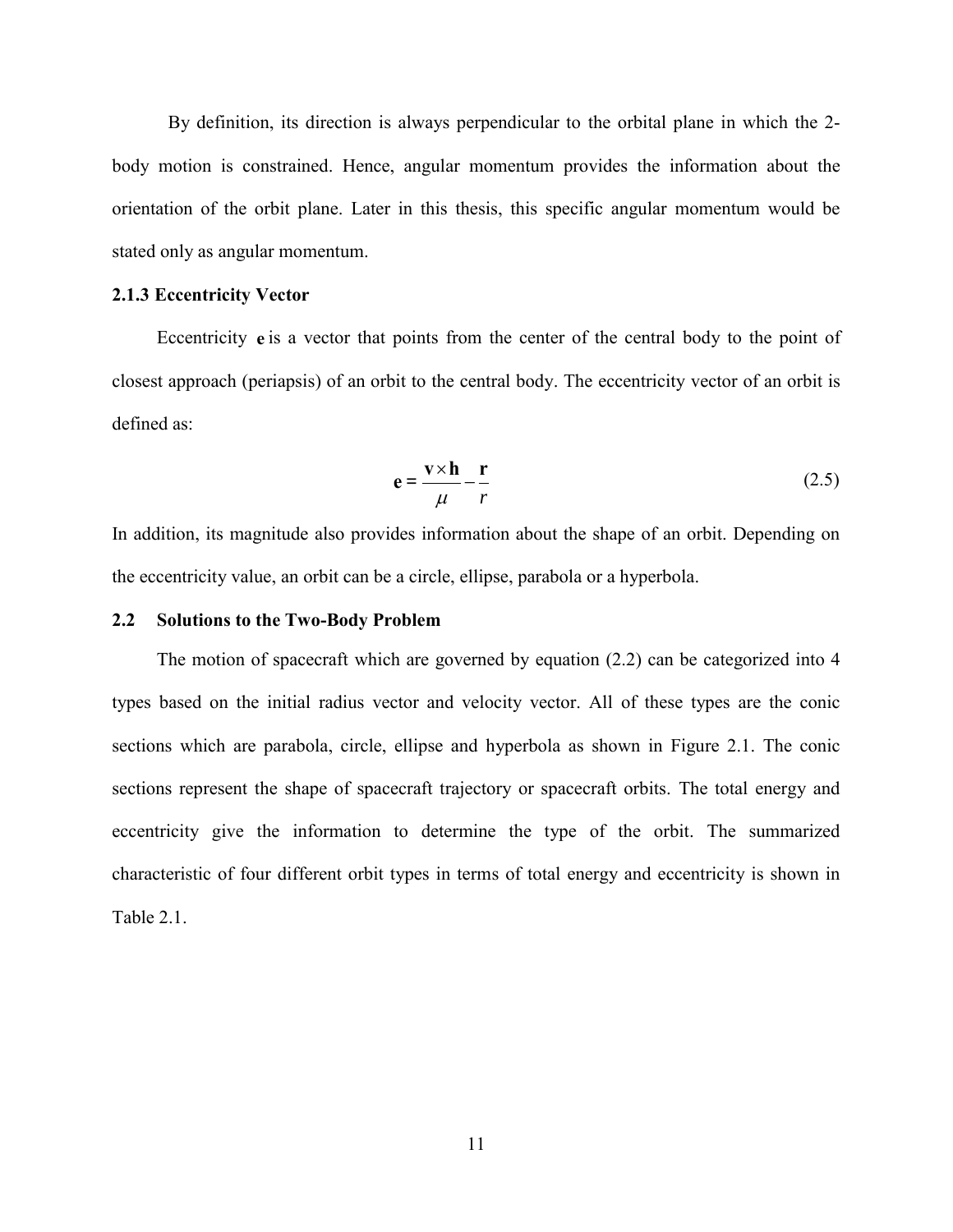By definition, its direction is always perpendicular to the orbital plane in which the 2-body motion is constrained. Hence, angular momentum provides the information about the orientation of the orbit plane. Later in this thesis, this specific angular momentum would be stated only as angular momentum.

### 2.1.3 Eccentricity Vector

Eccentricity $\mathbf{e}$ is a vector that points from the center of the central body to the point of closest approach (periapsis) of an orbit to the central body. The eccentricity vector of an orbit is defined as:

$$\mathbf{e} = \frac{\mathbf{v} \times \mathbf{h}}{\mu} - \frac{\mathbf{r}}{r} \tag{2.5}$$

In addition, its magnitude also provides information about the shape of an orbit. Depending on the eccentricity value, an orbit can be a circle, ellipse, parabola or a hyperbola.

## 2.2 Solutions to the Two-Body Problem

The motion of spacecraft which are governed by equation (2.2) can be categorized into 4 types based on the initial radius vector and velocity vector. All of these types are the conic sections which are parabola, circle, ellipse and hyperbola as shown in Figure 2.1. The conic sections represent the shape of spacecraft trajectory or spacecraft orbits. The total energy and eccentricity give the information to determine the type of the orbit. The summarized characteristic of four different orbit types in terms of total energy and eccentricity is shown in Table 2.1.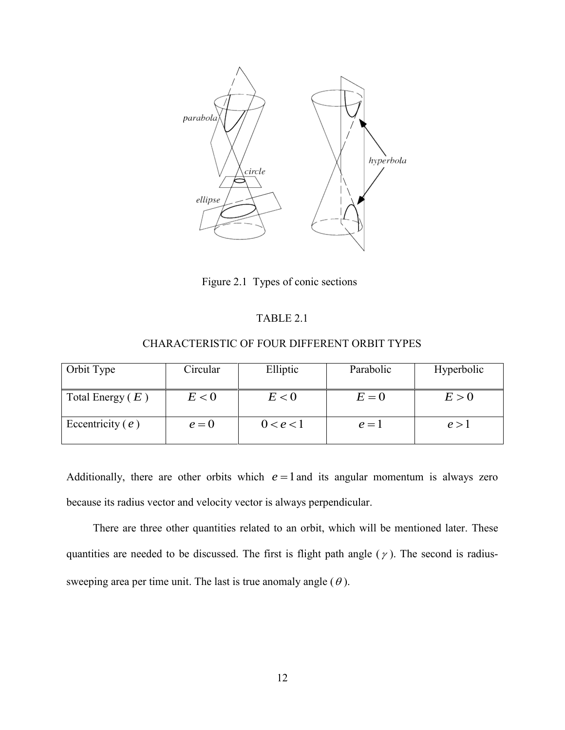Figure 2.1 Types of conic sections

TABLE 2.1

CHARACTERISTIC OF FOUR DIFFERENT ORBIT TYPES

| Orbit Type | Circular | Elliptic | Parabolic | Hyperbolic |
| --- | --- | --- | --- | --- |
| Total Energy ( $E$ ) | $E < 0$ | $E < 0$ | $E = 0$ | $E > 0$ |
| Eccentricity ( $e$ ) | $e = 0$ | $0 < e < 1$ | $e = 1$ | $e > 1$ |

Additionally, there are other orbits which $e = 1$ and its angular momentum is always zero because its radius vector and velocity vector is always perpendicular.

There are three other quantities related to an orbit, which will be mentioned later. These quantities are needed to be discussed. The first is flight path angle ( $\gamma$ ). The second is radius-sweeping area per time unit. The last is true anomaly angle ( $\theta$ ).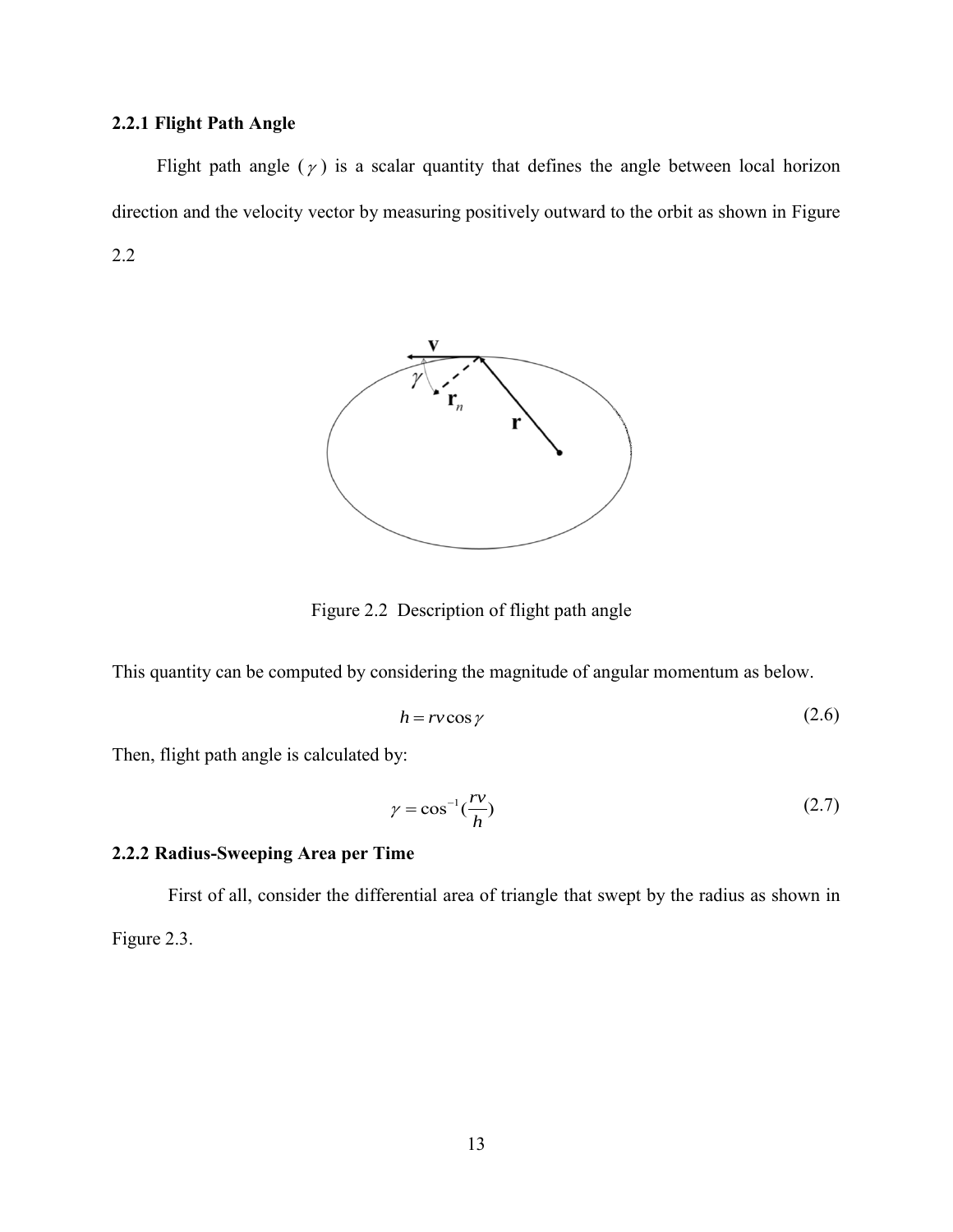### 2.2.1 Flight Path Angle

Flight path angle ($\gamma$) is a scalar quantity that defines the angle between local horizon direction and the velocity vector by measuring positively outward to the orbit as shown in Figure 2.2

Figure 2.2 Description of flight path angle

This quantity can be computed by considering the magnitude of angular momentum as below.

$$h = rv\cos\gamma \tag{2.6}$$

Then, flight path angle is calculated by:

$$\gamma = \cos^{-1}(\frac{rv}{h}) \tag{2.7}$$

### 2.2.2 Radius-Sweeping Area per Time

First of all, consider the differential area of triangle that swept by the radius as shown in Figure 2.3.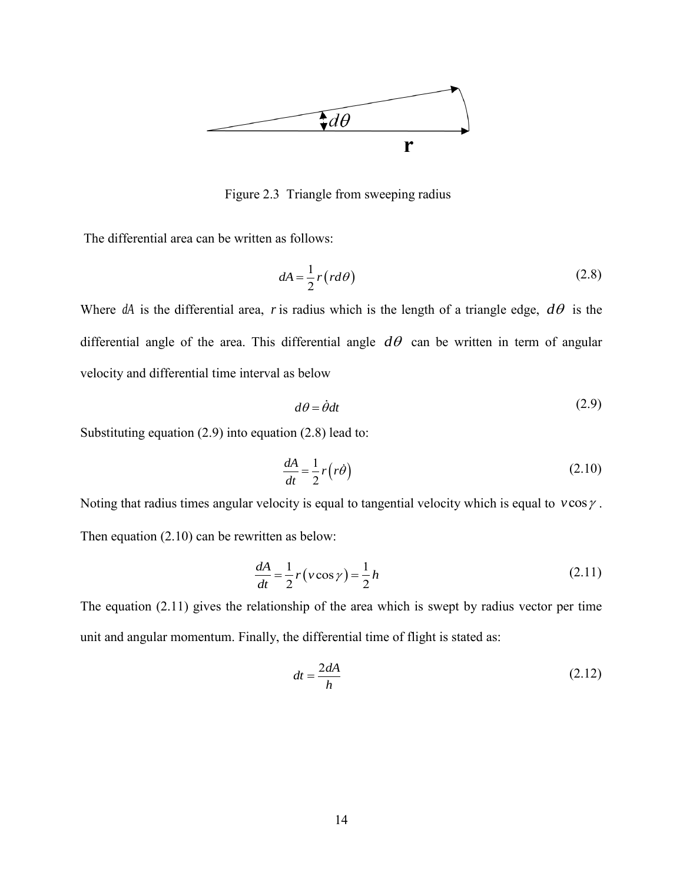Figure 2.3 Triangle from sweeping radius

The differential area can be written as follows:

$$dA = \frac{1}{2} r \left( r d\theta \right) \tag{2.8}$$

Where $dA$ is the differential area, $r$ is radius which is the length of a triangle edge, $d\theta$ is the differential angle of the area. This differential angle $d\theta$ can be written in term of angular velocity and differential time interval as below

$$d\theta = \dot{\theta} dt \tag{2.9}$$

Substituting equation (2.9) into equation (2.8) lead to:

$$\frac{dA}{dt} = \frac{1}{2} r \left( r\dot{\theta} \right) \tag{2.10}$$

Noting that radius times angular velocity is equal to tangential velocity which is equal to $v\cos\gamma$. Then equation (2.10) can be rewritten as below:

$$\frac{dA}{dt} = \frac{1}{2} r \left( v\cos\gamma \right) = \frac{1}{2} h \tag{2.11}$$

The equation (2.11) gives the relationship of the area which is swept by radius vector per time unit and angular momentum. Finally, the differential time of flight is stated as:

$$dt = \frac{2dA}{h} \tag{2.12}$$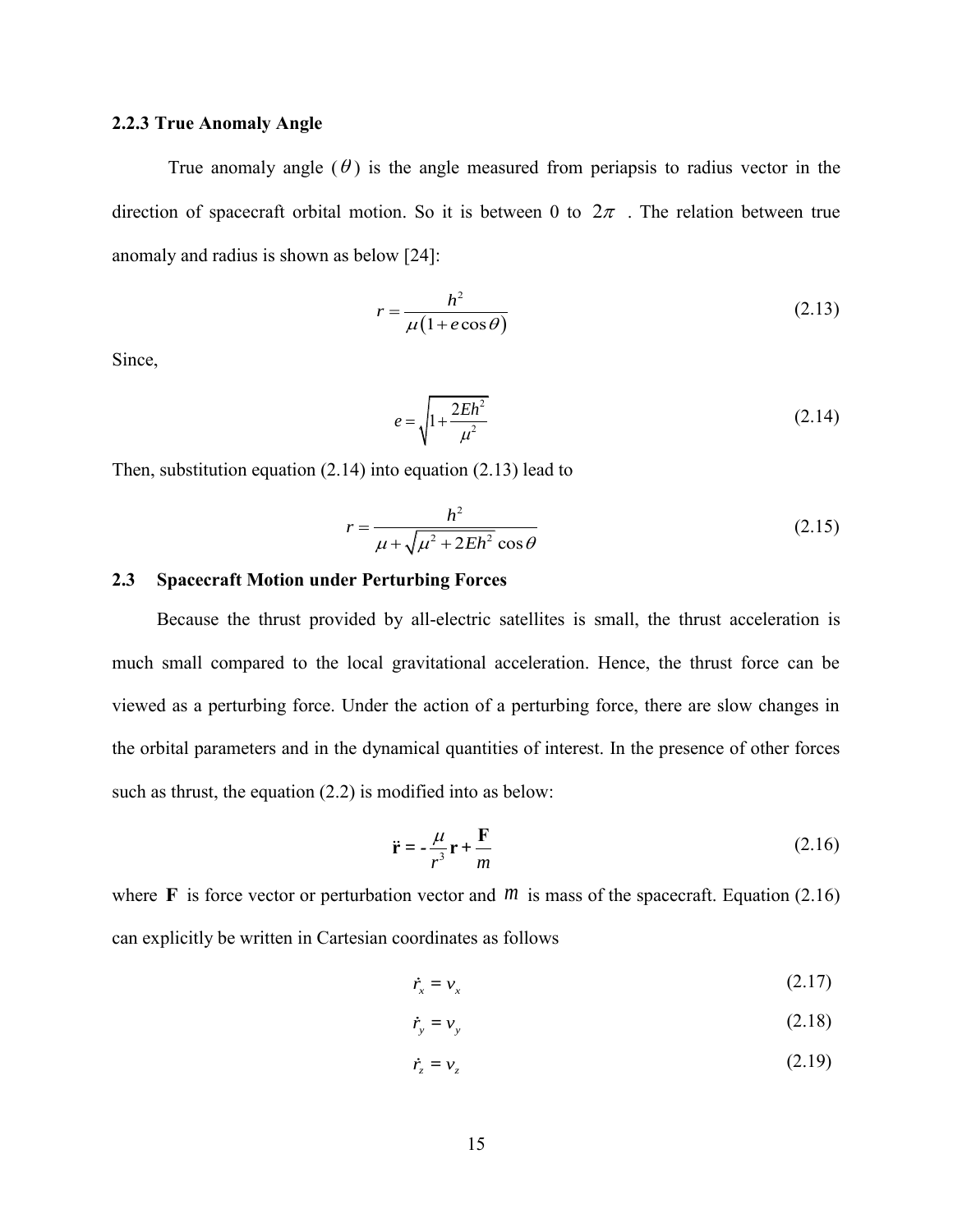### 2.2.3 True Anomaly Angle

True anomaly angle ($\theta$) is the angle measured from periapsis to radius vector in the direction of spacecraft orbital motion. So it is between 0 to $2\pi$ . The relation between true anomaly and radius is shown as below [24]:

$$r = \frac{h^2}{\mu\left(1 + e\cos\theta\right)} \tag{2.13}$$

Since,

$$e = \sqrt{1 + \frac{2Eh^2}{\mu^2}} \tag{2.14}$$

Then, substitution equation (2.14) into equation (2.13) lead to

$$r = \frac{h^2}{\mu + \sqrt{\mu^2 + 2Eh^2}\cos\theta} \tag{2.15}$$

## 2.3 Spacecraft Motion under Perturbing Forces

Because the thrust provided by all-electric satellites is small, the thrust acceleration is much small compared to the local gravitational acceleration. Hence, the thrust force can be viewed as a perturbing force. Under the action of a perturbing force, there are slow changes in the orbital parameters and in the dynamical quantities of interest. In the presence of other forces such as thrust, the equation (2.2) is modified into as below:

$$\ddot{\mathbf{r}} = -\frac{\mu}{r^3}\mathbf{r} + \frac{\mathbf{F}}{m} \tag{2.16}$$

where $\mathbf{F}$ is force vector or perturbation vector and $m$ is mass of the spacecraft. Equation (2.16) can explicitly be written in Cartesian coordinates as follows

$$\dot{r}_x = v_x \tag{2.17}$$

$$\dot{r}_y = v_y \tag{2.18}$$

$$\dot{r}_z = v_z \tag{2.19}$$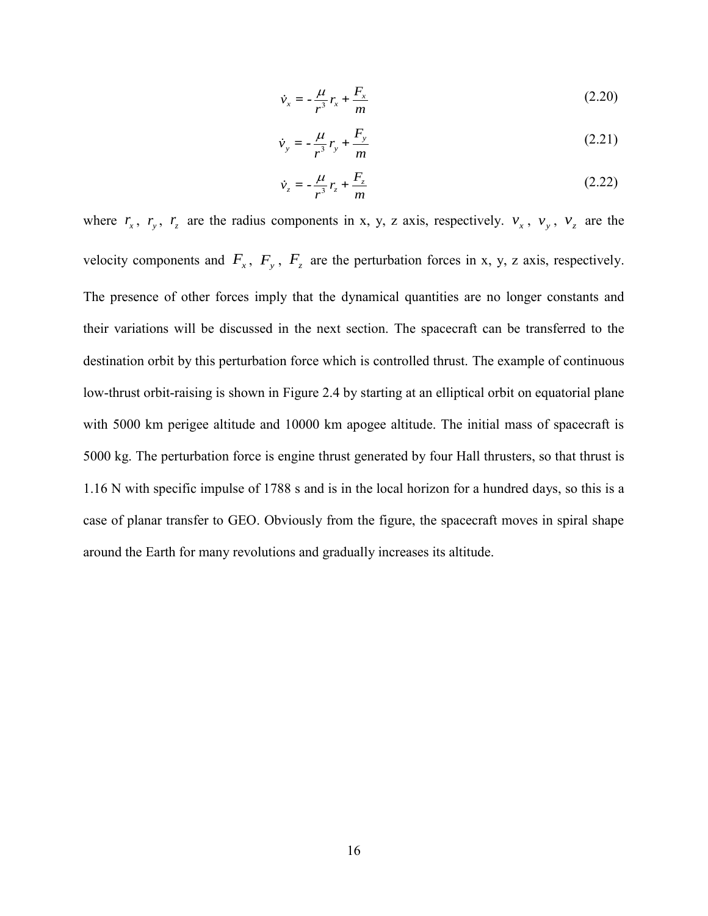$$\dot{v}_x = -\frac{\mu}{r^3} r_x + \frac{F_x}{m} \tag{2.20}$$

$$\dot{v}_y = -\frac{\mu}{r^3} r_y + \frac{F_y}{m} \tag{2.21}$$

$$\dot{v}_z = -\frac{\mu}{r^3} r_z + \frac{F_z}{m} \tag{2.22}$$

where $r_x$, $r_y$, $r_z$ are the radius components in x, y, z axis, respectively. $v_x$, $v_y$, $v_z$ are the velocity components and $F_x$, $F_y$, $F_z$ are the perturbation forces in x, y, z axis, respectively. The presence of other forces imply that the dynamical quantities are no longer constants and their variations will be discussed in the next section. The spacecraft can be transferred to the destination orbit by this perturbation force which is controlled thrust. The example of continuous low-thrust orbit-raising is shown in Figure 2.4 by starting at an elliptical orbit on equatorial plane with 5000 km perigee altitude and 10000 km apogee altitude. The initial mass of spacecraft is 5000 kg. The perturbation force is engine thrust generated by four Hall thrusters, so that thrust is 1.16 N with specific impulse of 1788 s and is in the local horizon for a hundred days, so this is a case of planar transfer to GEO. Obviously from the figure, the spacecraft moves in spiral shape around the Earth for many revolutions and gradually increases its altitude.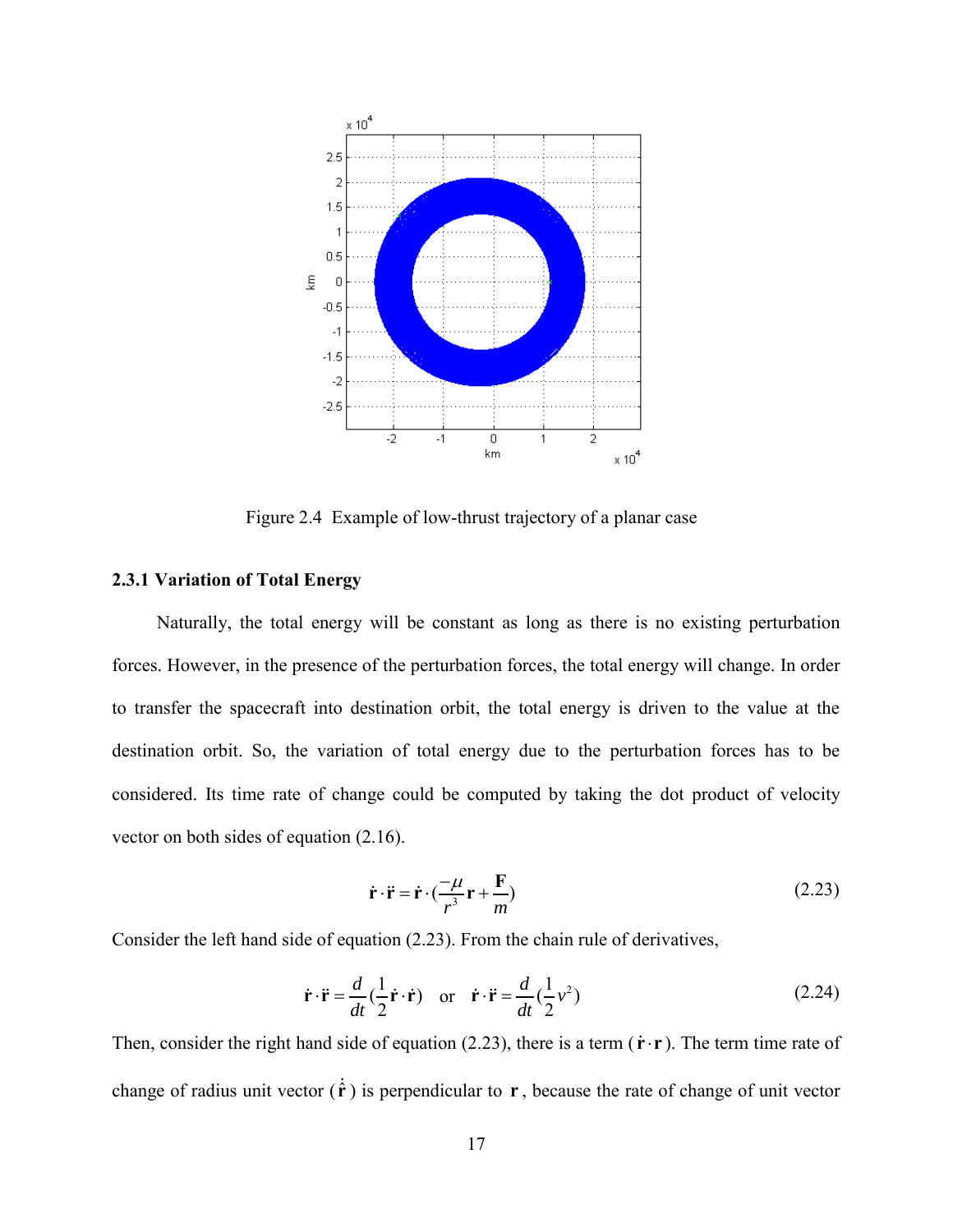Figure 2.4 Example of low-thrust trajectory of a planar case

### 2.3.1 Variation of Total Energy

Naturally, the total energy will be constant as long as there is no existing perturbation forces. However, in the presence of the perturbation forces, the total energy will change. In order to transfer the spacecraft into destination orbit, the total energy is driven to the value at the destination orbit. So, the variation of total energy due to the perturbation forces has to be considered. Its time rate of change could be computed by taking the dot product of velocity vector on both sides of equation (2.16).

$$\dot{\mathbf{r}} \cdot \ddot{\mathbf{r}} = \dot{\mathbf{r}} \cdot \left(\frac{-\mu}{r^3}\mathbf{r} + \frac{\mathbf{F}}{m}\right) \tag{2.23}$$

Consider the left hand side of equation (2.23). From the chain rule of derivatives,

$$\dot{\mathbf{r}} \cdot \ddot{\mathbf{r}} = \frac{d}{dt}\left(\frac{1}{2}\dot{\mathbf{r}} \cdot \dot{\mathbf{r}}\right) \quad \text{or} \quad \dot{\mathbf{r}} \cdot \ddot{\mathbf{r}} = \frac{d}{dt}\left(\frac{1}{2}v^2\right) \tag{2.24}$$

Then, consider the right hand side of equation (2.23), there is a term ($\dot{\mathbf{r}} \cdot \mathbf{r}$). The term time rate of change of radius unit vector ($\dot{\hat{\mathbf{r}}}$) is perpendicular to $\mathbf{r}$, because the rate of change of unit vector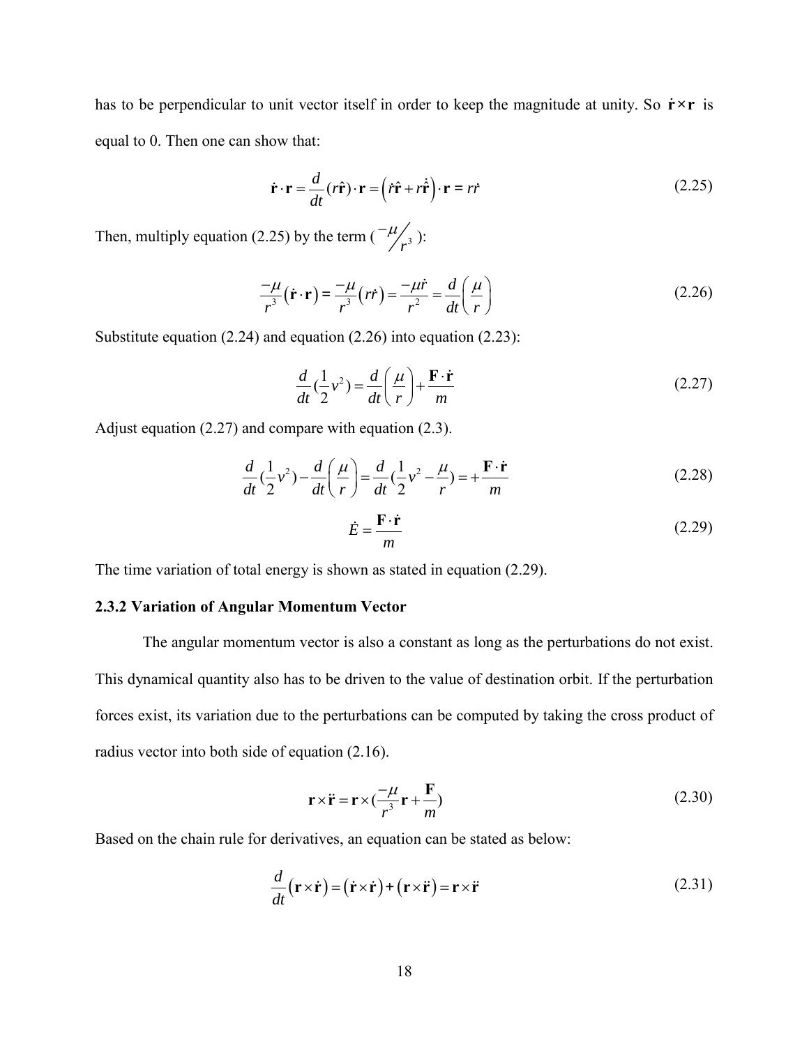has to be perpendicular to unit vector itself in order to keep the magnitude at unity. So $\dot{\mathbf{r}} \times \mathbf{r}$ is equal to 0. Then one can show that:

$$\dot{\mathbf{r}} \cdot \mathbf{r} = \frac{d}{dt}(r\hat{\mathbf{r}}) \cdot \mathbf{r} = \left(\dot{r}\hat{\mathbf{r}} + r\dot{\hat{\mathbf{r}}}\right) \cdot \mathbf{r} = r\dot{r} \tag{2.25}$$

Then, multiply equation (2.25) by the term ( $-\mu/r^3$ ):

$$\frac{-\mu}{r^3}\left(\dot{\mathbf{r}} \cdot \mathbf{r}\right) = \frac{-\mu}{r^3}\left(r\dot{r}\right) = \frac{-\mu\dot{r}}{r^2} = \frac{d}{dt}\left(\frac{\mu}{r}\right) \tag{2.26}$$

Substitute equation (2.24) and equation (2.26) into equation (2.23):

$$\frac{d}{dt}(\frac{1}{2}v^2) = \frac{d}{dt}\left(\frac{\mu}{r}\right) + \frac{\mathbf{F} \cdot \dot{\mathbf{r}}}{m} \tag{2.27}$$

Adjust equation (2.27) and compare with equation (2.3).

$$\frac{d}{dt}(\frac{1}{2}v^2) - \frac{d}{dt}\left(\frac{\mu}{r}\right) = \frac{d}{dt}(\frac{1}{2}v^2 - \frac{\mu}{r}) = +\frac{\mathbf{F} \cdot \dot{\mathbf{r}}}{m} \tag{2.28}$$

$$\dot{E} = \frac{\mathbf{F} \cdot \dot{\mathbf{r}}}{m} \tag{2.29}$$

The time variation of total energy is shown as stated in equation (2.29).

### 2.3.2 Variation of Angular Momentum Vector

The angular momentum vector is also a constant as long as the perturbations do not exist. This dynamical quantity also has to be driven to the value of destination orbit. If the perturbation forces exist, its variation due to the perturbations can be computed by taking the cross product of radius vector into both side of equation (2.16).

$$\mathbf{r} \times \ddot{\mathbf{r}} = \mathbf{r} \times (\frac{-\mu}{r^3}\mathbf{r} + \frac{\mathbf{F}}{m}) \tag{2.30}$$

Based on the chain rule for derivatives, an equation can be stated as below:

$$\frac{d}{dt}\left(\mathbf{r} \times \dot{\mathbf{r}}\right) = \left(\dot{\mathbf{r}} \times \dot{\mathbf{r}}\right) + \left(\mathbf{r} \times \ddot{\mathbf{r}}\right) = \mathbf{r} \times \ddot{\mathbf{r}} \tag{2.31}$$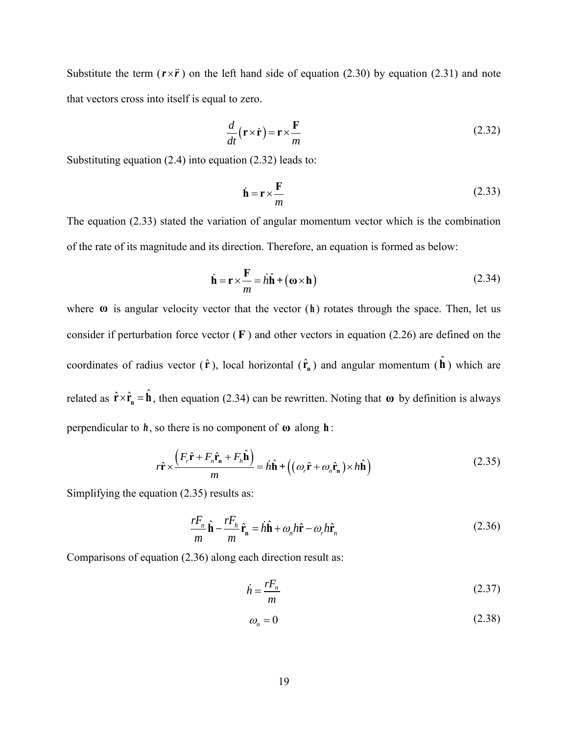Substitute the term ($\boldsymbol{r}\times\ddot{\boldsymbol{r}}$) on the left hand side of equation (2.30) by equation (2.31) and note that vectors cross into itself is equal to zero.

$$\frac{d}{dt}\left(\mathbf{r}\times\dot{\mathbf{r}}\right)=\mathbf{r}\times\frac{\mathbf{F}}{m} \tag{2.32}$$

Substituting equation (2.4) into equation (2.32) leads to:

$$\dot{\mathbf{h}}=\mathbf{r}\times\frac{\mathbf{F}}{m} \tag{2.33}$$

The equation (2.33) stated the variation of angular momentum vector which is the combination of the rate of its magnitude and its direction. Therefore, an equation is formed as below:

$$\dot{\mathbf{h}}=\mathbf{r}\times\frac{\mathbf{F}}{m}=\dot{h}\hat{\mathbf{h}}+\left(\boldsymbol{\omega}\times\mathbf{h}\right) \tag{2.34}$$

where $\boldsymbol{\omega}$ is angular velocity vector that the vector ($\mathbf{h}$) rotates through the space. Then, let us consider if perturbation force vector ($\mathbf{F}$) and other vectors in equation (2.26) are defined on the coordinates of radius vector ($\hat{\mathbf{r}}$), local horizontal ($\hat{\mathbf{r}}_{\mathbf{n}}$) and angular momentum ($\hat{\mathbf{h}}$) which are related as $\hat{\mathbf{r}}\times\hat{\mathbf{r}}_{\mathbf{n}}=\hat{\mathbf{h}}$, then equation (2.34) can be rewritten. Noting that $\boldsymbol{\omega}$ by definition is always perpendicular to $\boldsymbol{h}$, so there is no component of $\boldsymbol{\omega}$ along $\mathbf{h}$:

$$r\hat{\mathbf{r}}\times\frac{\left(F_r\hat{\mathbf{r}}+F_n\hat{\mathbf{r}}_{\mathbf{n}}+F_h\hat{\mathbf{h}}\right)}{m}=\dot{h}\hat{\mathbf{h}}+\left(\left(\omega_r\hat{\mathbf{r}}+\omega_n\hat{\mathbf{r}}_{\mathbf{n}}\right)\times h\hat{\mathbf{h}}\right) \tag{2.35}$$

Simplifying the equation (2.35) results as:

$$\frac{rF_n}{m}\hat{\mathbf{h}}-\frac{rF_h}{m}\hat{\mathbf{r}}_{\mathbf{n}}=\dot{h}\hat{\mathbf{h}}+\omega_n h\hat{\mathbf{r}}-\omega_r h\hat{\mathbf{r}}_n \tag{2.36}$$

Comparisons of equation (2.36) along each direction result as:

$$\dot{h}=\frac{rF_n}{m} \tag{2.37}$$

$$\omega_n=0 \tag{2.38}$$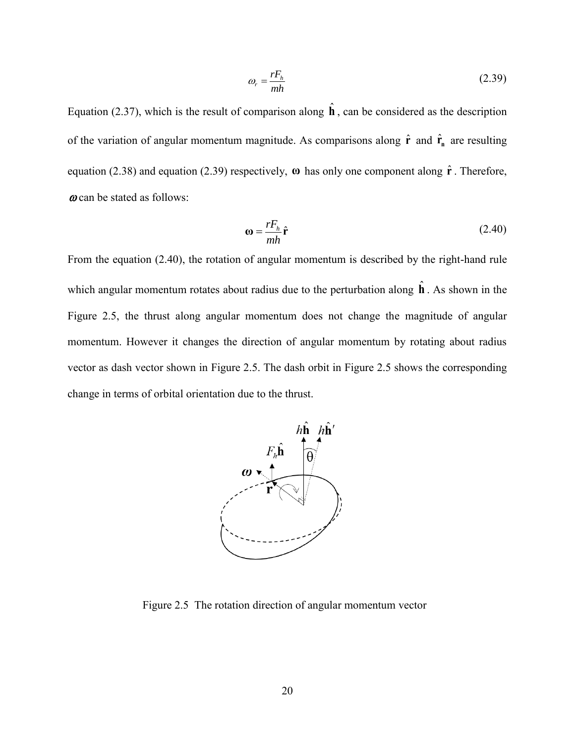$$\omega_r = \frac{rF_h}{mh} \tag{2.39}$$

Equation (2.37), which is the result of comparison along $\hat{\mathbf{h}}$, can be considered as the description of the variation of angular momentum magnitude. As comparisons along $\hat{\mathbf{r}}$ and $\hat{\mathbf{r}}_\mathbf{n}$ are resulting equation (2.38) and equation (2.39) respectively, $\boldsymbol{\omega}$ has only one component along $\hat{\mathbf{r}}$. Therefore, $\boldsymbol{\omega}$ can be stated as follows:

$$\boldsymbol{\omega} = \frac{rF_h}{mh}\hat{\mathbf{r}} \tag{2.40}$$

From the equation (2.40), the rotation of angular momentum is described by the right-hand rule which angular momentum rotates about radius due to the perturbation along $\hat{\mathbf{h}}$. As shown in the Figure 2.5, the thrust along angular momentum does not change the magnitude of angular momentum. However it changes the direction of angular momentum by rotating about radius vector as dash vector shown in Figure 2.5. The dash orbit in Figure 2.5 shows the corresponding change in terms of orbital orientation due to the thrust.

Figure 2.5 The rotation direction of angular momentum vector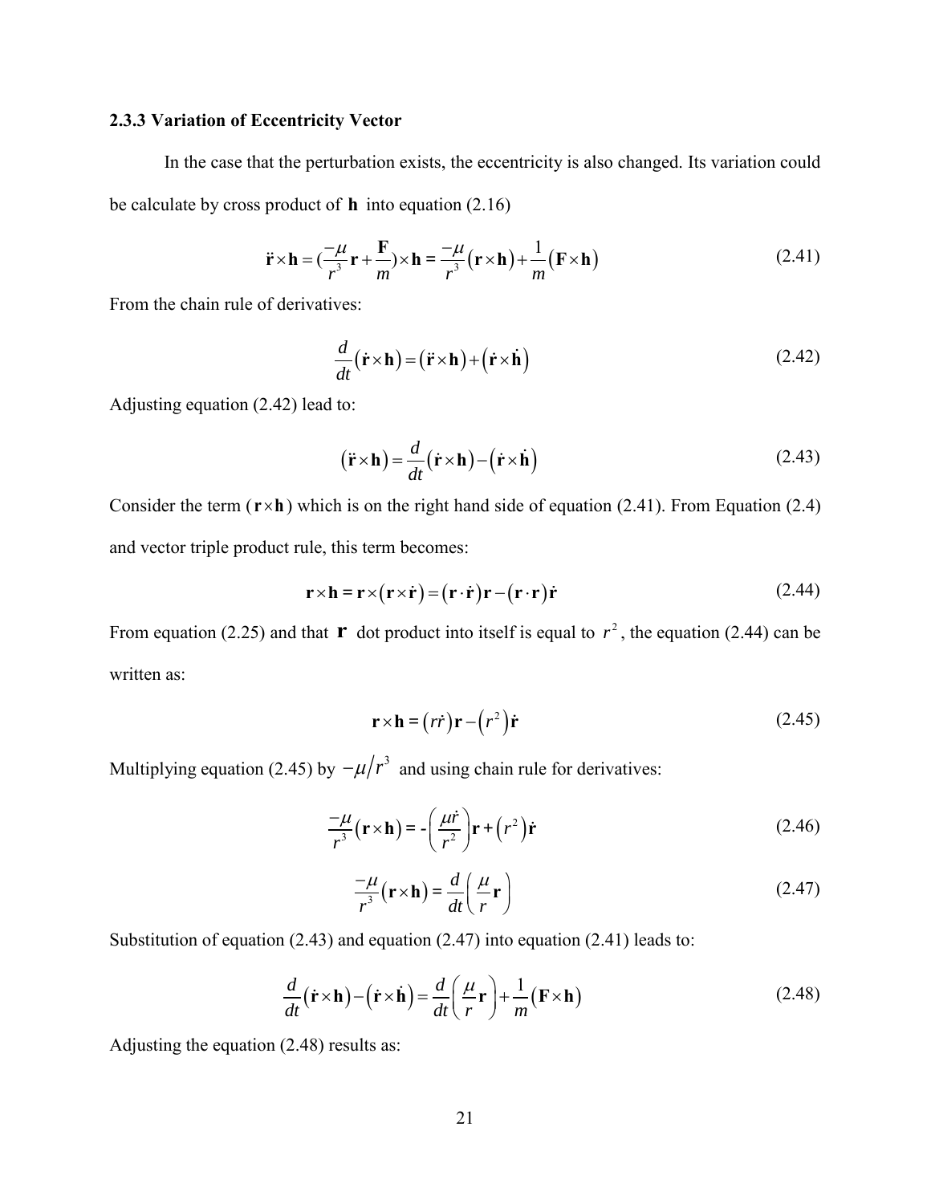### 2.3.3 Variation of Eccentricity Vector

In the case that the perturbation exists, the eccentricity is also changed. Its variation could be calculate by cross product of $\mathbf{h}$ into equation (2.16)

$$\ddot{\mathbf{r}} \times \mathbf{h} = (\frac{-\mu}{r^3}\mathbf{r} + \frac{\mathbf{F}}{m}) \times \mathbf{h} = \frac{-\mu}{r^3}(\mathbf{r} \times \mathbf{h}) + \frac{1}{m}(\mathbf{F} \times \mathbf{h}) \tag{2.41}$$

From the chain rule of derivatives:

$$\frac{d}{dt}(\dot{\mathbf{r}} \times \mathbf{h}) = (\ddot{\mathbf{r}} \times \mathbf{h}) + (\dot{\mathbf{r}} \times \dot{\mathbf{h}}) \tag{2.42}$$

Adjusting equation (2.42) lead to:

$$(\ddot{\mathbf{r}} \times \mathbf{h}) = \frac{d}{dt}(\dot{\mathbf{r}} \times \mathbf{h}) - (\dot{\mathbf{r}} \times \dot{\mathbf{h}}) \tag{2.43}$$

Consider the term ($\mathbf{r} \times \mathbf{h}$) which is on the right hand side of equation (2.41). From Equation (2.4) and vector triple product rule, this term becomes:

$$\mathbf{r} \times \mathbf{h} = \mathbf{r} \times (\mathbf{r} \times \dot{\mathbf{r}}) = (\mathbf{r} \cdot \dot{\mathbf{r}})\mathbf{r} - (\mathbf{r} \cdot \mathbf{r})\dot{\mathbf{r}} \tag{2.44}$$

From equation (2.25) and that $\mathbf{r}$ dot product into itself is equal to $r^2$, the equation (2.44) can be written as:

$$\mathbf{r} \times \mathbf{h} = (r\dot{r})\mathbf{r} - (r^2)\dot{\mathbf{r}} \tag{2.45}$$

Multiplying equation (2.45) by $-\mu/r^3$ and using chain rule for derivatives:

$$\frac{-\mu}{r^3}(\mathbf{r} \times \mathbf{h}) = -\left(\frac{\mu \dot{r}}{r^2}\right)\mathbf{r} + (r^2)\dot{\mathbf{r}} \tag{2.46}$$

$$\frac{-\mu}{r^3}(\mathbf{r} \times \mathbf{h}) = \frac{d}{dt}\left(\frac{\mu}{r}\mathbf{r}\right) \tag{2.47}$$

Substitution of equation (2.43) and equation (2.47) into equation (2.41) leads to:

$$\frac{d}{dt}(\dot{\mathbf{r}} \times \mathbf{h}) - (\dot{\mathbf{r}} \times \dot{\mathbf{h}}) = \frac{d}{dt}\left(\frac{\mu}{r}\mathbf{r}\right) + \frac{1}{m}(\mathbf{F} \times \mathbf{h}) \tag{2.48}$$

Adjusting the equation (2.48) results as: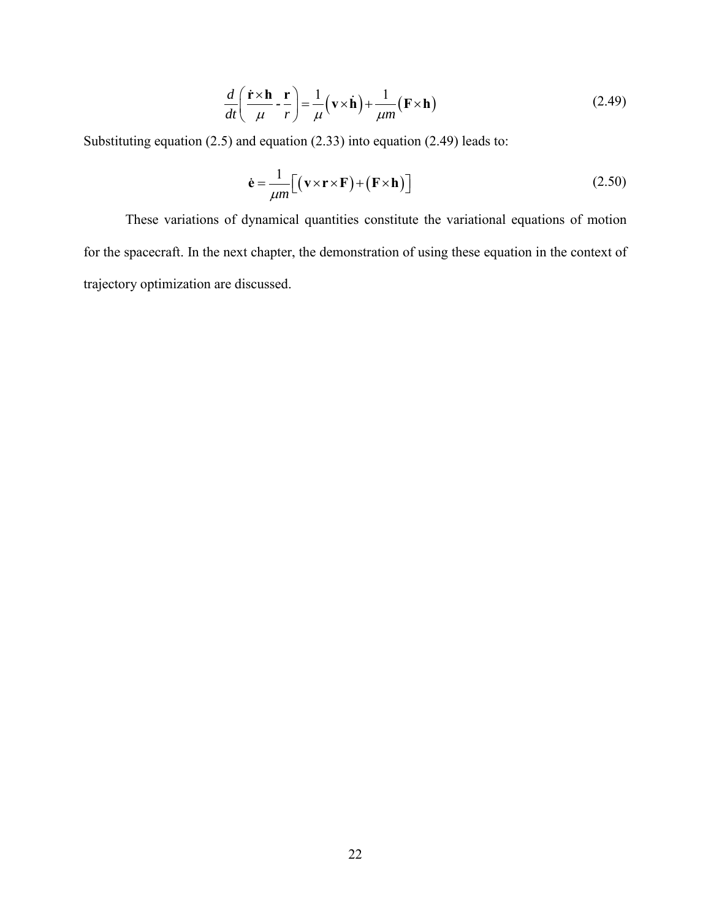$$\frac{d}{dt}\left(\frac{\dot{\mathbf{r}}\times\mathbf{h}}{\mu}-\frac{\mathbf{r}}{r}\right)=\frac{1}{\mu}\left(\mathbf{v}\times\dot{\mathbf{h}}\right)+\frac{1}{\mu m}\left(\mathbf{F}\times\mathbf{h}\right) \tag{2.49}$$

Substituting equation (2.5) and equation (2.33) into equation (2.49) leads to:

$$\dot{\mathbf{e}}=\frac{1}{\mu m}\left[\left(\mathbf{v}\times\mathbf{r}\times\mathbf{F}\right)+\left(\mathbf{F}\times\mathbf{h}\right)\right] \tag{2.50}$$

These variations of dynamical quantities constitute the variational equations of motion for the spacecraft. In the next chapter, the demonstration of using these equation in the context of trajectory optimization are discussed.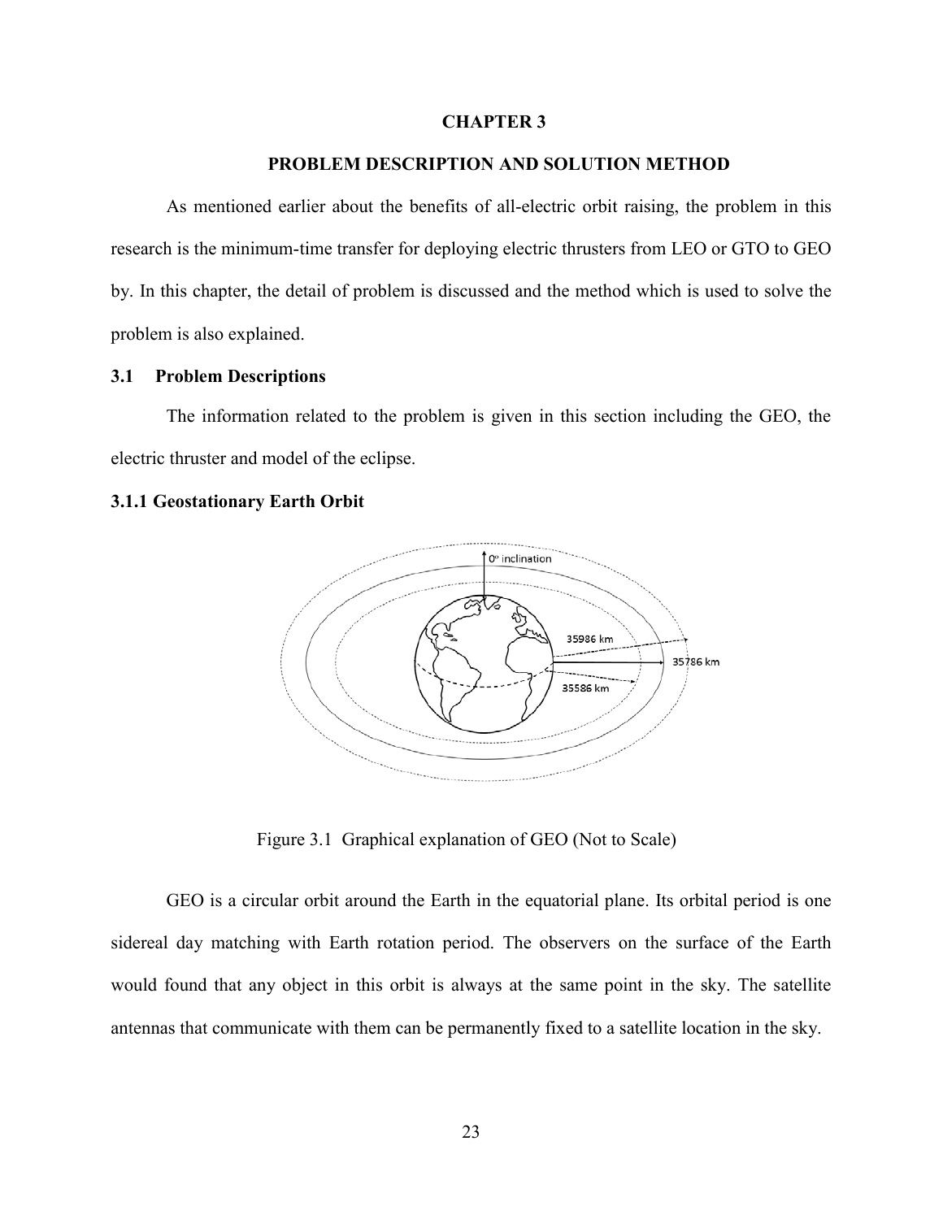# CHAPTER 3

## PROBLEM DESCRIPTION AND SOLUTION METHOD

As mentioned earlier about the benefits of all-electric orbit raising, the problem in this research is the minimum-time transfer for deploying electric thrusters from LEO or GTO to GEO by. In this chapter, the detail of problem is discussed and the method which is used to solve the problem is also explained.

### 3.1 Problem Descriptions

The information related to the problem is given in this section including the GEO, the electric thruster and model of the eclipse.

#### 3.1.1 Geostationary Earth Orbit

Figure 3.1 Graphical explanation of GEO (Not to Scale)

GEO is a circular orbit around the Earth in the equatorial plane. Its orbital period is one sidereal day matching with Earth rotation period. The observers on the surface of the Earth would found that any object in this orbit is always at the same point in the sky. The satellite antennas that communicate with them can be permanently fixed to a satellite location in the sky.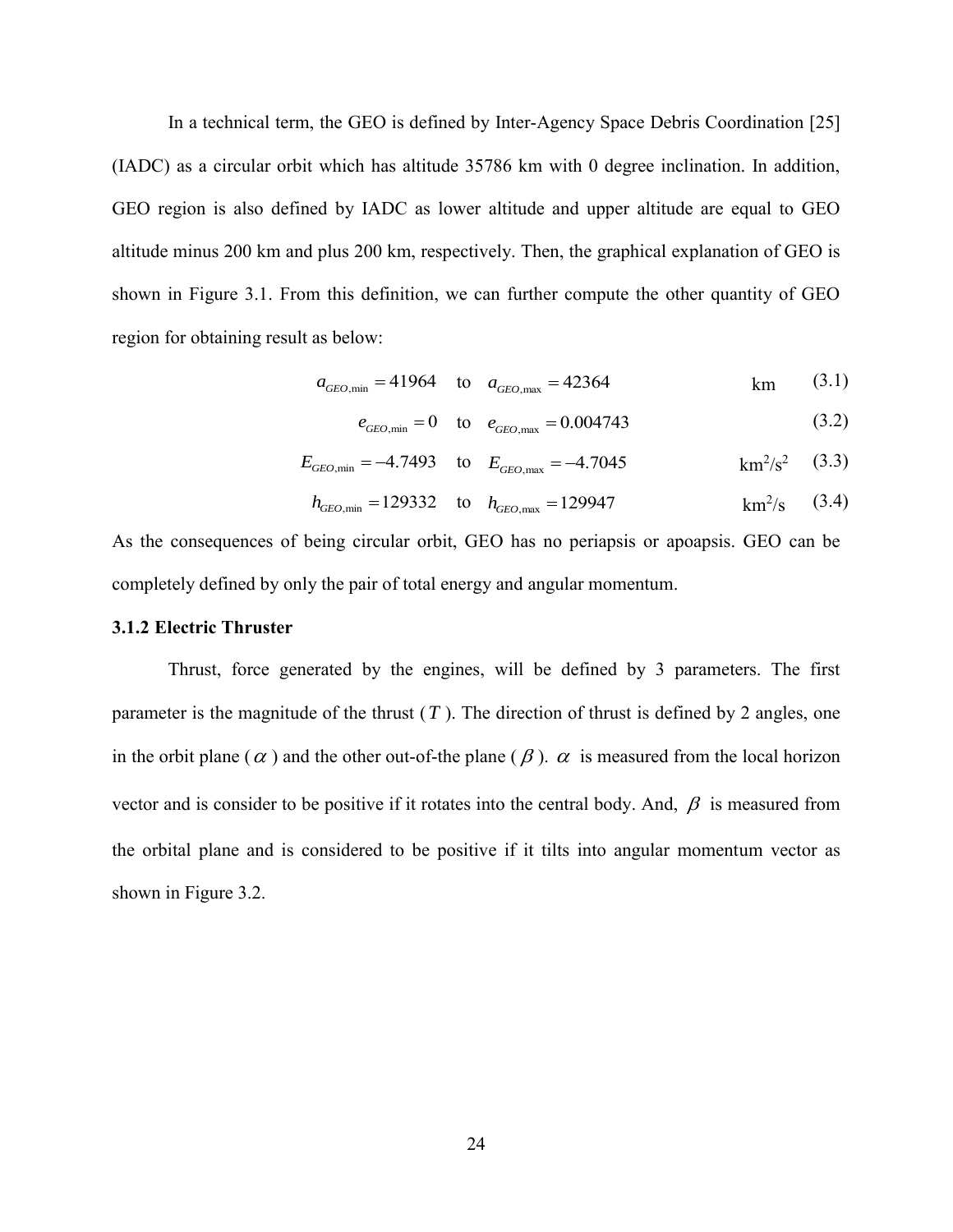In a technical term, the GEO is defined by Inter-Agency Space Debris Coordination [25] (IADC) as a circular orbit which has altitude 35786 km with 0 degree inclination. In addition, GEO region is also defined by IADC as lower altitude and upper altitude are equal to GEO altitude minus 200 km and plus 200 km, respectively. Then, the graphical explanation of GEO is shown in Figure 3.1. From this definition, we can further compute the other quantity of GEO region for obtaining result as below:

$$a_{GEO,\min} = 41964 \quad \text{to} \quad a_{GEO,\max} = 42364 \qquad \text{km} \tag{3.1}$$

$$e_{GEO,\min} = 0 \quad \text{to} \quad e_{GEO,\max} = 0.004743 \tag{3.2}$$

$$E_{GEO,\min} = -4.7493 \quad \text{to} \quad E_{GEO,\max} = -4.7045 \qquad \text{km}^2/\text{s}^2 \tag{3.3}$$

$$h_{GEO,\min} = 129332 \quad \text{to} \quad h_{GEO,\max} = 129947 \qquad \text{km}^2/\text{s} \tag{3.4}$$

As the consequences of being circular orbit, GEO has no periapsis or apoapsis. GEO can be completely defined by only the pair of total energy and angular momentum.

### 3.1.2 Electric Thruster

Thrust, force generated by the engines, will be defined by 3 parameters. The first parameter is the magnitude of the thrust ($T$). The direction of thrust is defined by 2 angles, one in the orbit plane ($\alpha$) and the other out-of-the plane ($\beta$). $\alpha$ is measured from the local horizon vector and is consider to be positive if it rotates into the central body. And, $\beta$ is measured from the orbital plane and is considered to be positive if it tilts into angular momentum vector as shown in Figure 3.2.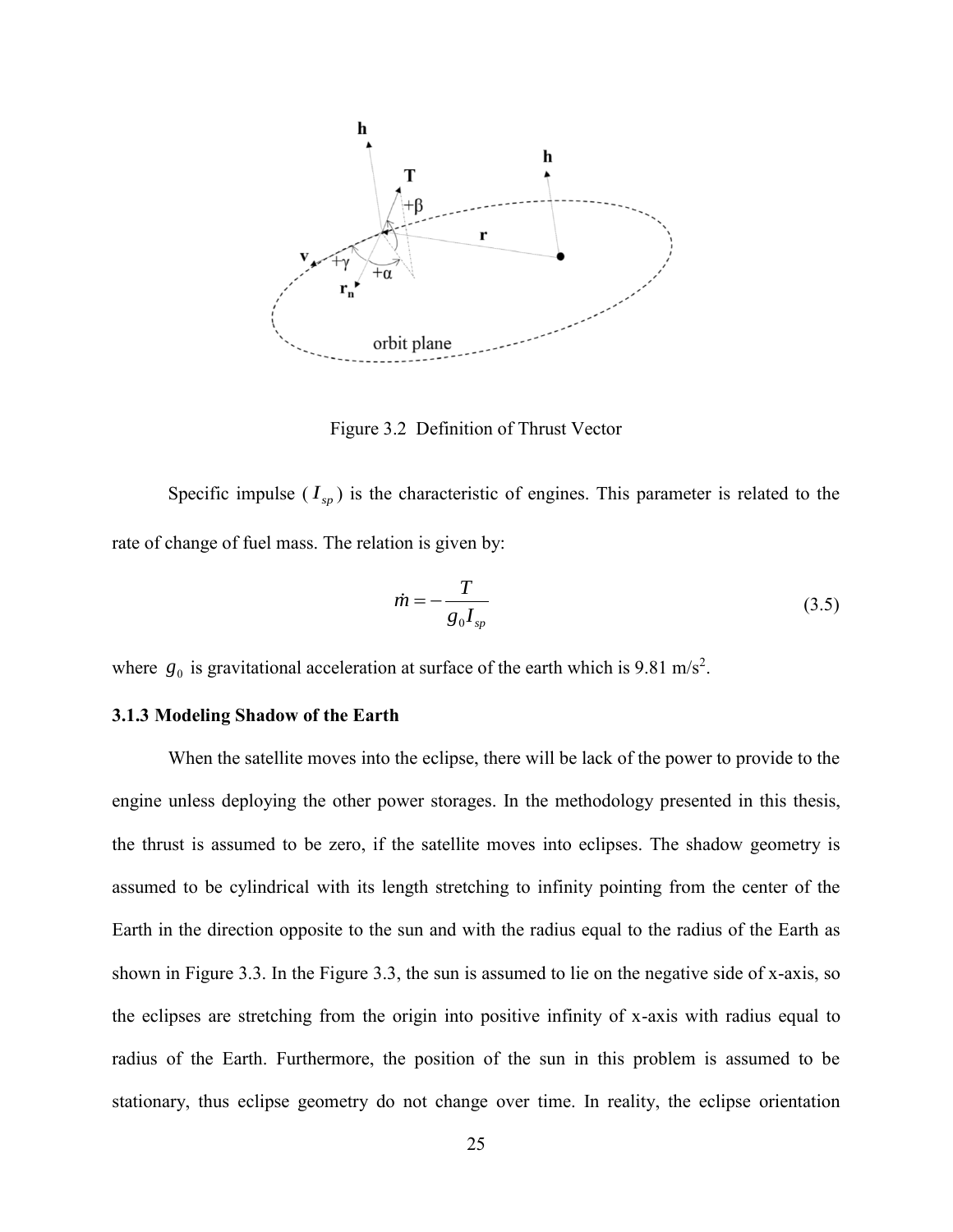Figure 3.2 Definition of Thrust Vector

Specific impulse ($I_{sp}$) is the characteristic of engines. This parameter is related to the rate of change of fuel mass. The relation is given by:

$$\dot{m} = -\frac{T}{g_0 I_{sp}} \tag{3.5}$$

where $g_0$ is gravitational acceleration at surface of the earth which is 9.81 m/s$^2$.

### 3.1.3 Modeling Shadow of the Earth

When the satellite moves into the eclipse, there will be lack of the power to provide to the engine unless deploying the other power storages. In the methodology presented in this thesis, the thrust is assumed to be zero, if the satellite moves into eclipses. The shadow geometry is assumed to be cylindrical with its length stretching to infinity pointing from the center of the Earth in the direction opposite to the sun and with the radius equal to the radius of the Earth as shown in Figure 3.3. In the Figure 3.3, the sun is assumed to lie on the negative side of x-axis, so the eclipses are stretching from the origin into positive infinity of x-axis with radius equal to radius of the Earth. Furthermore, the position of the sun in this problem is assumed to be stationary, thus eclipse geometry do not change over time. In reality, the eclipse orientation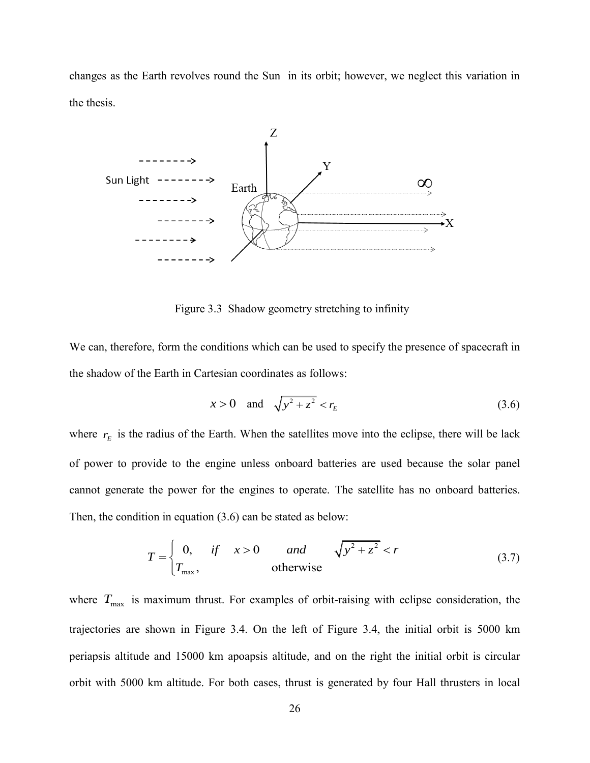changes as the Earth revolves round the Sun in its orbit; however, we neglect this variation in the thesis.

Figure 3.3 Shadow geometry stretching to infinity

We can, therefore, form the conditions which can be used to specify the presence of spacecraft in the shadow of the Earth in Cartesian coordinates as follows:

$$x > 0 \quad \text{and} \quad \sqrt{y^2 + z^2} < r_E \tag{3.6}$$

where $r_E$ is the radius of the Earth. When the satellites move into the eclipse, there will be lack of power to provide to the engine unless onboard batteries are used because the solar panel cannot generate the power for the engines to operate. The satellite has no onboard batteries. Then, the condition in equation (3.6) can be stated as below:

$$T = \begin{cases} 0, & if \quad x > 0 \quad and \quad \sqrt{y^2 + z^2} < r \\ T_{\max}, & \text{otherwise} \end{cases} \tag{3.7}$$

where $T_{\max}$ is maximum thrust. For examples of orbit-raising with eclipse consideration, the trajectories are shown in Figure 3.4. On the left of Figure 3.4, the initial orbit is 5000 km periapsis altitude and 15000 km apoapsis altitude, and on the right the initial orbit is circular orbit with 5000 km altitude. For both cases, thrust is generated by four Hall thrusters in local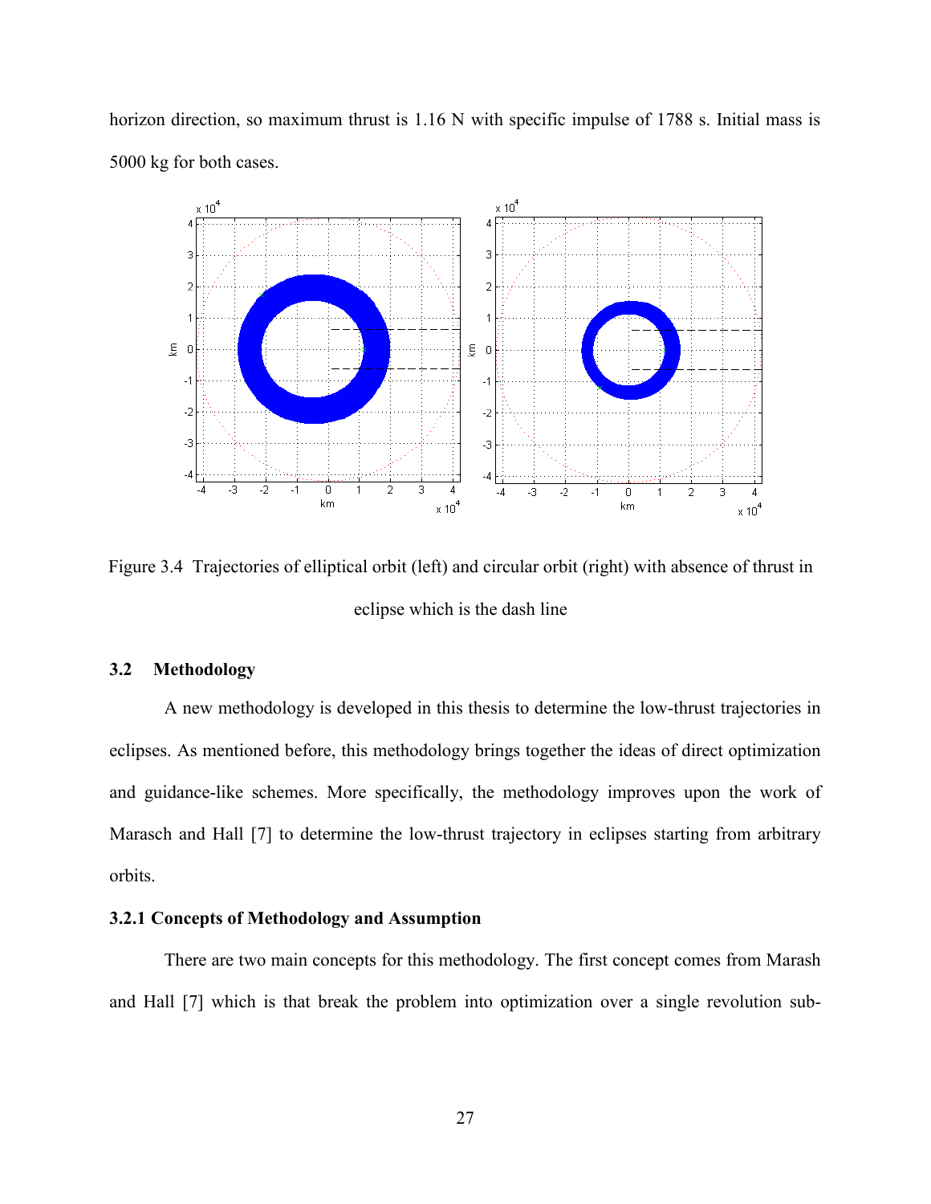horizon direction, so maximum thrust is 1.16 N with specific impulse of 1788 s. Initial mass is 5000 kg for both cases.

Figure 3.4 Trajectories of elliptical orbit (left) and circular orbit (right) with absence of thrust in eclipse which is the dash line

### 3.2 Methodology

A new methodology is developed in this thesis to determine the low-thrust trajectories in eclipses. As mentioned before, this methodology brings together the ideas of direct optimization and guidance-like schemes. More specifically, the methodology improves upon the work of Marasch and Hall [7] to determine the low-thrust trajectory in eclipses starting from arbitrary orbits.

#### 3.2.1 Concepts of Methodology and Assumption

There are two main concepts for this methodology. The first concept comes from Marash and Hall [7] which is that break the problem into optimization over a single revolution sub-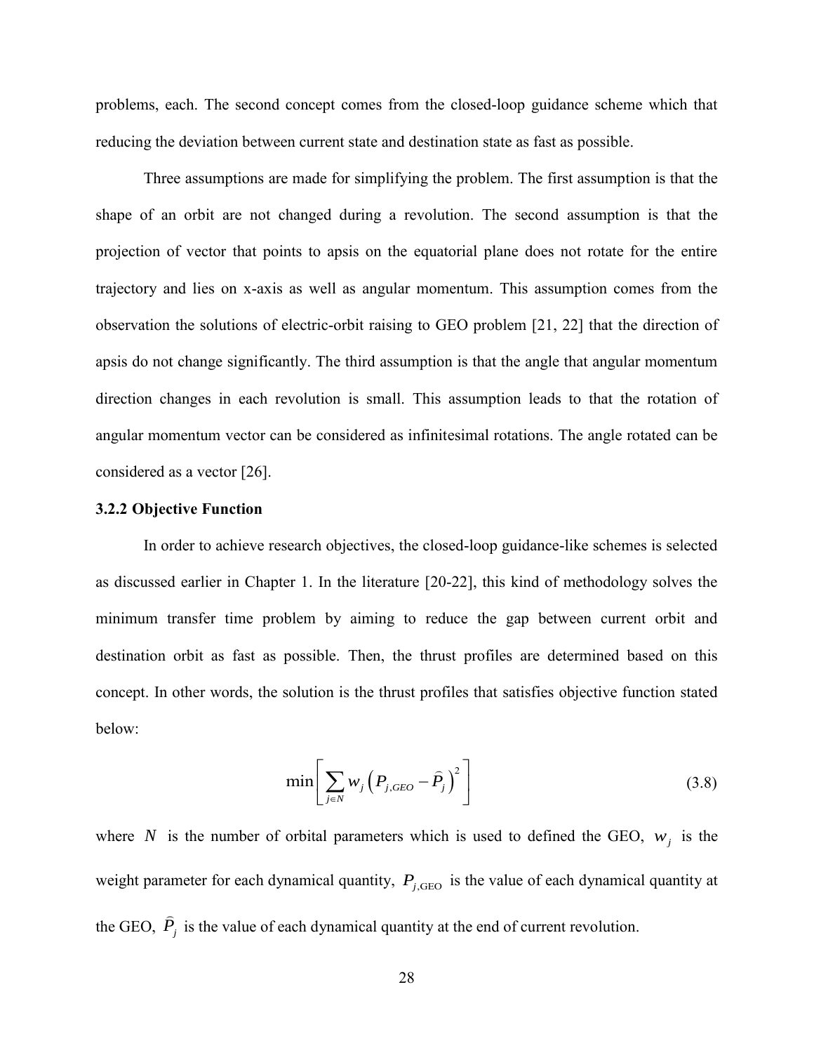problems, each. The second concept comes from the closed-loop guidance scheme which that reducing the deviation between current state and destination state as fast as possible.

Three assumptions are made for simplifying the problem. The first assumption is that the shape of an orbit are not changed during a revolution. The second assumption is that the projection of vector that points to apsis on the equatorial plane does not rotate for the entire trajectory and lies on x-axis as well as angular momentum. This assumption comes from the observation the solutions of electric-orbit raising to GEO problem [21, 22] that the direction of apsis do not change significantly. The third assumption is that the angle that angular momentum direction changes in each revolution is small. This assumption leads to that the rotation of angular momentum vector can be considered as infinitesimal rotations. The angle rotated can be considered as a vector [26].

### 3.2.2 Objective Function

In order to achieve research objectives, the closed-loop guidance-like schemes is selected as discussed earlier in Chapter 1. In the literature [20-22], this kind of methodology solves the minimum transfer time problem by aiming to reduce the gap between current orbit and destination orbit as fast as possible. Then, the thrust profiles are determined based on this concept. In other words, the solution is the thrust profiles that satisfies objective function stated below:

$$\min\left[\sum_{j\in N} w_j\left(P_{j,GEO}-\widehat{P}_j\right)^2\right] \tag{3.8}$$

where $N$ is the number of orbital parameters which is used to defined the GEO, $w_j$ is the weight parameter for each dynamical quantity, $P_{j,\text{GEO}}$ is the value of each dynamical quantity at the GEO, $\widehat{P}_j$ is the value of each dynamical quantity at the end of current revolution.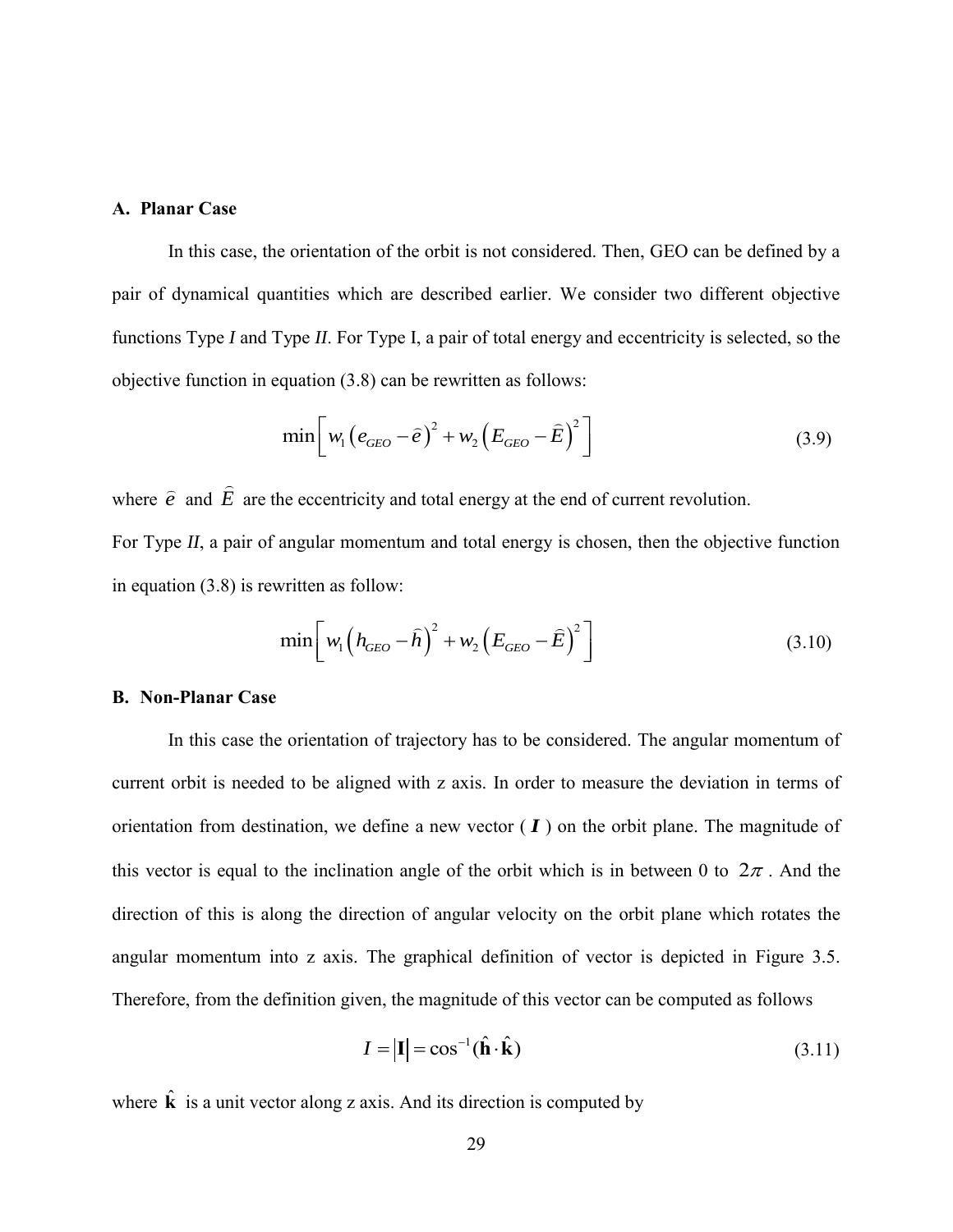### A. Planar Case

In this case, the orientation of the orbit is not considered. Then, GEO can be defined by a pair of dynamical quantities which are described earlier. We consider two different objective functions Type *I* and Type *II*. For Type I, a pair of total energy and eccentricity is selected, so the objective function in equation (3.8) can be rewritten as follows:

$$\min\left[ w_1 \left( e_{GEO} - \widehat{e} \right)^2 + w_2 \left( E_{GEO} - \widehat{E} \right)^2 \right] \tag{3.9}$$

where $\widehat{e}$ and $\widehat{E}$ are the eccentricity and total energy at the end of current revolution.

For Type *II*, a pair of angular momentum and total energy is chosen, then the objective function in equation (3.8) is rewritten as follow:

$$\min\left[ w_1 \left( h_{GEO} - \widehat{h} \right)^2 + w_2 \left( E_{GEO} - \widehat{E} \right)^2 \right] \tag{3.10}$$

### B. Non-Planar Case

In this case the orientation of trajectory has to be considered. The angular momentum of current orbit is needed to be aligned with z axis. In order to measure the deviation in terms of orientation from destination, we define a new vector ( $\boldsymbol{I}$ ) on the orbit plane. The magnitude of this vector is equal to the inclination angle of the orbit which is in between 0 to $2\pi$ . And the direction of this is along the direction of angular velocity on the orbit plane which rotates the angular momentum into z axis. The graphical definition of vector is depicted in Figure 3.5. Therefore, from the definition given, the magnitude of this vector can be computed as follows

$$I = \left| \mathbf{I} \right| = \cos^{-1}(\hat{\mathbf{h}} \cdot \hat{\mathbf{k}}) \tag{3.11}$$

where $\hat{\mathbf{k}}$ is a unit vector along z axis. And its direction is computed by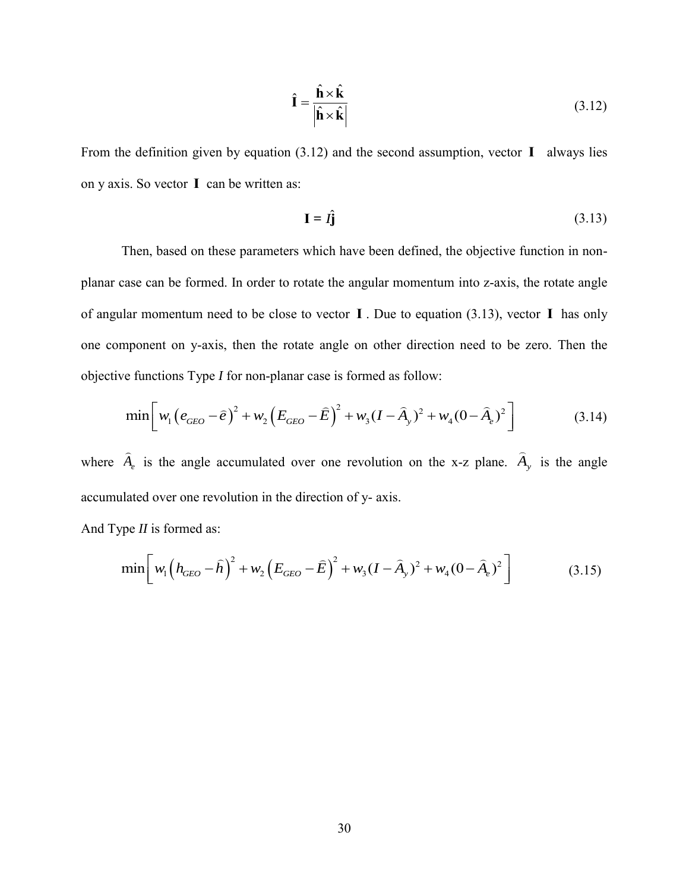$$\hat{\mathbf{I}} = \frac{\hat{\mathbf{h}} \times \hat{\mathbf{k}}}{\left|\hat{\mathbf{h}} \times \hat{\mathbf{k}}\right|} \tag{3.12}$$

From the definition given by equation (3.12) and the second assumption, vector $\mathbf{I}$ always lies on y axis. So vector $\mathbf{I}$ can be written as:

$$\mathbf{I} = I\hat{\mathbf{j}} \tag{3.13}$$

Then, based on these parameters which have been defined, the objective function in non-planar case can be formed. In order to rotate the angular momentum into z-axis, the rotate angle of angular momentum need to be close to vector $\mathbf{I}$. Due to equation (3.13), vector $\mathbf{I}$ has only one component on y-axis, then the rotate angle on other direction need to be zero. Then the objective functions Type *I* for non-planar case is formed as follow:

$$\min\left[ w_1\left(e_{GEO} - \widehat{e}\right)^2 + w_2\left(E_{GEO} - \widehat{E}\right)^2 + w_3(I - \widehat{A}_y)^2 + w_4(0 - \widehat{A}_e)^2 \right] \tag{3.14}$$

where $\widehat{A}_e$ is the angle accumulated over one revolution on the x-z plane. $\widehat{A}_y$ is the angle accumulated over one revolution in the direction of y- axis.

And Type *II* is formed as:

$$\min\left[ w_1\left(h_{GEO} - \widehat{h}\right)^2 + w_2\left(E_{GEO} - \widehat{E}\right)^2 + w_3(I - \widehat{A}_y)^2 + w_4(0 - \widehat{A}_e)^2 \right] \tag{3.15}$$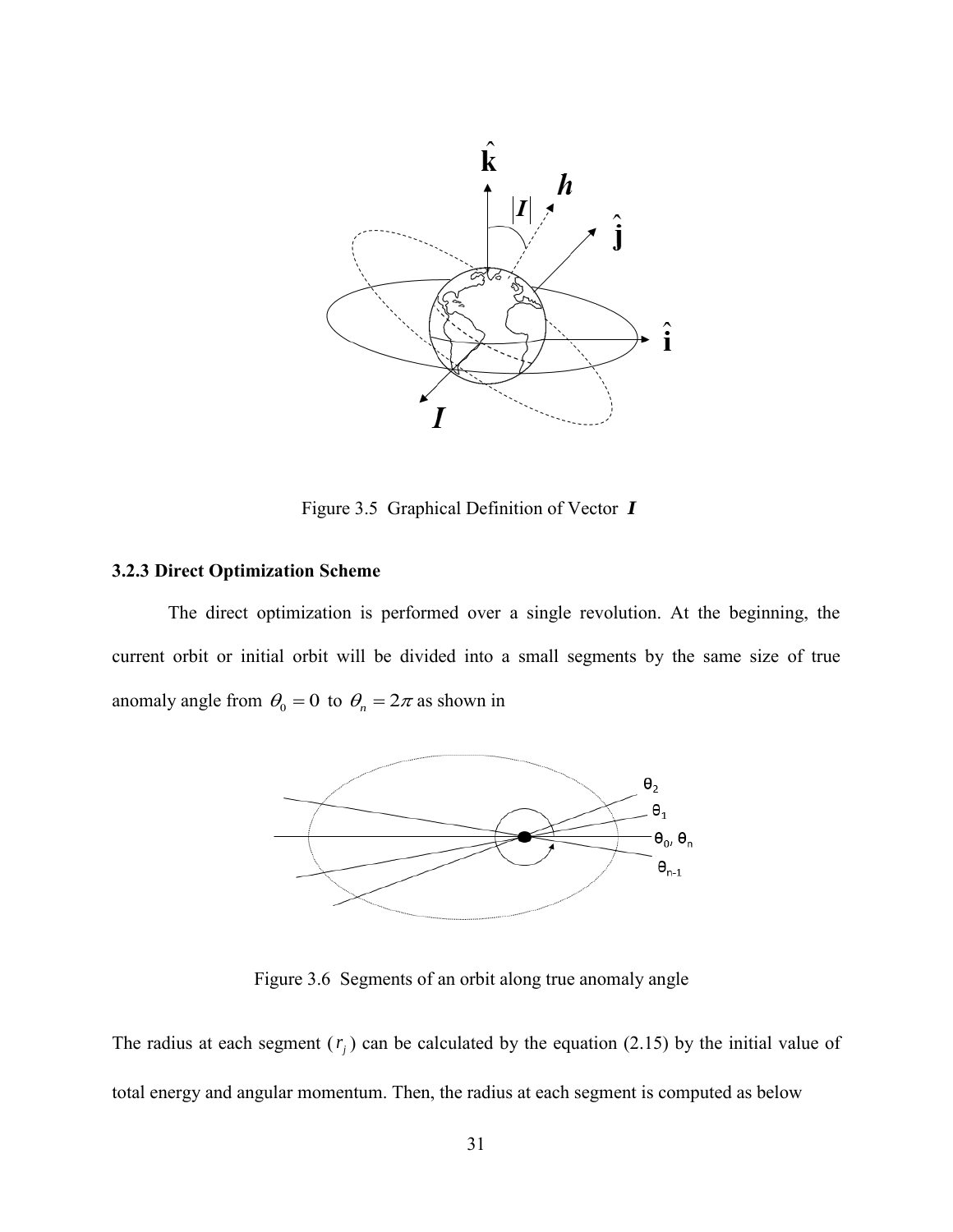Figure 3.5 Graphical Definition of Vector $\boldsymbol{I}$

### 3.2.3 Direct Optimization Scheme

The direct optimization is performed over a single revolution. At the beginning, the current orbit or initial orbit will be divided into a small segments by the same size of true anomaly angle from $\theta_0 = 0$ to $\theta_n = 2\pi$ as shown in

Figure 3.6 Segments of an orbit along true anomaly angle

The radius at each segment ($r_j$) can be calculated by the equation (2.15) by the initial value of total energy and angular momentum. Then, the radius at each segment is computed as below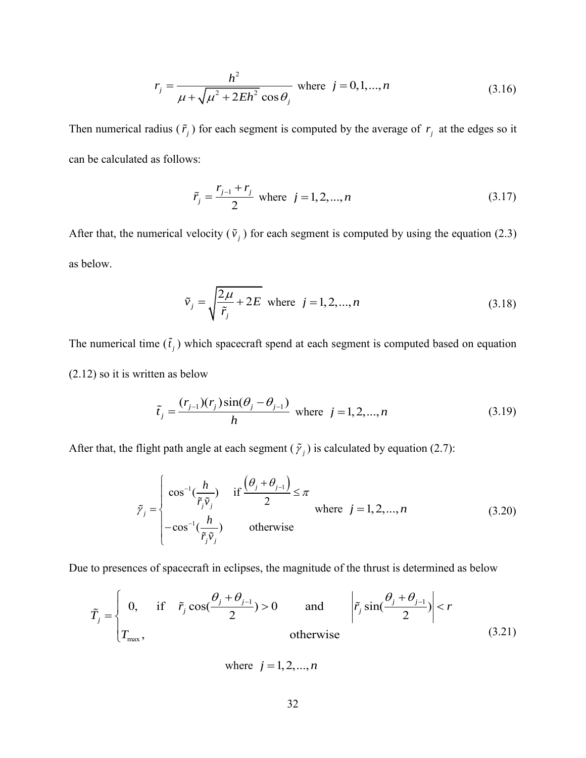$$r_j = \frac{h^2}{\mu + \sqrt{\mu^2 + 2Eh^2}\cos\theta_j} \text{ where } j = 0,1,...,n \tag{3.16}$$

Then numerical radius ($\tilde{r}_j$) for each segment is computed by the average of $r_j$ at the edges so it can be calculated as follows:

$$\tilde{r}_j = \frac{r_{j-1} + r_j}{2} \text{ where } j = 1,2,...,n \tag{3.17}$$

After that, the numerical velocity ($\tilde{v}_j$) for each segment is computed by using the equation (2.3) as below.

$$\tilde{v}_j = \sqrt{\frac{2\mu}{\tilde{r}_j} + 2E} \text{ where } j = 1,2,...,n \tag{3.18}$$

The numerical time ($\tilde{t}_j$) which spacecraft spend at each segment is computed based on equation (2.12) so it is written as below

$$\tilde{t}_j = \frac{(r_{j-1})(r_j)\sin(\theta_j - \theta_{j-1})}{h} \text{ where } j = 1,2,...,n \tag{3.19}$$

After that, the flight path angle at each segment ($\tilde{\gamma}_j$) is calculated by equation (2.7):

$$\tilde{\gamma}_j = \begin{cases} \cos^{-1}\left(\dfrac{h}{\tilde{r}_j \tilde{v}_j}\right) & \text{if } \dfrac{(\theta_j + \theta_{j-1})}{2} \le \pi \\ -\cos^{-1}\left(\dfrac{h}{\tilde{r}_j \tilde{v}_j}\right) & \text{otherwise} \end{cases} \text{ where } j = 1,2,...,n \tag{3.20}$$

Due to presences of spacecraft in eclipses, the magnitude of the thrust is determined as below

$$\tilde{T}_j = \begin{cases} 0, & \text{if } \tilde{r}_j \cos\left(\dfrac{\theta_j + \theta_{j-1}}{2}\right) > 0 \quad \text{and} \quad \left|\tilde{r}_j \sin\left(\dfrac{\theta_j + \theta_{j-1}}{2}\right)\right| < r \\ T_{\max}, & \text{otherwise} \end{cases} \tag{3.21}$$

$$\text{where } j = 1,2,...,n$$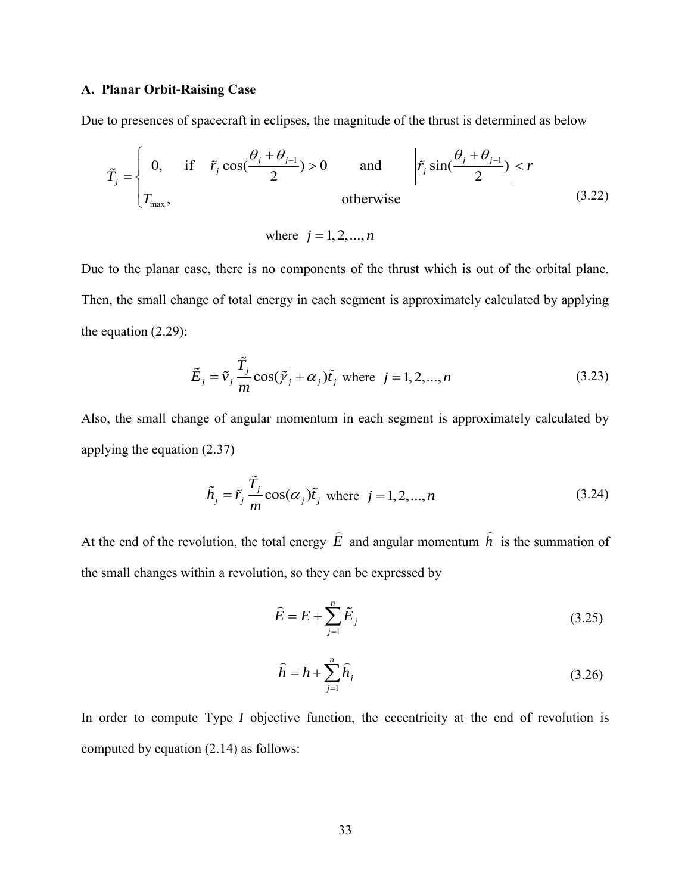### A. Planar Orbit-Raising Case

Due to presences of spacecraft in eclipses, the magnitude of the thrust is determined as below

$$\tilde{T}_j = \begin{cases} 0, \quad \text{if} \quad \tilde{r}_j \cos(\dfrac{\theta_j + \theta_{j-1}}{2}) > 0 \qquad \text{and} \qquad \left| \tilde{r}_j \sin(\dfrac{\theta_j + \theta_{j-1}}{2}) \right| < r \\ T_{\max}, \qquad\qquad\qquad\qquad\qquad \text{otherwise} \end{cases} \tag{3.22}$$

$$\text{where} \quad j = 1, 2, ..., n$$

Due to the planar case, there is no components of the thrust which is out of the orbital plane. Then, the small change of total energy in each segment is approximately calculated by applying the equation (2.29):

$$\tilde{E}_j = \tilde{v}_j \frac{\tilde{T}_j}{m} \cos(\tilde{\gamma}_j + \alpha_j)\tilde{t}_j \;\; \text{where} \;\; j = 1, 2, ..., n \tag{3.23}$$

Also, the small change of angular momentum in each segment is approximately calculated by applying the equation (2.37)

$$\tilde{h}_j = \tilde{r}_j \frac{\tilde{T}_j}{m} \cos(\alpha_j)\tilde{t}_j \;\; \text{where} \;\; j = 1, 2, ..., n \tag{3.24}$$

At the end of the revolution, the total energy $\widehat{E}$ and angular momentum $\widehat{h}$ is the summation of the small changes within a revolution, so they can be expressed by

$$\widehat{E} = E + \sum_{j=1}^{n} \tilde{E}_j \tag{3.25}$$

$$\widehat{h} = h + \sum_{j=1}^{n} \widehat{h}_j \tag{3.26}$$

In order to compute Type *I* objective function, the eccentricity at the end of revolution is computed by equation (2.14) as follows: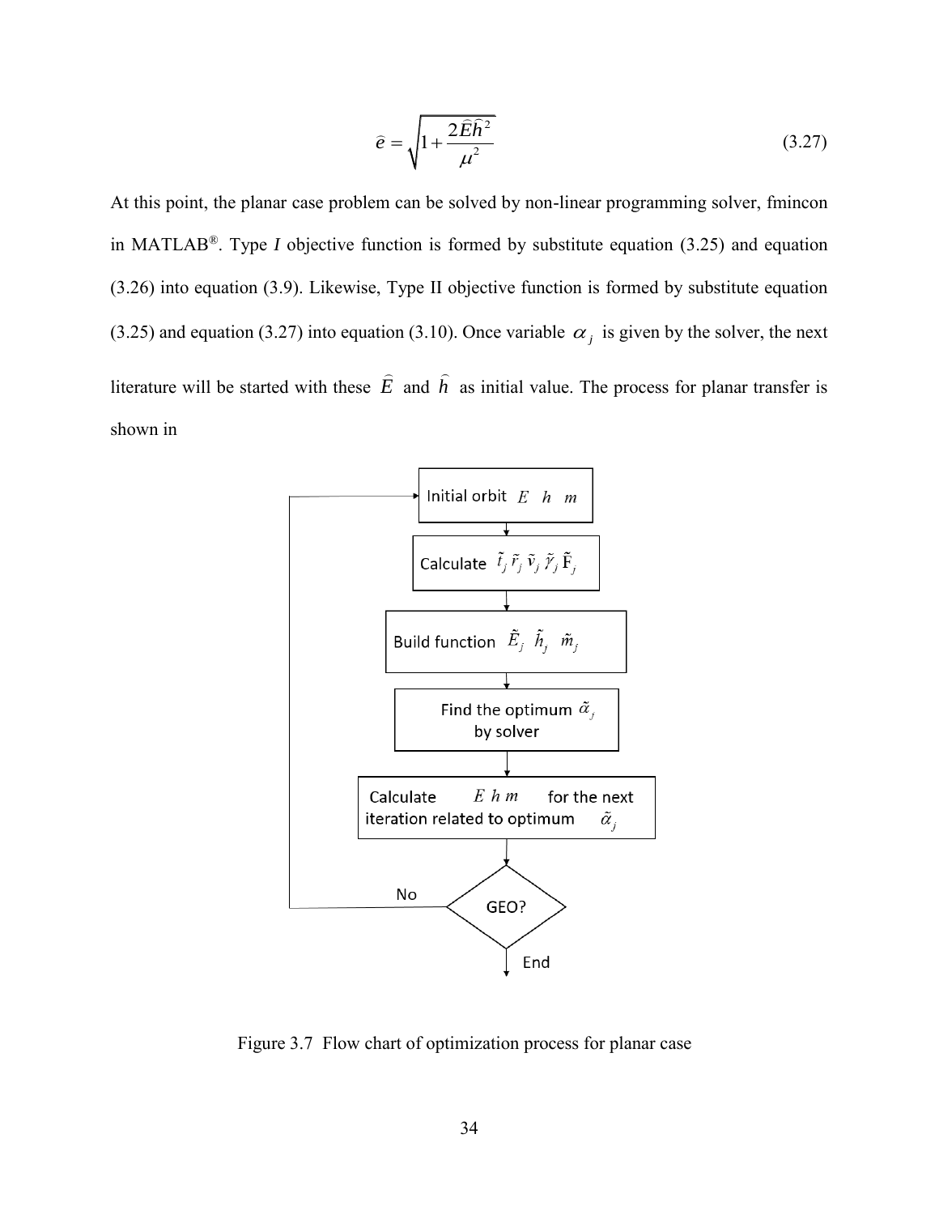$$\widehat{e} = \sqrt{1 + \frac{2\widehat{E}\widehat{h}^2}{\mu^2}} \tag{3.27}$$

At this point, the planar case problem can be solved by non-linear programming solver, fmincon in MATLAB®. Type *I* objective function is formed by substitute equation (3.25) and equation (3.26) into equation (3.9). Likewise, Type II objective function is formed by substitute equation (3.25) and equation (3.27) into equation (3.10). Once variable $\alpha_j$ is given by the solver, the next literature will be started with these $\widehat{E}$ and $\widehat{h}$ as initial value. The process for planar transfer is shown in

Initial orbit $E \;\; h \;\; m$

Calculate $\tilde{t}_j \, \tilde{r}_j \, \tilde{v}_j \, \tilde{\gamma}_j \, \tilde{F}_j$

Build function $\tilde{E}_j \;\; \tilde{h}_j \;\; \tilde{m}_j$

Find the optimum $\tilde{\alpha}_j$ by solver

Calculate $E \; h \; m$ for the next iteration related to optimum $\tilde{\alpha}_j$

GEO?

No

End

Figure 3.7 Flow chart of optimization process for planar case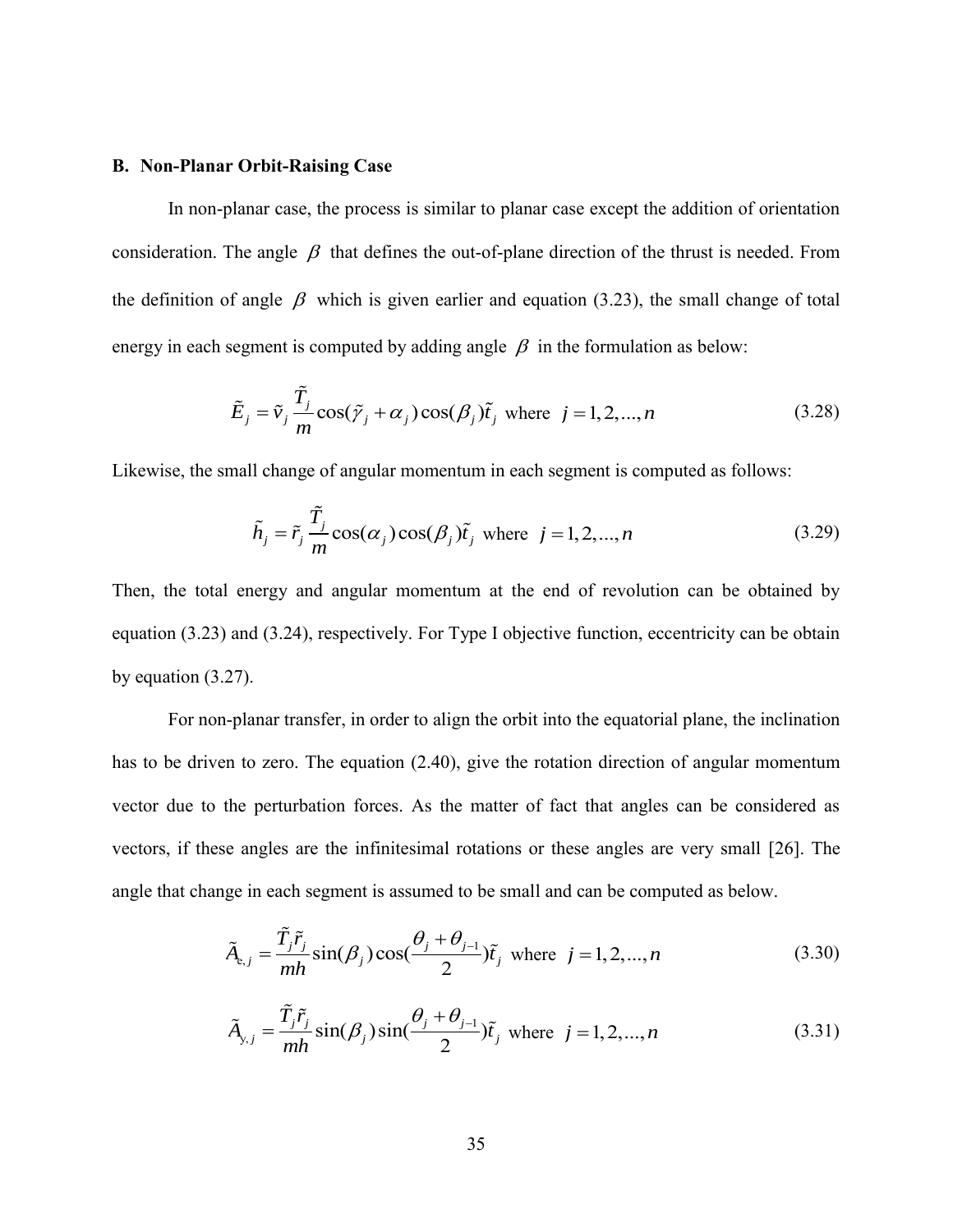### B. Non-Planar Orbit-Raising Case

In non-planar case, the process is similar to planar case except the addition of orientation consideration. The angle $\beta$ that defines the out-of-plane direction of the thrust is needed. From the definition of angle $\beta$ which is given earlier and equation (3.23), the small change of total energy in each segment is computed by adding angle $\beta$ in the formulation as below:

$$\tilde{E}_j = \tilde{v}_j \frac{\tilde{T}_j}{m} \cos(\tilde{\gamma}_j + \alpha_j)\cos(\beta_j)\tilde{t}_j \text{ where } j = 1, 2, ..., n \tag{3.28}$$

Likewise, the small change of angular momentum in each segment is computed as follows:

$$\tilde{h}_j = \tilde{r}_j \frac{\tilde{T}_j}{m} \cos(\alpha_j)\cos(\beta_j)\tilde{t}_j \text{ where } j = 1, 2, ..., n \tag{3.29}$$

Then, the total energy and angular momentum at the end of revolution can be obtained by equation (3.23) and (3.24), respectively. For Type I objective function, eccentricity can be obtain by equation (3.27).

For non-planar transfer, in order to align the orbit into the equatorial plane, the inclination has to be driven to zero. The equation (2.40), give the rotation direction of angular momentum vector due to the perturbation forces. As the matter of fact that angles can be considered as vectors, if these angles are the infinitesimal rotations or these angles are very small [26]. The angle that change in each segment is assumed to be small and can be computed as below.

$$\tilde{A}_{x,j} = \frac{\tilde{T}_j \tilde{r}_j}{mh} \sin(\beta_j)\cos\left(\frac{\theta_j + \theta_{j-1}}{2}\right)\tilde{t}_j \text{ where } j = 1, 2, ..., n \tag{3.30}$$

$$\tilde{A}_{y,j} = \frac{\tilde{T}_j \tilde{r}_j}{mh} \sin(\beta_j)\sin\left(\frac{\theta_j + \theta_{j-1}}{2}\right)\tilde{t}_j \text{ where } j = 1, 2, ..., n \tag{3.31}$$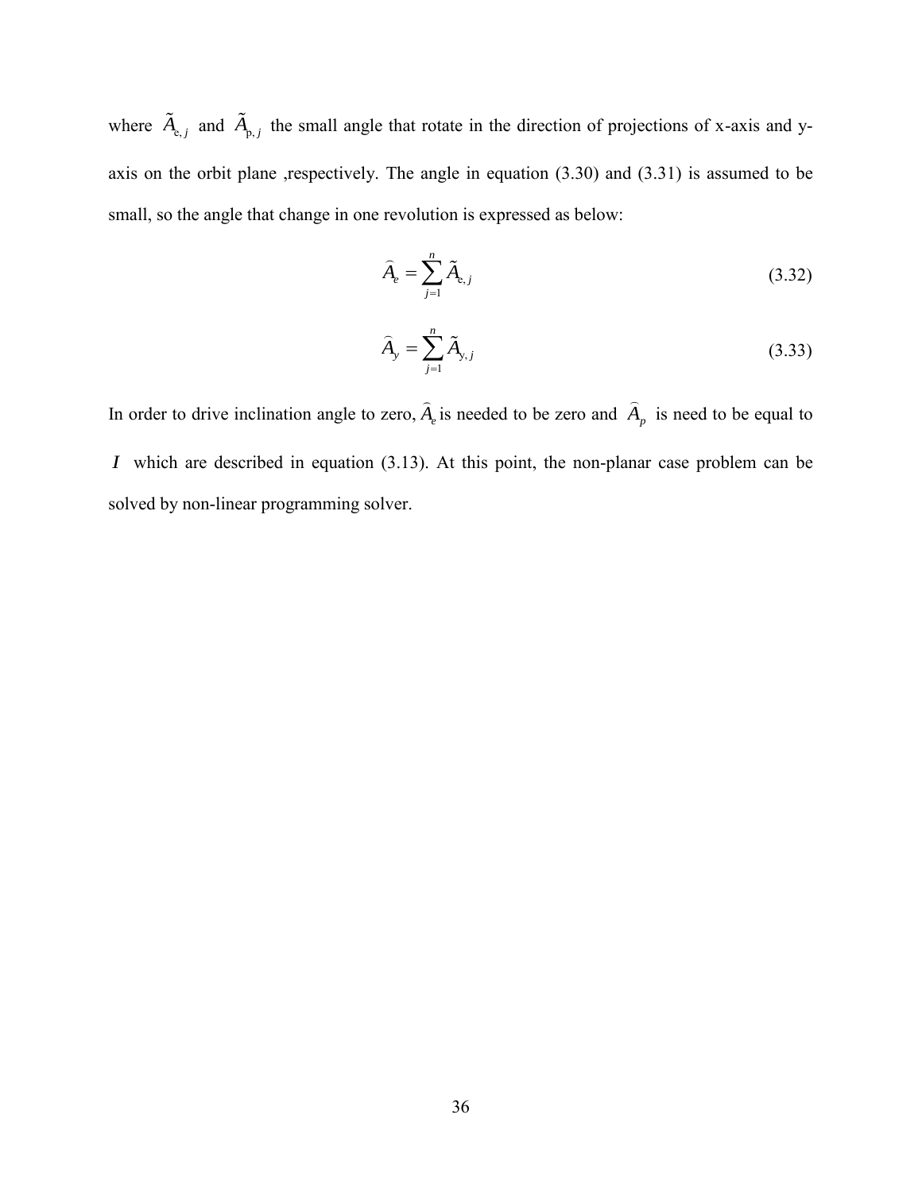where $\tilde{A}_{e,j}$ and $\tilde{A}_{p,j}$ the small angle that rotate in the direction of projections of x-axis and y-axis on the orbit plane ,respectively. The angle in equation (3.30) and (3.31) is assumed to be small, so the angle that change in one revolution is expressed as below:

$$\widehat{A}_e = \sum_{j=1}^{n} \tilde{A}_{e,j} \tag{3.32}$$

$$\widehat{A}_y = \sum_{j=1}^{n} \tilde{A}_{y,j} \tag{3.33}$$

In order to drive inclination angle to zero, $\widehat{A}_e$ is needed to be zero and $\widehat{A}_p$ is need to be equal to $I$ which are described in equation (3.13). At this point, the non-planar case problem can be solved by non-linear programming solver.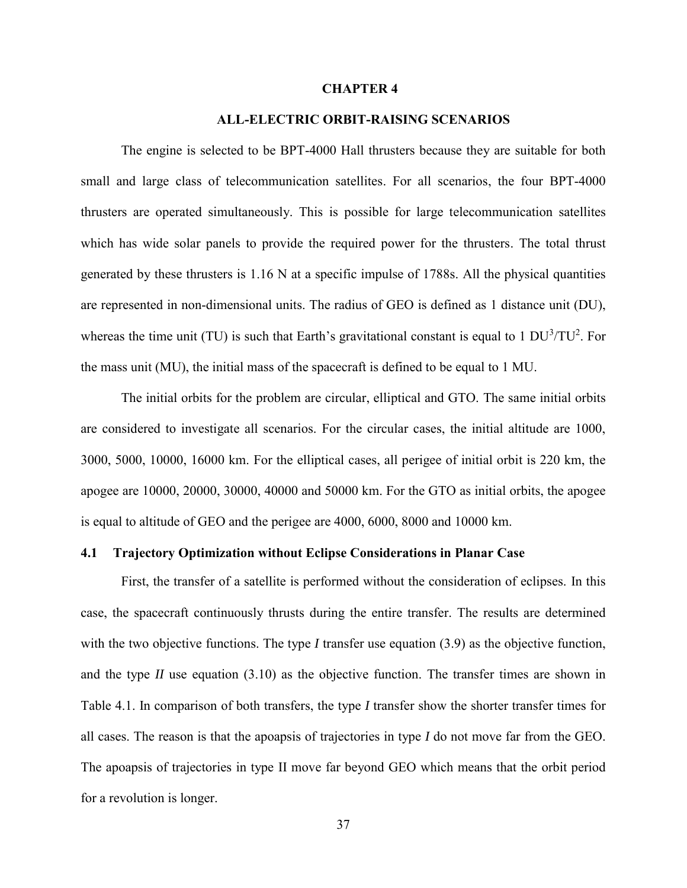# CHAPTER 4

# ALL-ELECTRIC ORBIT-RAISING SCENARIOS

The engine is selected to be BPT-4000 Hall thrusters because they are suitable for both small and large class of telecommunication satellites. For all scenarios, the four BPT-4000 thrusters are operated simultaneously. This is possible for large telecommunication satellites which has wide solar panels to provide the required power for the thrusters. The total thrust generated by these thrusters is 1.16 N at a specific impulse of 1788s. All the physical quantities are represented in non-dimensional units. The radius of GEO is defined as 1 distance unit (DU), whereas the time unit (TU) is such that Earth's gravitational constant is equal to 1 $DU^3/TU^2$. For the mass unit (MU), the initial mass of the spacecraft is defined to be equal to 1 MU.

The initial orbits for the problem are circular, elliptical and GTO. The same initial orbits are considered to investigate all scenarios. For the circular cases, the initial altitude are 1000, 3000, 5000, 10000, 16000 km. For the elliptical cases, all perigee of initial orbit is 220 km, the apogee are 10000, 20000, 30000, 40000 and 50000 km. For the GTO as initial orbits, the apogee is equal to altitude of GEO and the perigee are 4000, 6000, 8000 and 10000 km.

## 4.1 Trajectory Optimization without Eclipse Considerations in Planar Case

First, the transfer of a satellite is performed without the consideration of eclipses. In this case, the spacecraft continuously thrusts during the entire transfer. The results are determined with the two objective functions. The type *I* transfer use equation (3.9) as the objective function, and the type *II* use equation (3.10) as the objective function. The transfer times are shown in Table 4.1. In comparison of both transfers, the type *I* transfer show the shorter transfer times for all cases. The reason is that the apoapsis of trajectories in type *I* do not move far from the GEO. The apoapsis of trajectories in type II move far beyond GEO which means that the orbit period for a revolution is longer.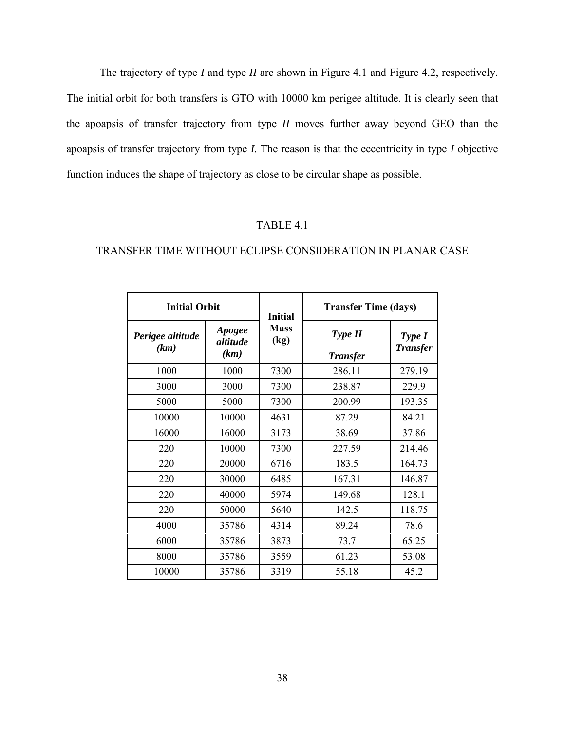The trajectory of type *I* and type *II* are shown in Figure 4.1 and Figure 4.2, respectively. The initial orbit for both transfers is GTO with 10000 km perigee altitude. It is clearly seen that the apoapsis of transfer trajectory from type *II* moves further away beyond GEO than the apoapsis of transfer trajectory from type *I.* The reason is that the eccentricity in type *I* objective function induces the shape of trajectory as close to be circular shape as possible.

TABLE 4.1

TRANSFER TIME WITHOUT ECLIPSE CONSIDERATION IN PLANAR CASE

| **Initial Orbit** | | **Initial Mass (kg)** | **Transfer Time (days)** | |
|---|---|---|---|---|
| ***Perigee altitude (km)*** | ***Apogee altitude (km)*** | | ***Type II Transfer*** | ***Type I Transfer*** |
| 1000 | 1000 | 7300 | 286.11 | 279.19 |
| 3000 | 3000 | 7300 | 238.87 | 229.9 |
| 5000 | 5000 | 7300 | 200.99 | 193.35 |
| 10000 | 10000 | 4631 | 87.29 | 84.21 |
| 16000 | 16000 | 3173 | 38.69 | 37.86 |
| 220 | 10000 | 7300 | 227.59 | 214.46 |
| 220 | 20000 | 6716 | 183.5 | 164.73 |
| 220 | 30000 | 6485 | 167.31 | 146.87 |
| 220 | 40000 | 5974 | 149.68 | 128.1 |
| 220 | 50000 | 5640 | 142.5 | 118.75 |
| 4000 | 35786 | 4314 | 89.24 | 78.6 |
| 6000 | 35786 | 3873 | 73.7 | 65.25 |
| 8000 | 35786 | 3559 | 61.23 | 53.08 |
| 10000 | 35786 | 3319 | 55.18 | 45.2 |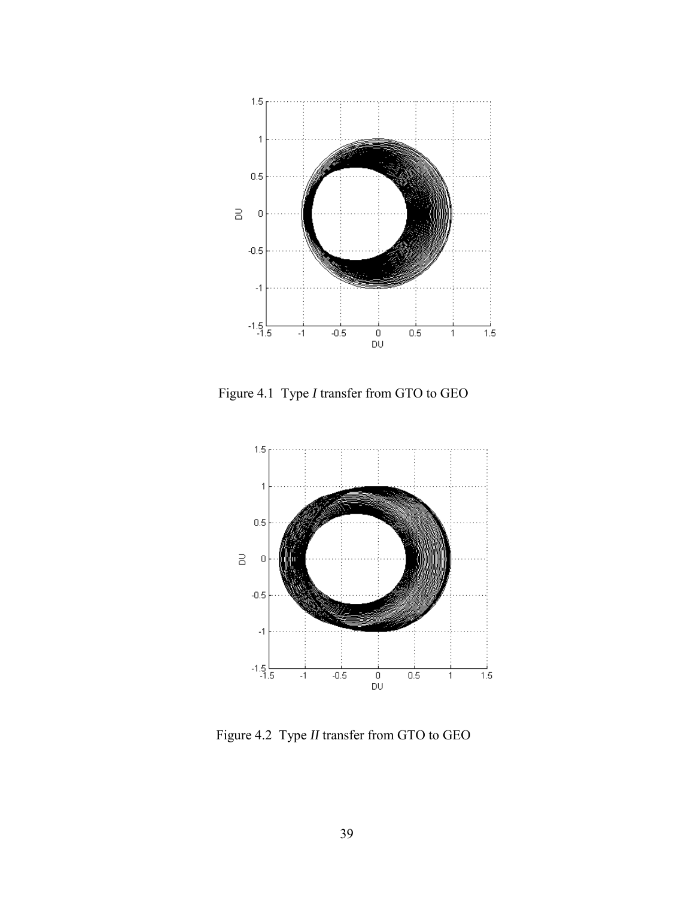Figure 4.1 Type *I* transfer from GTO to GEO

Figure 4.2 Type *II* transfer from GTO to GEO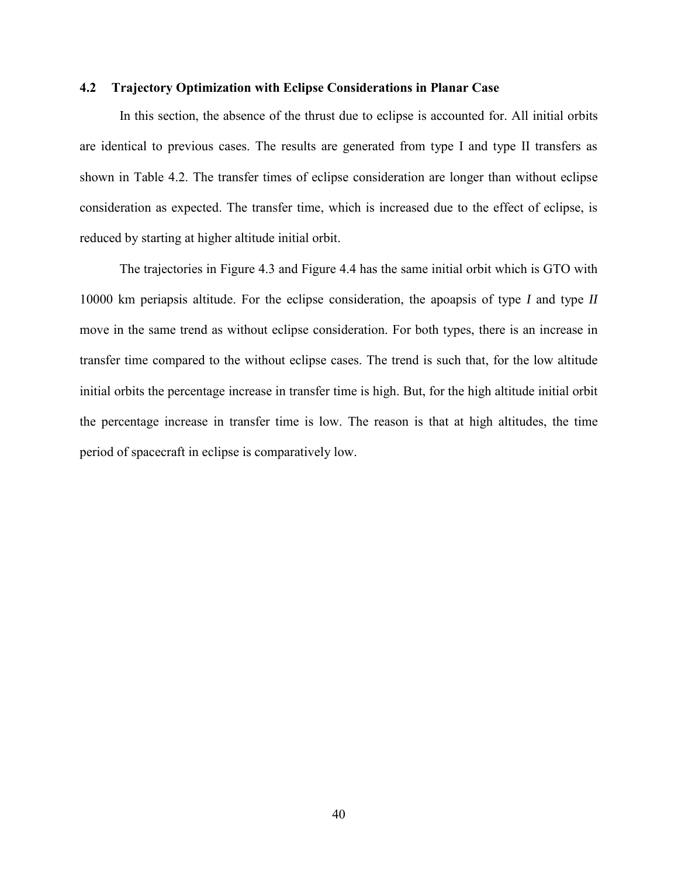## 4.2 Trajectory Optimization with Eclipse Considerations in Planar Case

In this section, the absence of the thrust due to eclipse is accounted for. All initial orbits are identical to previous cases. The results are generated from type I and type II transfers as shown in Table 4.2. The transfer times of eclipse consideration are longer than without eclipse consideration as expected. The transfer time, which is increased due to the effect of eclipse, is reduced by starting at higher altitude initial orbit.

The trajectories in Figure 4.3 and Figure 4.4 has the same initial orbit which is GTO with 10000 km periapsis altitude. For the eclipse consideration, the apoapsis of type *I* and type *II* move in the same trend as without eclipse consideration. For both types, there is an increase in transfer time compared to the without eclipse cases. The trend is such that, for the low altitude initial orbits the percentage increase in transfer time is high. But, for the high altitude initial orbit the percentage increase in transfer time is low. The reason is that at high altitudes, the time period of spacecraft in eclipse is comparatively low.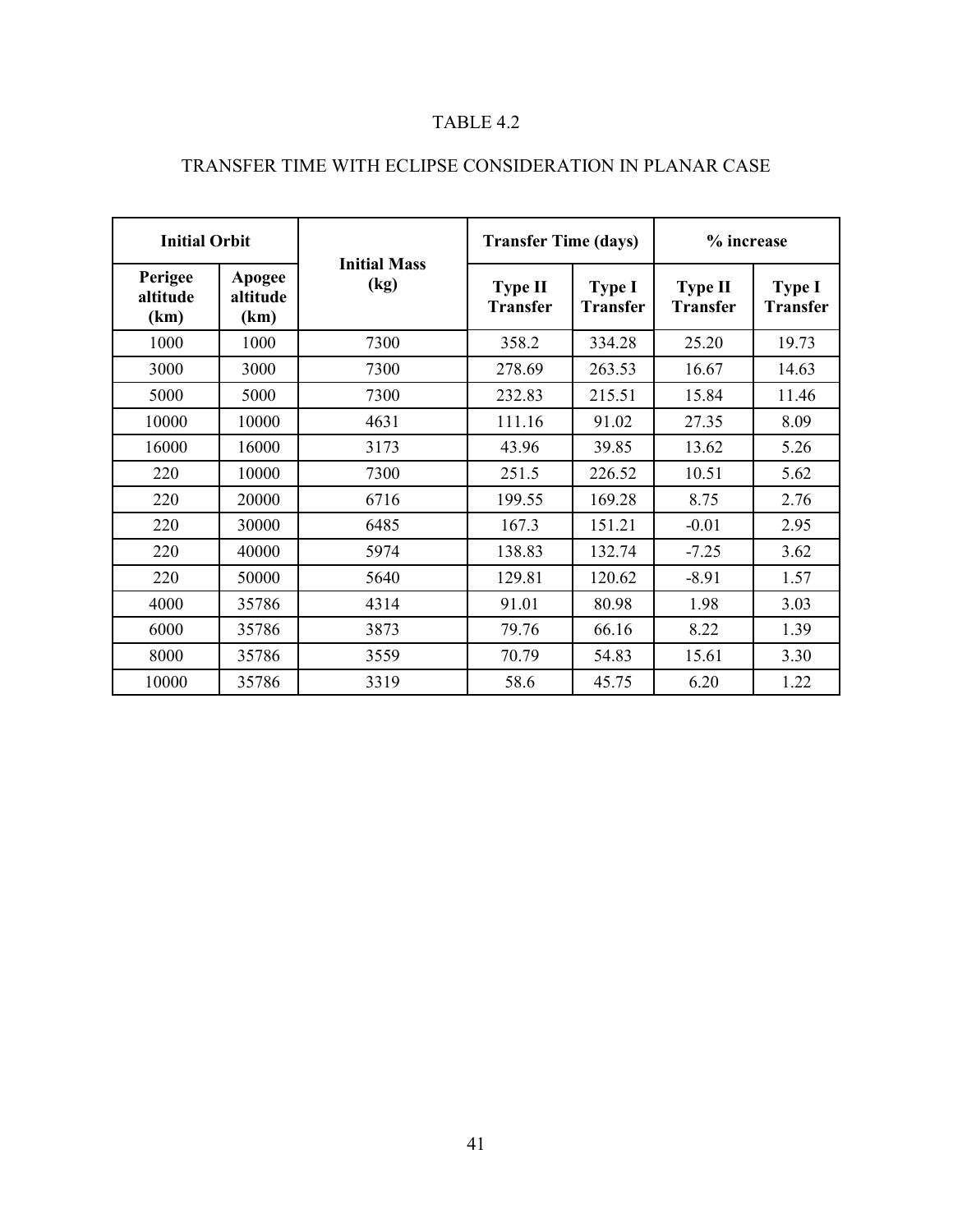TABLE 4.2

TRANSFER TIME WITH ECLIPSE CONSIDERATION IN PLANAR CASE

| Initial Orbit | | Initial Mass (kg) | Transfer Time (days) | | % increase | |
|---|---|---|---|---|---|---|
| Perigee altitude (km) | Apogee altitude (km) | | Type II Transfer | Type I Transfer | Type II Transfer | Type I Transfer |
| 1000 | 1000 | 7300 | 358.2 | 334.28 | 25.20 | 19.73 |
| 3000 | 3000 | 7300 | 278.69 | 263.53 | 16.67 | 14.63 |
| 5000 | 5000 | 7300 | 232.83 | 215.51 | 15.84 | 11.46 |
| 10000 | 10000 | 4631 | 111.16 | 91.02 | 27.35 | 8.09 |
| 16000 | 16000 | 3173 | 43.96 | 39.85 | 13.62 | 5.26 |
| 220 | 10000 | 7300 | 251.5 | 226.52 | 10.51 | 5.62 |
| 220 | 20000 | 6716 | 199.55 | 169.28 | 8.75 | 2.76 |
| 220 | 30000 | 6485 | 167.3 | 151.21 | -0.01 | 2.95 |
| 220 | 40000 | 5974 | 138.83 | 132.74 | -7.25 | 3.62 |
| 220 | 50000 | 5640 | 129.81 | 120.62 | -8.91 | 1.57 |
| 4000 | 35786 | 4314 | 91.01 | 80.98 | 1.98 | 3.03 |
| 6000 | 35786 | 3873 | 79.76 | 66.16 | 8.22 | 1.39 |
| 8000 | 35786 | 3559 | 70.79 | 54.83 | 15.61 | 3.30 |
| 10000 | 35786 | 3319 | 58.6 | 45.75 | 6.20 | 1.22 |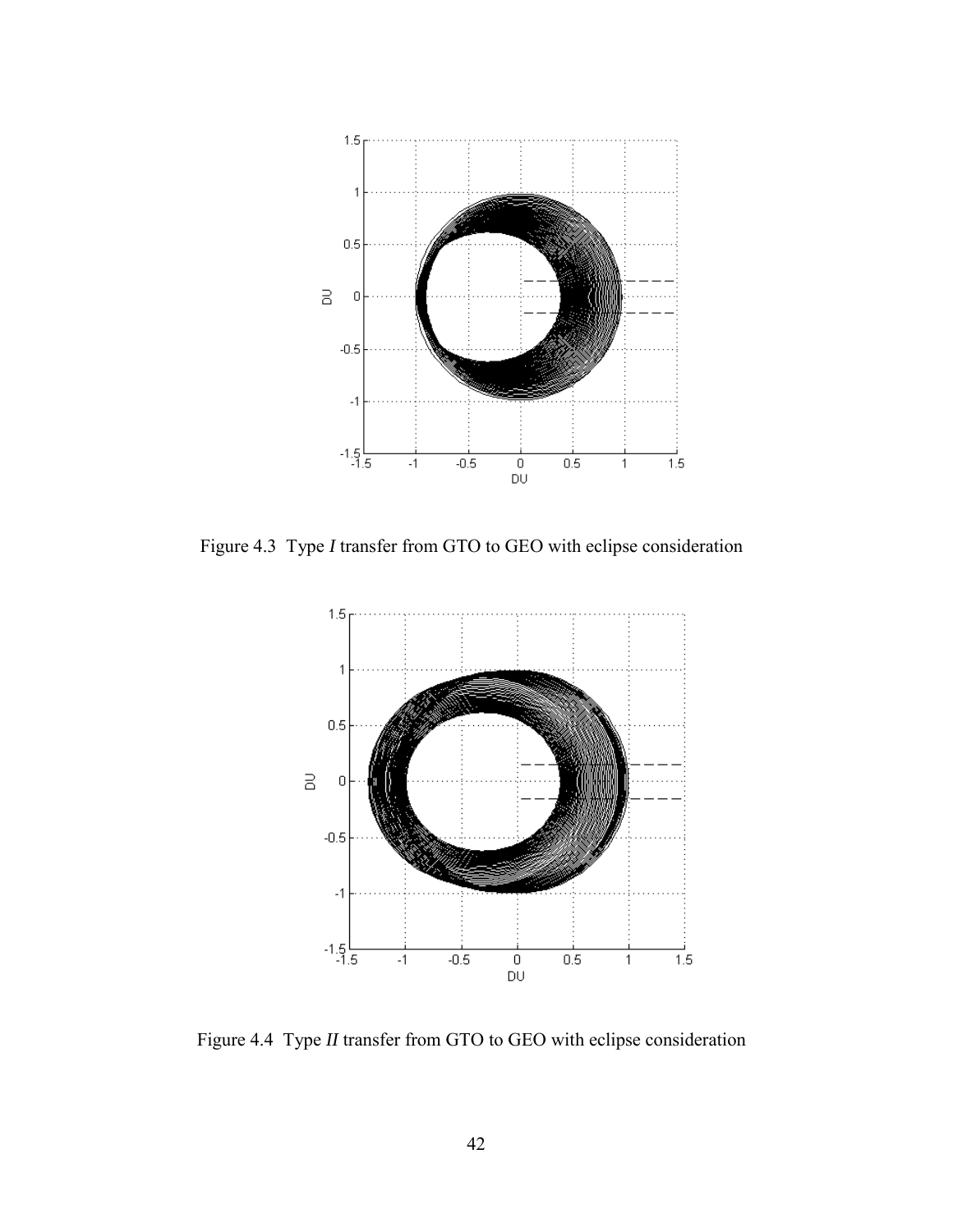Figure 4.3 Type *I* transfer from GTO to GEO with eclipse consideration

Figure 4.4 Type *II* transfer from GTO to GEO with eclipse consideration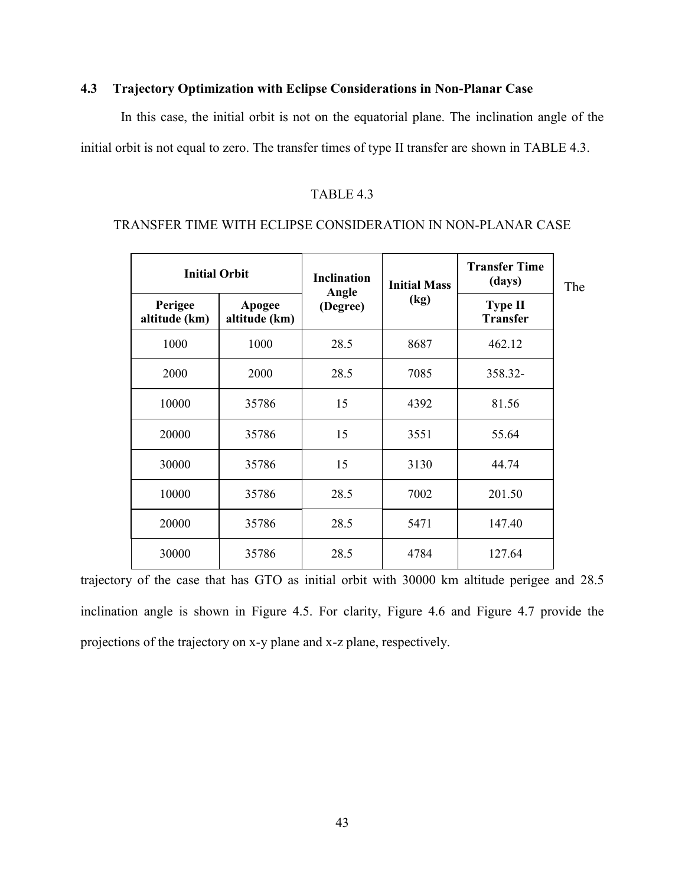### 4.3 Trajectory Optimization with Eclipse Considerations in Non-Planar Case

In this case, the initial orbit is not on the equatorial plane. The inclination angle of the initial orbit is not equal to zero. The transfer times of type II transfer are shown in TABLE 4.3.

TABLE 4.3

TRANSFER TIME WITH ECLIPSE CONSIDERATION IN NON-PLANAR CASE

| Initial Orbit | | Inclination Angle (Degree) | Initial Mass (kg) | Transfer Time (days) |
|---|---|---|---|---|
| Perigee altitude (km) | Apogee altitude (km) | | | Type II Transfer |
| 1000 | 1000 | 28.5 | 8687 | 462.12 |
| 2000 | 2000 | 28.5 | 7085 | 358.32- |
| 10000 | 35786 | 15 | 4392 | 81.56 |
| 20000 | 35786 | 15 | 3551 | 55.64 |
| 30000 | 35786 | 15 | 3130 | 44.74 |
| 10000 | 35786 | 28.5 | 7002 | 201.50 |
| 20000 | 35786 | 28.5 | 5471 | 147.40 |
| 30000 | 35786 | 28.5 | 4784 | 127.64 |

The trajectory of the case that has GTO as initial orbit with 30000 km altitude perigee and 28.5 inclination angle is shown in Figure 4.5. For clarity, Figure 4.6 and Figure 4.7 provide the projections of the trajectory on x-y plane and x-z plane, respectively.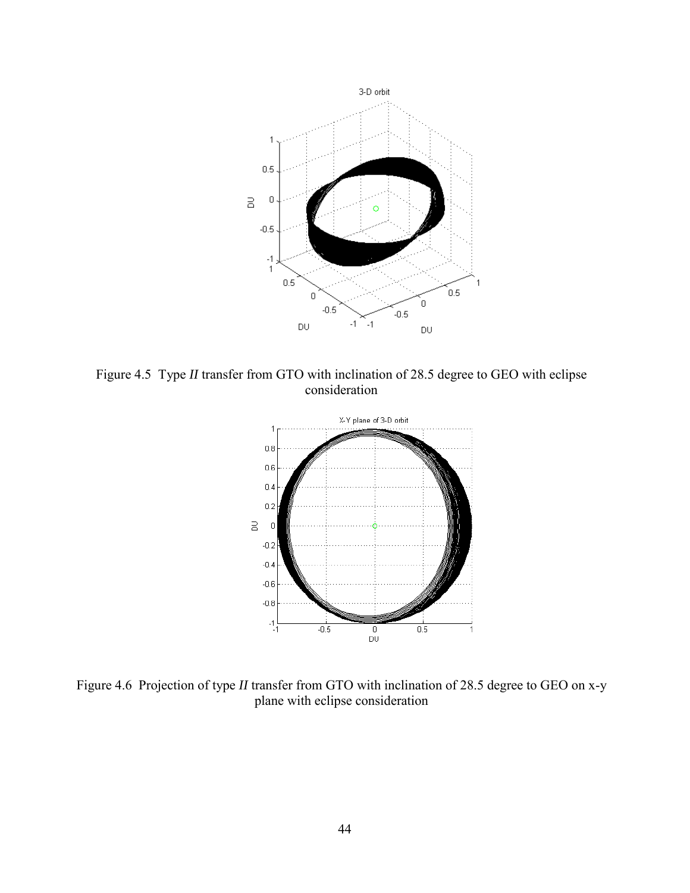Figure 4.5 Type *II* transfer from GTO with inclination of 28.5 degree to GEO with eclipse consideration

Figure 4.6 Projection of type *II* transfer from GTO with inclination of 28.5 degree to GEO on x-y plane with eclipse consideration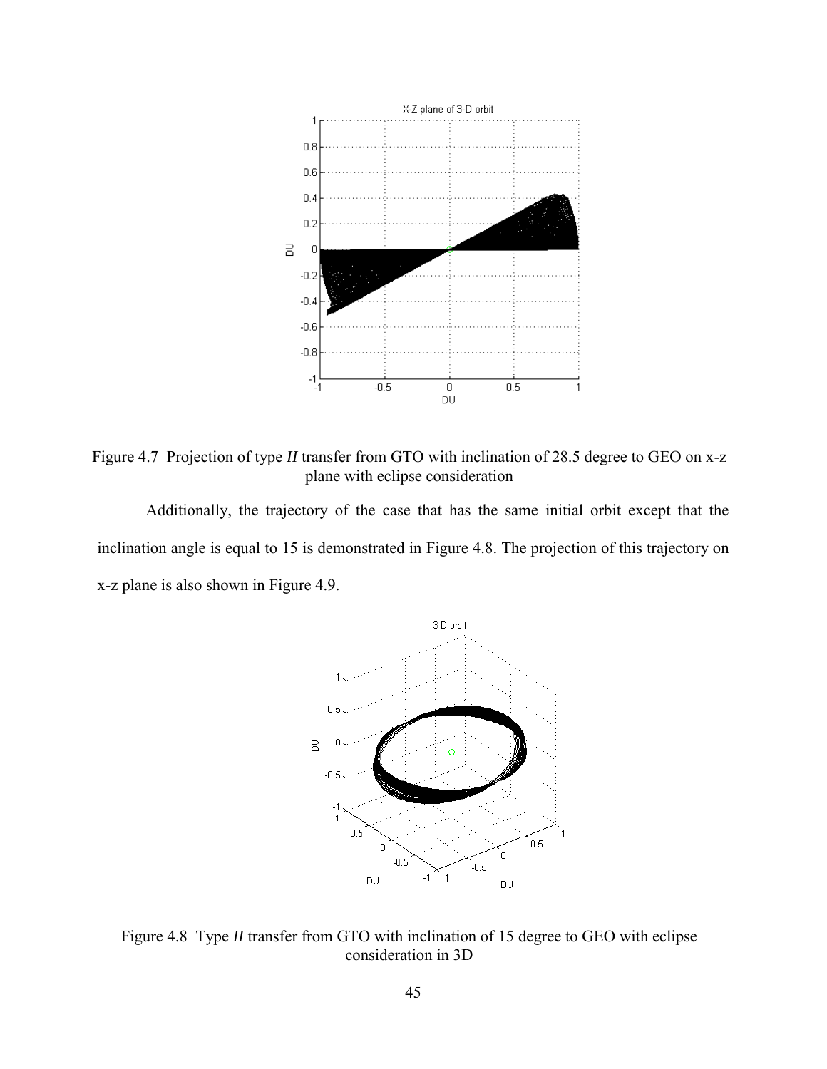Figure 4.7 Projection of type *II* transfer from GTO with inclination of 28.5 degree to GEO on x-z plane with eclipse consideration

Additionally, the trajectory of the case that has the same initial orbit except that the inclination angle is equal to 15 is demonstrated in Figure 4.8. The projection of this trajectory on x-z plane is also shown in Figure 4.9.

Figure 4.8 Type *II* transfer from GTO with inclination of 15 degree to GEO with eclipse consideration in 3D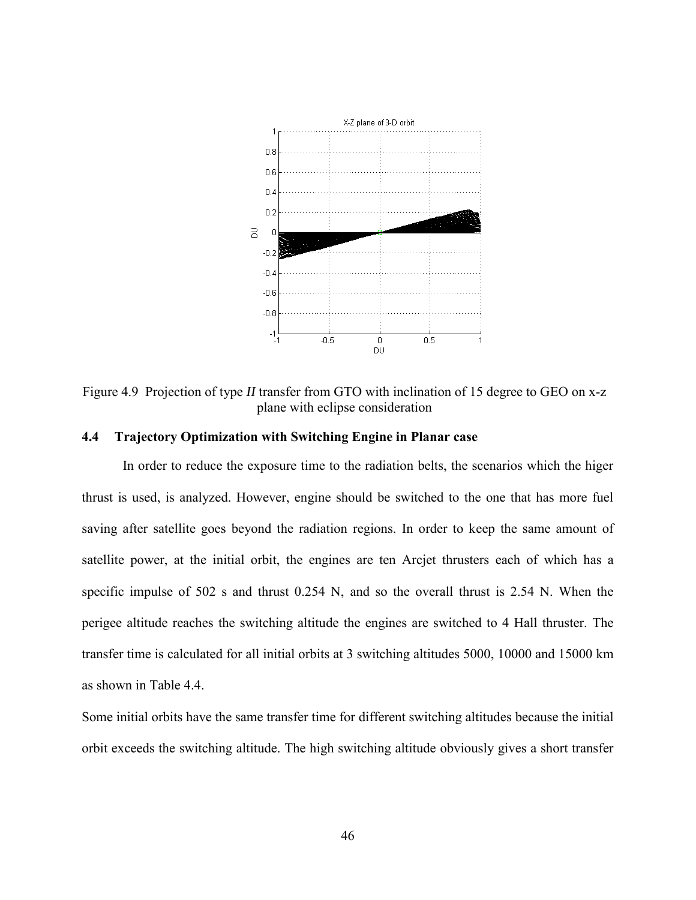Figure 4.9 Projection of type *II* transfer from GTO with inclination of 15 degree to GEO on x-z plane with eclipse consideration

### 4.4 Trajectory Optimization with Switching Engine in Planar case

In order to reduce the exposure time to the radiation belts, the scenarios which the higer thrust is used, is analyzed. However, engine should be switched to the one that has more fuel saving after satellite goes beyond the radiation regions. In order to keep the same amount of satellite power, at the initial orbit, the engines are ten Arcjet thrusters each of which has a specific impulse of 502 s and thrust 0.254 N, and so the overall thrust is 2.54 N. When the perigee altitude reaches the switching altitude the engines are switched to 4 Hall thruster. The transfer time is calculated for all initial orbits at 3 switching altitudes 5000, 10000 and 15000 km as shown in Table 4.4.

Some initial orbits have the same transfer time for different switching altitudes because the initial orbit exceeds the switching altitude. The high switching altitude obviously gives a short transfer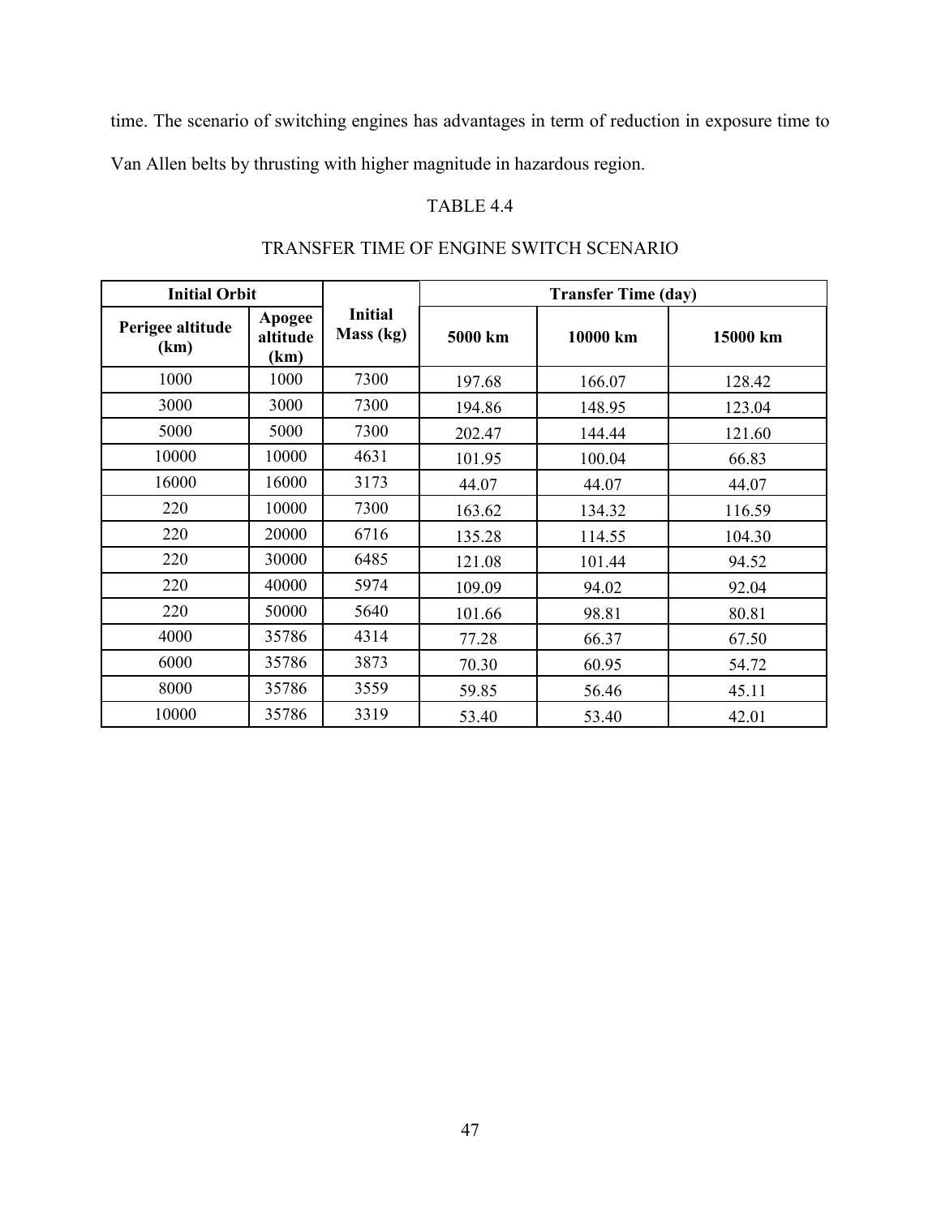time. The scenario of switching engines has advantages in term of reduction in exposure time to Van Allen belts by thrusting with higher magnitude in hazardous region.

TABLE 4.4

TRANSFER TIME OF ENGINE SWITCH SCENARIO

| Initial Orbit | | Initial Mass (kg) | Transfer Time (day) | | |
|---|---|---|---|---|---|
| Perigee altitude (km) | Apogee altitude (km) | | 5000 km | 10000 km | 15000 km |
| 1000 | 1000 | 7300 | 197.68 | 166.07 | 128.42 |
| 3000 | 3000 | 7300 | 194.86 | 148.95 | 123.04 |
| 5000 | 5000 | 7300 | 202.47 | 144.44 | 121.60 |
| 10000 | 10000 | 4631 | 101.95 | 100.04 | 66.83 |
| 16000 | 16000 | 3173 | 44.07 | 44.07 | 44.07 |
| 220 | 10000 | 7300 | 163.62 | 134.32 | 116.59 |
| 220 | 20000 | 6716 | 135.28 | 114.55 | 104.30 |
| 220 | 30000 | 6485 | 121.08 | 101.44 | 94.52 |
| 220 | 40000 | 5974 | 109.09 | 94.02 | 92.04 |
| 220 | 50000 | 5640 | 101.66 | 98.81 | 80.81 |
| 4000 | 35786 | 4314 | 77.28 | 66.37 | 67.50 |
| 6000 | 35786 | 3873 | 70.30 | 60.95 | 54.72 |
| 8000 | 35786 | 3559 | 59.85 | 56.46 | 45.11 |
| 10000 | 35786 | 3319 | 53.40 | 53.40 | 42.01 |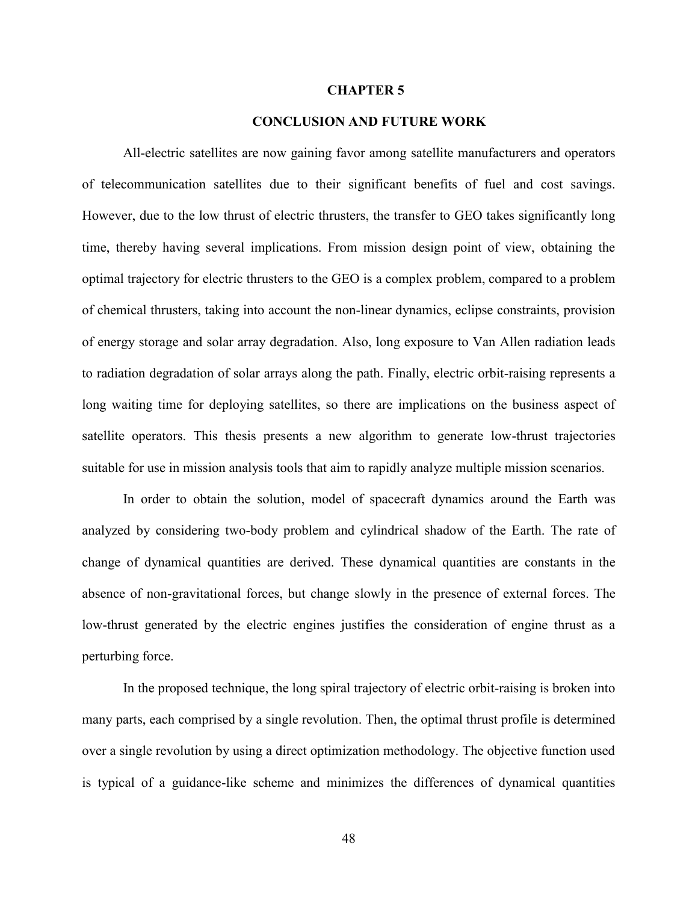# CHAPTER 5

## CONCLUSION AND FUTURE WORK

All-electric satellites are now gaining favor among satellite manufacturers and operators of telecommunication satellites due to their significant benefits of fuel and cost savings. However, due to the low thrust of electric thrusters, the transfer to GEO takes significantly long time, thereby having several implications. From mission design point of view, obtaining the optimal trajectory for electric thrusters to the GEO is a complex problem, compared to a problem of chemical thrusters, taking into account the non-linear dynamics, eclipse constraints, provision of energy storage and solar array degradation. Also, long exposure to Van Allen radiation leads to radiation degradation of solar arrays along the path. Finally, electric orbit-raising represents a long waiting time for deploying satellites, so there are implications on the business aspect of satellite operators. This thesis presents a new algorithm to generate low-thrust trajectories suitable for use in mission analysis tools that aim to rapidly analyze multiple mission scenarios.

In order to obtain the solution, model of spacecraft dynamics around the Earth was analyzed by considering two-body problem and cylindrical shadow of the Earth. The rate of change of dynamical quantities are derived. These dynamical quantities are constants in the absence of non-gravitational forces, but change slowly in the presence of external forces. The low-thrust generated by the electric engines justifies the consideration of engine thrust as a perturbing force.

In the proposed technique, the long spiral trajectory of electric orbit-raising is broken into many parts, each comprised by a single revolution. Then, the optimal thrust profile is determined over a single revolution by using a direct optimization methodology. The objective function used is typical of a guidance-like scheme and minimizes the differences of dynamical quantities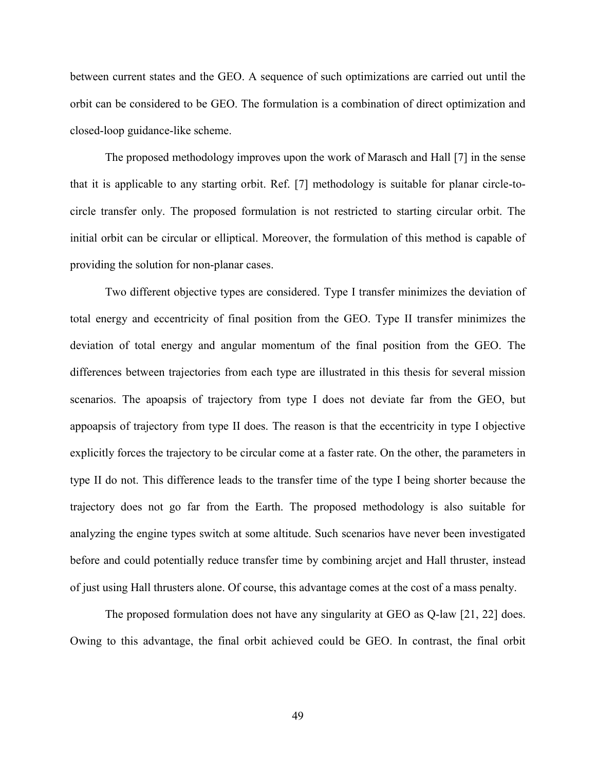between current states and the GEO. A sequence of such optimizations are carried out until the orbit can be considered to be GEO. The formulation is a combination of direct optimization and closed-loop guidance-like scheme.

The proposed methodology improves upon the work of Marasch and Hall [7] in the sense that it is applicable to any starting orbit. Ref. [7] methodology is suitable for planar circle-to-circle transfer only. The proposed formulation is not restricted to starting circular orbit. The initial orbit can be circular or elliptical. Moreover, the formulation of this method is capable of providing the solution for non-planar cases.

Two different objective types are considered. Type I transfer minimizes the deviation of total energy and eccentricity of final position from the GEO. Type II transfer minimizes the deviation of total energy and angular momentum of the final position from the GEO. The differences between trajectories from each type are illustrated in this thesis for several mission scenarios. The apoapsis of trajectory from type I does not deviate far from the GEO, but appoapsis of trajectory from type II does. The reason is that the eccentricity in type I objective explicitly forces the trajectory to be circular come at a faster rate. On the other, the parameters in type II do not. This difference leads to the transfer time of the type I being shorter because the trajectory does not go far from the Earth. The proposed methodology is also suitable for analyzing the engine types switch at some altitude. Such scenarios have never been investigated before and could potentially reduce transfer time by combining arcjet and Hall thruster, instead of just using Hall thrusters alone. Of course, this advantage comes at the cost of a mass penalty.

The proposed formulation does not have any singularity at GEO as Q-law [21, 22] does. Owing to this advantage, the final orbit achieved could be GEO. In contrast, the final orbit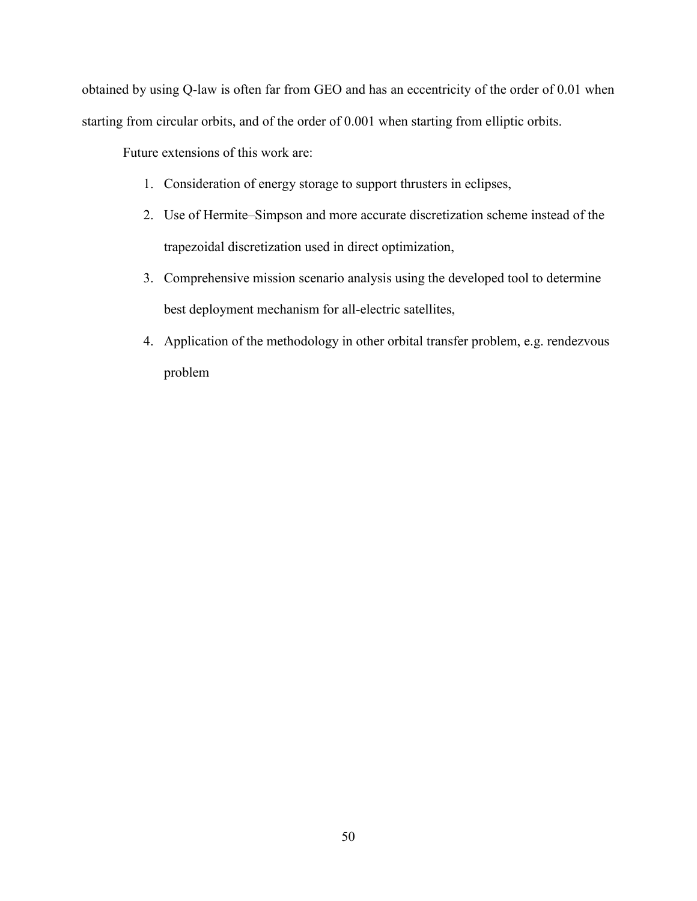obtained by using Q-law is often far from GEO and has an eccentricity of the order of 0.01 when starting from circular orbits, and of the order of 0.001 when starting from elliptic orbits.

Future extensions of this work are:

1. Consideration of energy storage to support thrusters in eclipses,
2. Use of Hermite–Simpson and more accurate discretization scheme instead of the trapezoidal discretization used in direct optimization,
3. Comprehensive mission scenario analysis using the developed tool to determine best deployment mechanism for all-electric satellites,
4. Application of the methodology in other orbital transfer problem, e.g. rendezvous problem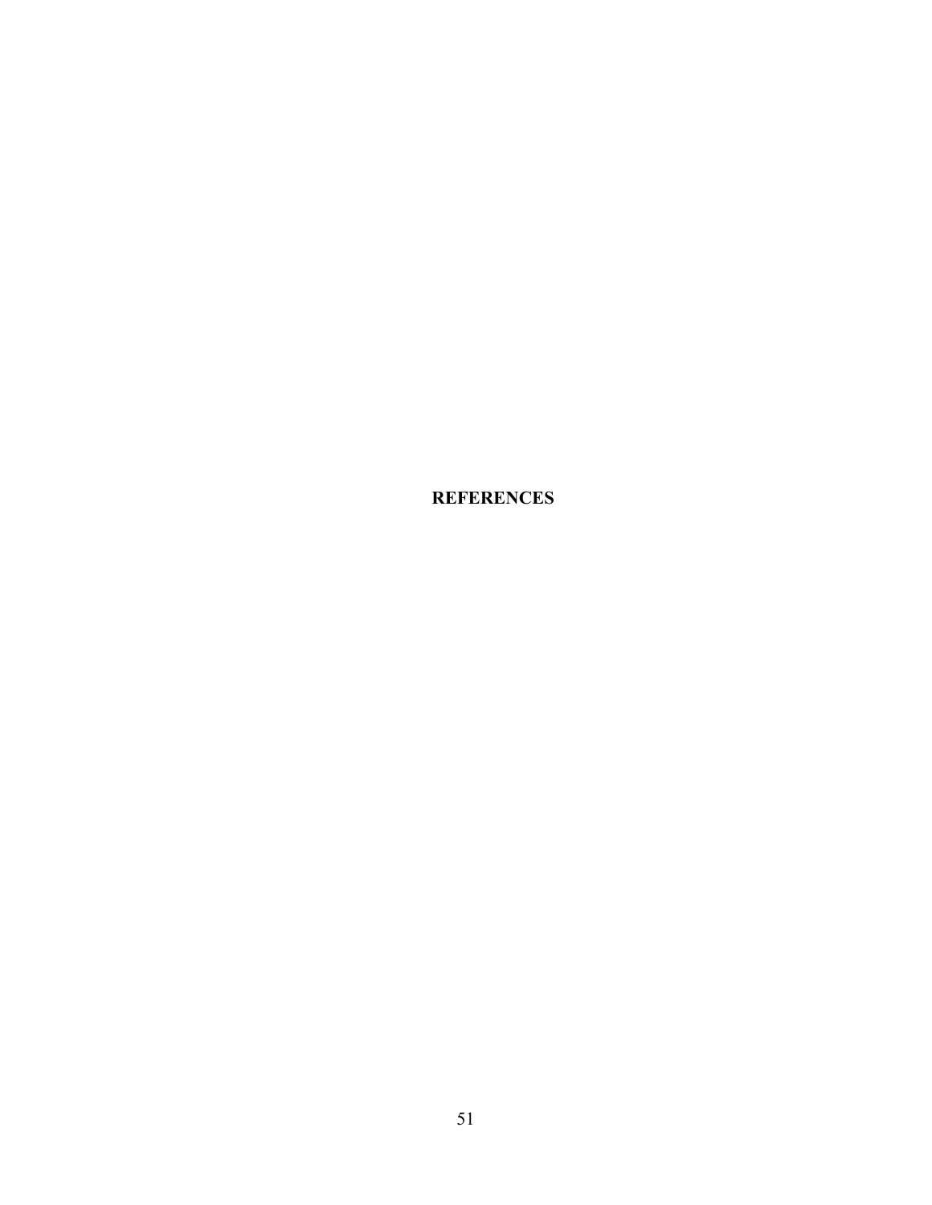# REFERENCES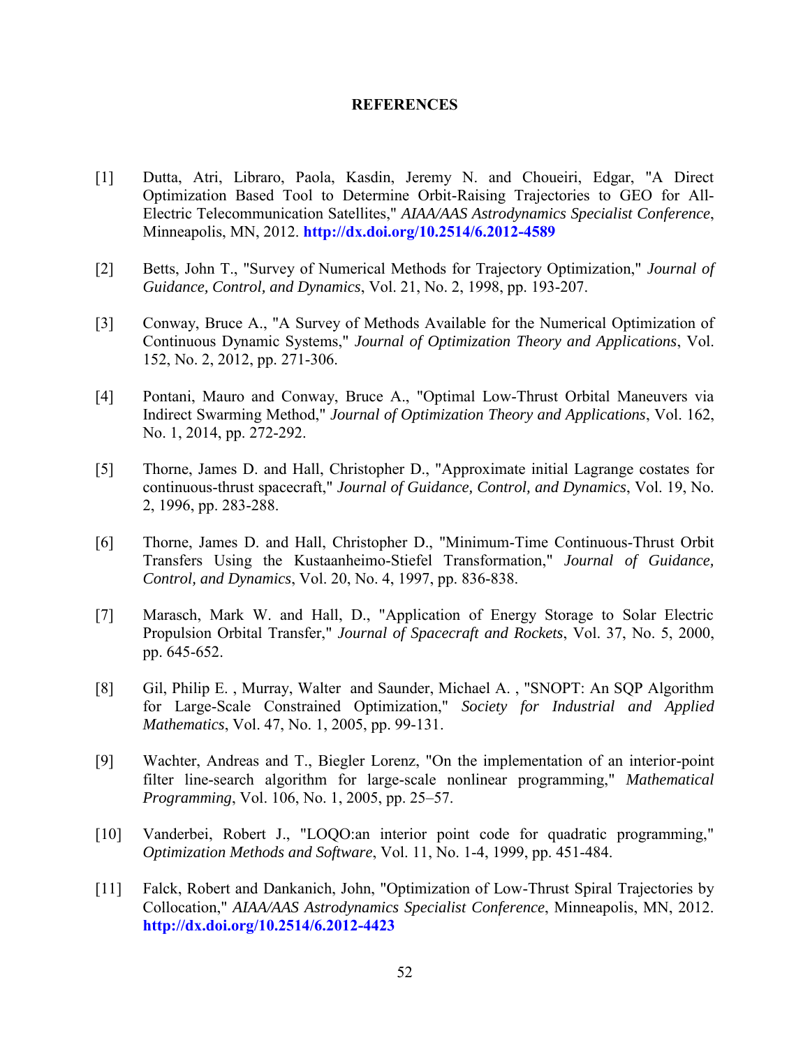# REFERENCES

[1] Dutta, Atri, Libraro, Paola, Kasdin, Jeremy N. and Choueiri, Edgar, "A Direct Optimization Based Tool to Determine Orbit-Raising Trajectories to GEO for All-Electric Telecommunication Satellites," *AIAA/AAS Astrodynamics Specialist Conference*, Minneapolis, MN, 2012. **http://dx.doi.org/10.2514/6.2012-4589**

[2] Betts, John T., "Survey of Numerical Methods for Trajectory Optimization," *Journal of Guidance, Control, and Dynamics*, Vol. 21, No. 2, 1998, pp. 193-207.

[3] Conway, Bruce A., "A Survey of Methods Available for the Numerical Optimization of Continuous Dynamic Systems," *Journal of Optimization Theory and Applications*, Vol. 152, No. 2, 2012, pp. 271-306.

[4] Pontani, Mauro and Conway, Bruce A., "Optimal Low-Thrust Orbital Maneuvers via Indirect Swarming Method," *Journal of Optimization Theory and Applications*, Vol. 162, No. 1, 2014, pp. 272-292.

[5] Thorne, James D. and Hall, Christopher D., "Approximate initial Lagrange costates for continuous-thrust spacecraft," *Journal of Guidance, Control, and Dynamics*, Vol. 19, No. 2, 1996, pp. 283-288.

[6] Thorne, James D. and Hall, Christopher D., "Minimum-Time Continuous-Thrust Orbit Transfers Using the Kustaanheimo-Stiefel Transformation," *Journal of Guidance, Control, and Dynamics*, Vol. 20, No. 4, 1997, pp. 836-838.

[7] Marasch, Mark W. and Hall, D., "Application of Energy Storage to Solar Electric Propulsion Orbital Transfer," *Journal of Spacecraft and Rockets*, Vol. 37, No. 5, 2000, pp. 645-652.

[8] Gil, Philip E. , Murray, Walter and Saunder, Michael A. , "SNOPT: An SQP Algorithm for Large-Scale Constrained Optimization," *Society for Industrial and Applied Mathematics*, Vol. 47, No. 1, 2005, pp. 99-131.

[9] Wachter, Andreas and T., Biegler Lorenz, "On the implementation of an interior-point filter line-search algorithm for large-scale nonlinear programming," *Mathematical Programming*, Vol. 106, No. 1, 2005, pp. 25–57.

[10] Vanderbei, Robert J., "LOQO:an interior point code for quadratic programming," *Optimization Methods and Software*, Vol. 11, No. 1-4, 1999, pp. 451-484.

[11] Falck, Robert and Dankanich, John, "Optimization of Low-Thrust Spiral Trajectories by Collocation," *AIAA/AAS Astrodynamics Specialist Conference*, Minneapolis, MN, 2012. **http://dx.doi.org/10.2514/6.2012-4423**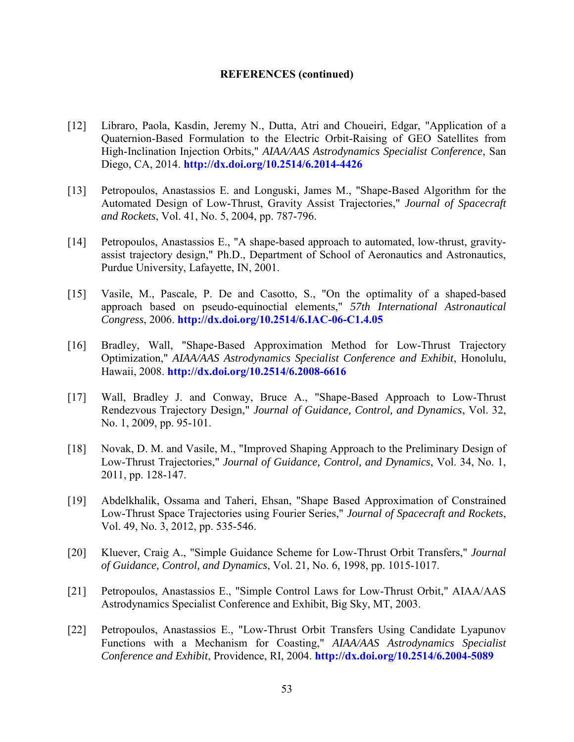**REFERENCES (continued)**

[12] Libraro, Paola, Kasdin, Jeremy N., Dutta, Atri and Choueiri, Edgar, "Application of a Quaternion-Based Formulation to the Electric Orbit-Raising of GEO Satellites from High-Inclination Injection Orbits," *AIAA/AAS Astrodynamics Specialist Conference*, San Diego, CA, 2014. **http://dx.doi.org/10.2514/6.2014-4426**

[13] Petropoulos, Anastassios E. and Longuski, James M., "Shape-Based Algorithm for the Automated Design of Low-Thrust, Gravity Assist Trajectories," *Journal of Spacecraft and Rockets*, Vol. 41, No. 5, 2004, pp. 787-796.

[14] Petropoulos, Anastassios E., "A shape-based approach to automated, low-thrust, gravity-assist trajectory design," Ph.D., Department of School of Aeronautics and Astronautics, Purdue University, Lafayette, IN, 2001.

[15] Vasile, M., Pascale, P. De and Casotto, S., "On the optimality of a shaped-based approach based on pseudo-equinoctial elements," *57th International Astronautical Congress*, 2006. **http://dx.doi.org/10.2514/6.IAC-06-C1.4.05**

[16] Bradley, Wall, "Shape-Based Approximation Method for Low-Thrust Trajectory Optimization," *AIAA/AAS Astrodynamics Specialist Conference and Exhibit*, Honolulu, Hawaii, 2008. **http://dx.doi.org/10.2514/6.2008-6616**

[17] Wall, Bradley J. and Conway, Bruce A., "Shape-Based Approach to Low-Thrust Rendezvous Trajectory Design," *Journal of Guidance, Control, and Dynamics*, Vol. 32, No. 1, 2009, pp. 95-101.

[18] Novak, D. M. and Vasile, M., "Improved Shaping Approach to the Preliminary Design of Low-Thrust Trajectories," *Journal of Guidance, Control, and Dynamics*, Vol. 34, No. 1, 2011, pp. 128-147.

[19] Abdelkhalik, Ossama and Taheri, Ehsan, "Shape Based Approximation of Constrained Low-Thrust Space Trajectories using Fourier Series," *Journal of Spacecraft and Rockets*, Vol. 49, No. 3, 2012, pp. 535-546.

[20] Kluever, Craig A., "Simple Guidance Scheme for Low-Thrust Orbit Transfers," *Journal of Guidance, Control, and Dynamics*, Vol. 21, No. 6, 1998, pp. 1015-1017.

[21] Petropoulos, Anastassios E., "Simple Control Laws for Low-Thrust Orbit," AIAA/AAS Astrodynamics Specialist Conference and Exhibit, Big Sky, MT, 2003.

[22] Petropoulos, Anastassios E., "Low-Thrust Orbit Transfers Using Candidate Lyapunov Functions with a Mechanism for Coasting," *AIAA/AAS Astrodynamics Specialist Conference and Exhibit*, Providence, RI, 2004. **http://dx.doi.org/10.2514/6.2004-5089**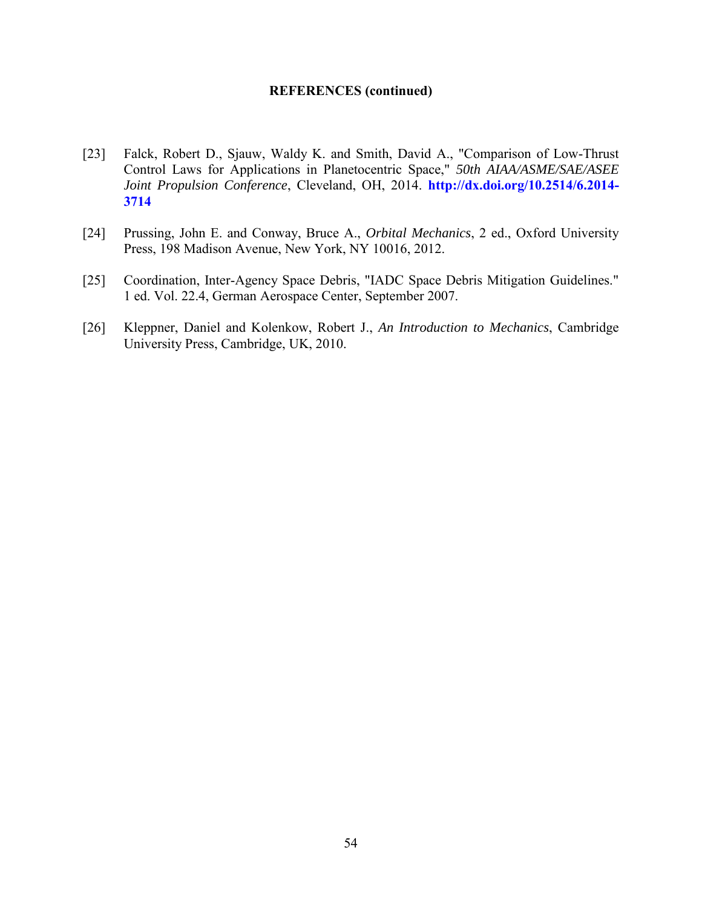## REFERENCES (continued)

[23] Falck, Robert D., Sjauw, Waldy K. and Smith, David A., "Comparison of Low-Thrust Control Laws for Applications in Planetocentric Space," *50th AIAA/ASME/SAE/ASEE Joint Propulsion Conference*, Cleveland, OH, 2014. **http://dx.doi.org/10.2514/6.2014-3714**

[24] Prussing, John E. and Conway, Bruce A., *Orbital Mechanics*, 2 ed., Oxford University Press, 198 Madison Avenue, New York, NY 10016, 2012.

[25] Coordination, Inter-Agency Space Debris, "IADC Space Debris Mitigation Guidelines." 1 ed. Vol. 22.4, German Aerospace Center, September 2007.

[26] Kleppner, Daniel and Kolenkow, Robert J., *An Introduction to Mechanics*, Cambridge University Press, Cambridge, UK, 2010.